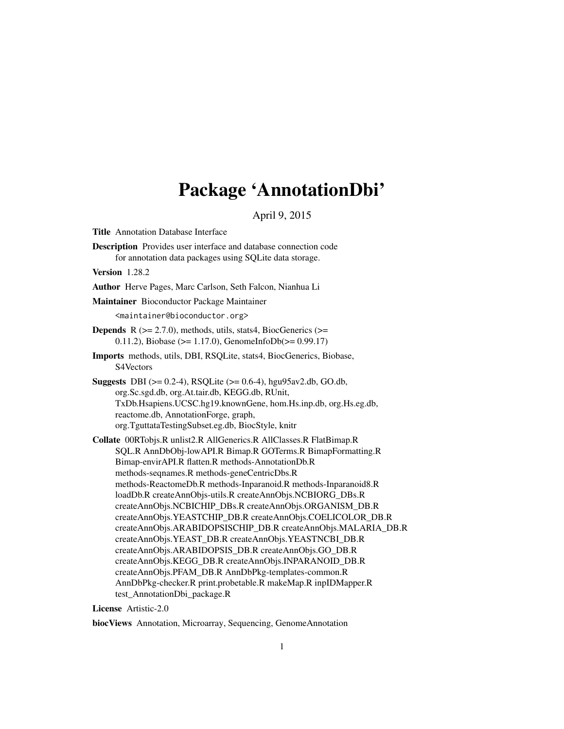# Package 'AnnotationDbi'

April 9, 2015

**Title** Annotation Database Interface

**Description** Provides user interface and database connection code for annotation data packages using SQLite data storage.

**Version** 1.28.2

**Author** Herve Pages, Marc Carlson, Seth Falcon, Nianhua Li

**Maintainer** Bioconductor Package Maintainer <maintainer@bioconductor.org>

**Depends** R (>= 2.7.0), methods, utils, stats4, BiocGenerics (>= 0.11.2), Biobase (>= 1.17.0), GenomeInfoDb(>= 0.99.17)

**Imports** methods, utils, DBI, RSQLite, stats4, BiocGenerics, Biobase, S4Vectors

**Suggests** DBI (>= 0.2-4), RSQLite (>= 0.6-4), hgu95av2.db, GO.db, org.Sc.sgd.db, org.At.tair.db, KEGG.db, RUnit, TxDb.Hsapiens.UCSC.hg19.knownGene, hom.Hs.inp.db, org.Hs.eg.db, reactome.db, AnnotationForge, graph, org.TguttataTestingSubset.eg.db, BiocStyle, knitr

**Collate** 00RTobjs.R unlist2.R AllGenerics.R AllClasses.R FlatBimap.R SQL.R AnnDbObj-lowAPI.R Bimap.R GOTerms.R BimapFormatting.R Bimap-envirAPI.R flatten.R methods-AnnotationDb.R methods-seqnames.R methods-geneCentricDbs.R methods-ReactomeDb.R methods-Inparanoid.R methods-Inparanoid8.R loadDb.R createAnnObjs-utils.R createAnnObjs.NCBIORG_DBs.R createAnnObjs.NCBICHIP_DBs.R createAnnObjs.ORGANISM_DB.R createAnnObjs.YEASTCHIP_DB.R createAnnObjs.COELICOLOR_DB.R createAnnObjs.ARABIDOPSISCHIP_DB.R createAnnObjs.MALARIA_DB.R createAnnObjs.YEAST_DB.R createAnnObjs.YEASTNCBI_DB.R createAnnObjs.ARABIDOPSIS_DB.R createAnnObjs.GO_DB.R createAnnObjs.KEGG_DB.R createAnnObjs.INPARANOID_DB.R createAnnObjs.PFAM_DB.R AnnDbPkg-templates-common.R AnnDbPkg-checker.R print.probetable.R makeMap.R inpIDMapper.R test_AnnotationDbi_package.R

**License** Artistic-2.0

**biocViews** Annotation, Microarray, Sequencing, GenomeAnnotation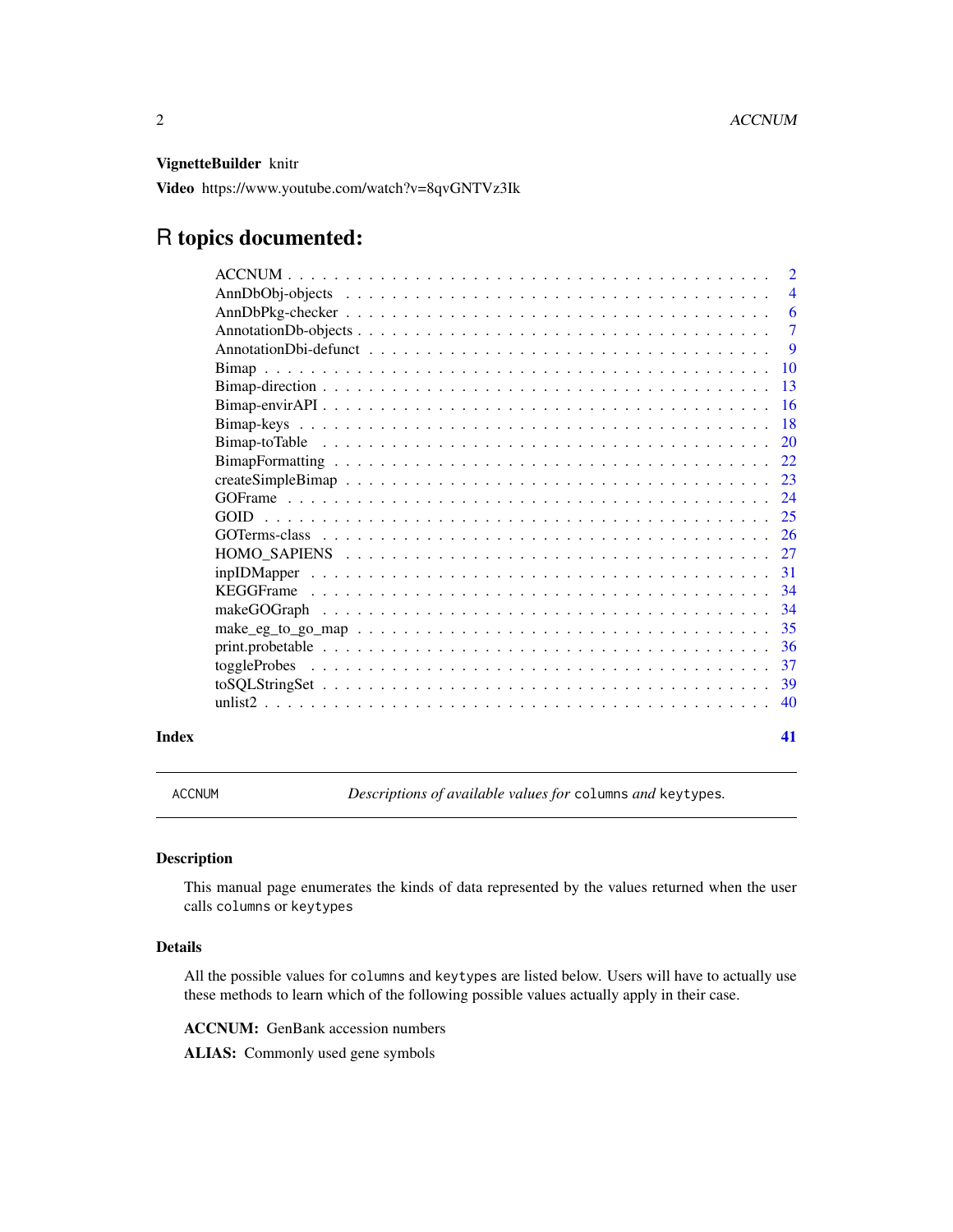**VignetteBuilder** knitr

**Video** https://www.youtube.com/watch?v=8qvGNTVz3Ik

# R topics documented:

| | |
|---|---|
| ACCNUM | 2 |
| AnnDbObj-objects | 4 |
| AnnDbPkg-checker | 6 |
| AnnotationDb-objects | 7 |
| AnnotationDbi-defunct | 9 |
| Bimap | 10 |
| Bimap-direction | 13 |
| Bimap-envirAPI | 16 |
| Bimap-keys | 18 |
| Bimap-toTable | 20 |
| BimapFormatting | 22 |
| createSimpleBimap | 23 |
| GOFrame | 24 |
| GOID | 25 |
| GOTerms-class | 26 |
| HOMO_SAPIENS | 27 |
| inpIDMapper | 31 |
| KEGGFrame | 34 |
| makeGOGraph | 34 |
| make_eg_to_go_map | 35 |
| print.probetable | 36 |
| toggleProbes | 37 |
| toSQLStringSet | 39 |
| unlist2 | 40 |

**Index** **41**

---

ACCNUM &nbsp;&nbsp;&nbsp; *Descriptions of available values for* `columns` *and* `keytypes`.

---

## Description

This manual page enumerates the kinds of data represented by the values returned when the user calls `columns` or `keytypes`

## Details

All the possible values for `columns` and `keytypes` are listed below. Users will have to actually use these methods to learn which of the following possible values actually apply in their case.

**ACCNUM:** GenBank accession numbers

**ALIAS:** Commonly used gene symbols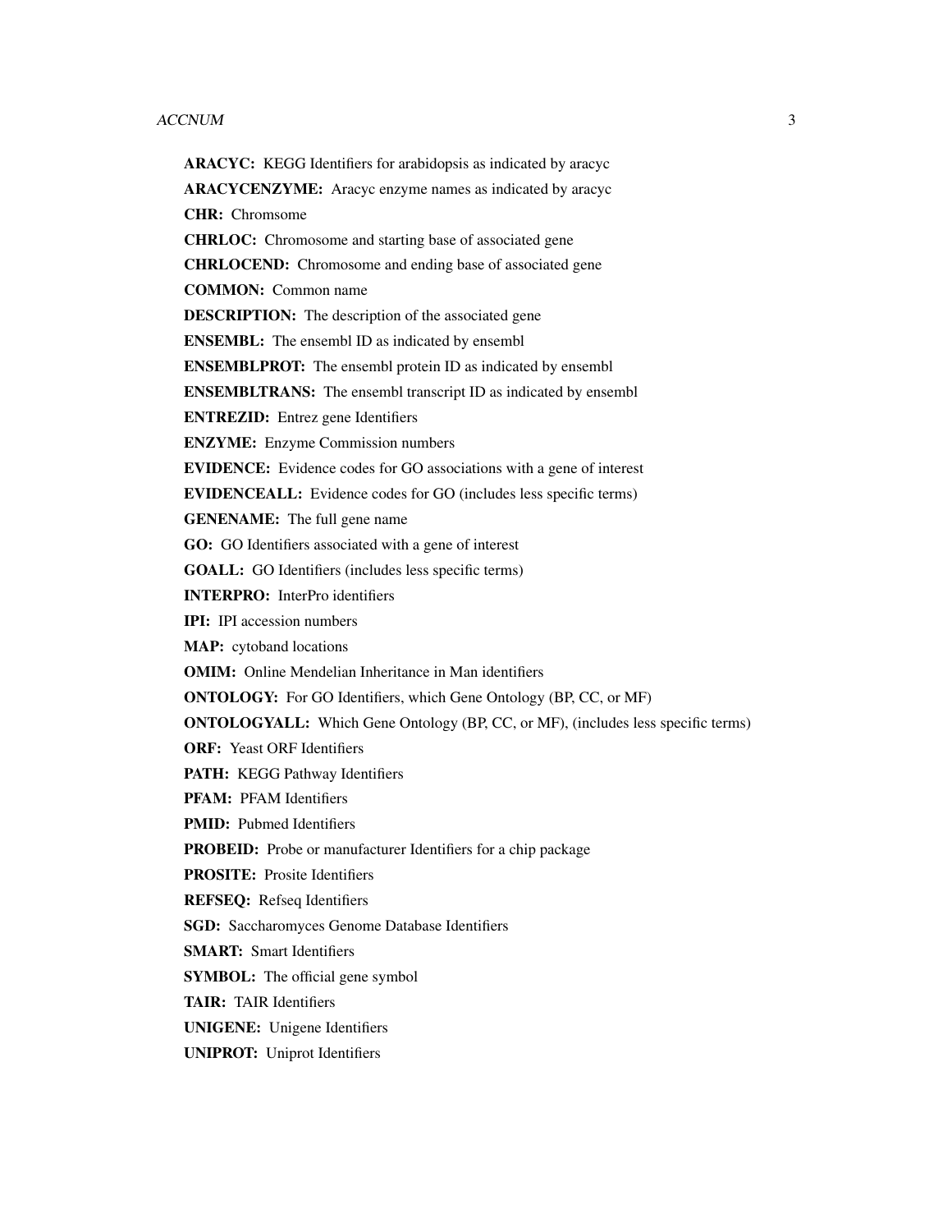**ARACYC:** KEGG Identifiers for arabidopsis as indicated by aracyc

**ARACYCENZYME:** Aracyc enzyme names as indicated by aracyc

**CHR:** Chromsome

**CHRLOC:** Chromosome and starting base of associated gene

**CHRLOCEND:** Chromosome and ending base of associated gene

**COMMON:** Common name

**DESCRIPTION:** The description of the associated gene

**ENSEMBL:** The ensembl ID as indicated by ensembl

**ENSEMBLPROT:** The ensembl protein ID as indicated by ensembl

**ENSEMBLTRANS:** The ensembl transcript ID as indicated by ensembl

**ENTREZID:** Entrez gene Identifiers

**ENZYME:** Enzyme Commission numbers

**EVIDENCE:** Evidence codes for GO associations with a gene of interest

**EVIDENCEALL:** Evidence codes for GO (includes less specific terms)

**GENENAME:** The full gene name

**GO:** GO Identifiers associated with a gene of interest

**GOALL:** GO Identifiers (includes less specific terms)

**INTERPRO:** InterPro identifiers

**IPI:** IPI accession numbers

**MAP:** cytoband locations

**OMIM:** Online Mendelian Inheritance in Man identifiers

**ONTOLOGY:** For GO Identifiers, which Gene Ontology (BP, CC, or MF)

**ONTOLOGYALL:** Which Gene Ontology (BP, CC, or MF), (includes less specific terms)

**ORF:** Yeast ORF Identifiers

**PATH:** KEGG Pathway Identifiers

**PFAM:** PFAM Identifiers

**PMID:** Pubmed Identifiers

**PROBEID:** Probe or manufacturer Identifiers for a chip package

**PROSITE:** Prosite Identifiers

**REFSEQ:** Refseq Identifiers

**SGD:** Saccharomyces Genome Database Identifiers

**SMART:** Smart Identifiers

**SYMBOL:** The official gene symbol

**TAIR:** TAIR Identifiers

**UNIGENE:** Unigene Identifiers

**UNIPROT:** Uniprot Identifiers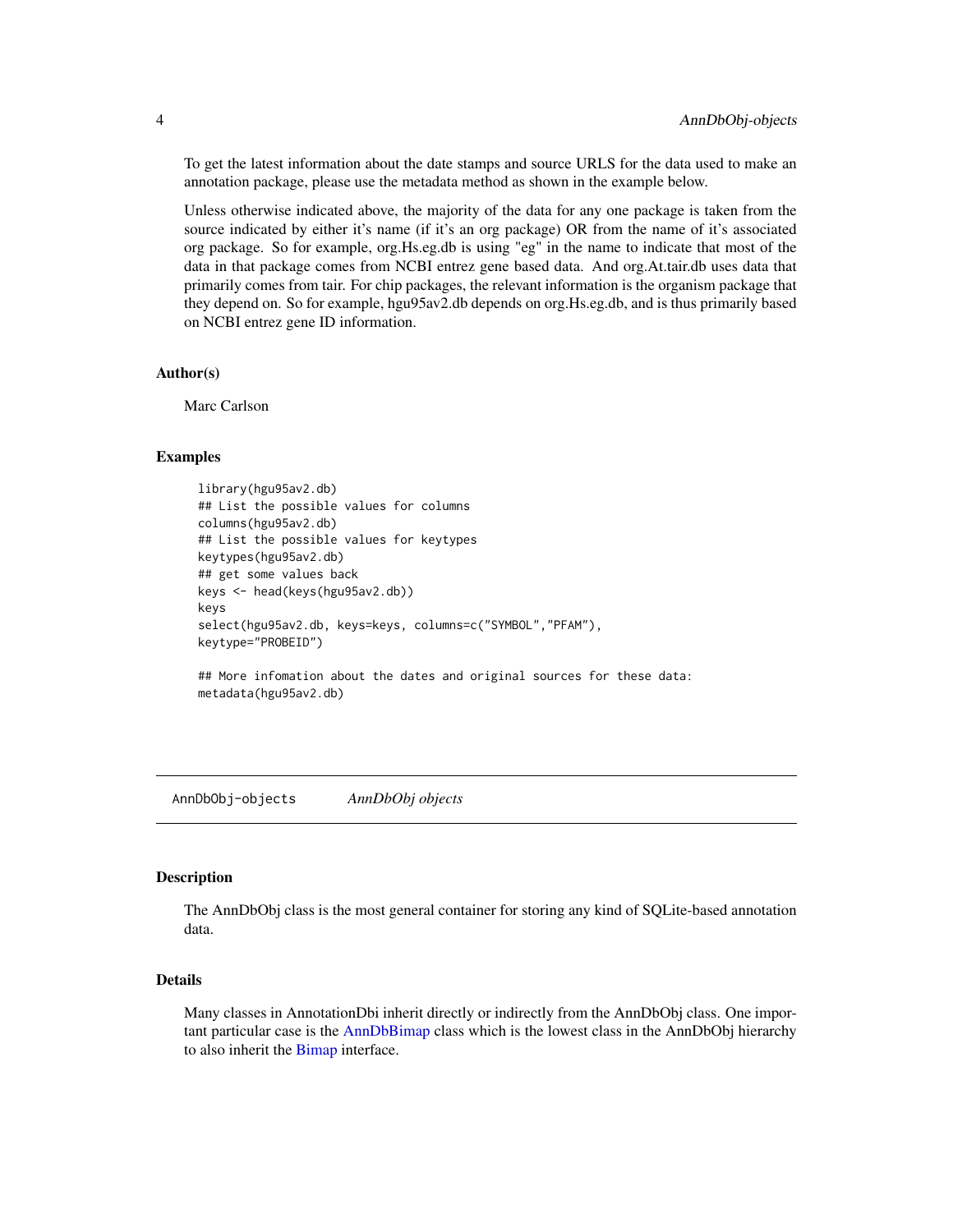To get the latest information about the date stamps and source URLS for the data used to make an annotation package, please use the metadata method as shown in the example below.

Unless otherwise indicated above, the majority of the data for any one package is taken from the source indicated by either it's name (if it's an org package) OR from the name of it's associated org package. So for example, org.Hs.eg.db is using "eg" in the name to indicate that most of the data in that package comes from NCBI entrez gene based data. And org.At.tair.db uses data that primarily comes from tair. For chip packages, the relevant information is the organism package that they depend on. So for example, hgu95av2.db depends on org.Hs.eg.db, and is thus primarily based on NCBI entrez gene ID information.

### Author(s)

Marc Carlson

### Examples

```
library(hgu95av2.db)
## List the possible values for columns
columns(hgu95av2.db)
## List the possible values for keytypes
keytypes(hgu95av2.db)
## get some values back
keys <- head(keys(hgu95av2.db))
keys
select(hgu95av2.db, keys=keys, columns=c("SYMBOL","PFAM"),
keytype="PROBEID")

## More infomation about the dates and original sources for these data:
metadata(hgu95av2.db)
```

---

## AnnDbObj-objects *AnnDbObj objects*

### Description

The AnnDbObj class is the most general container for storing any kind of SQLite-based annotation data.

### Details

Many classes in AnnotationDbi inherit directly or indirectly from the AnnDbObj class. One important particular case is the AnnDbBimap class which is the lowest class in the AnnDbObj hierarchy to also inherit the Bimap interface.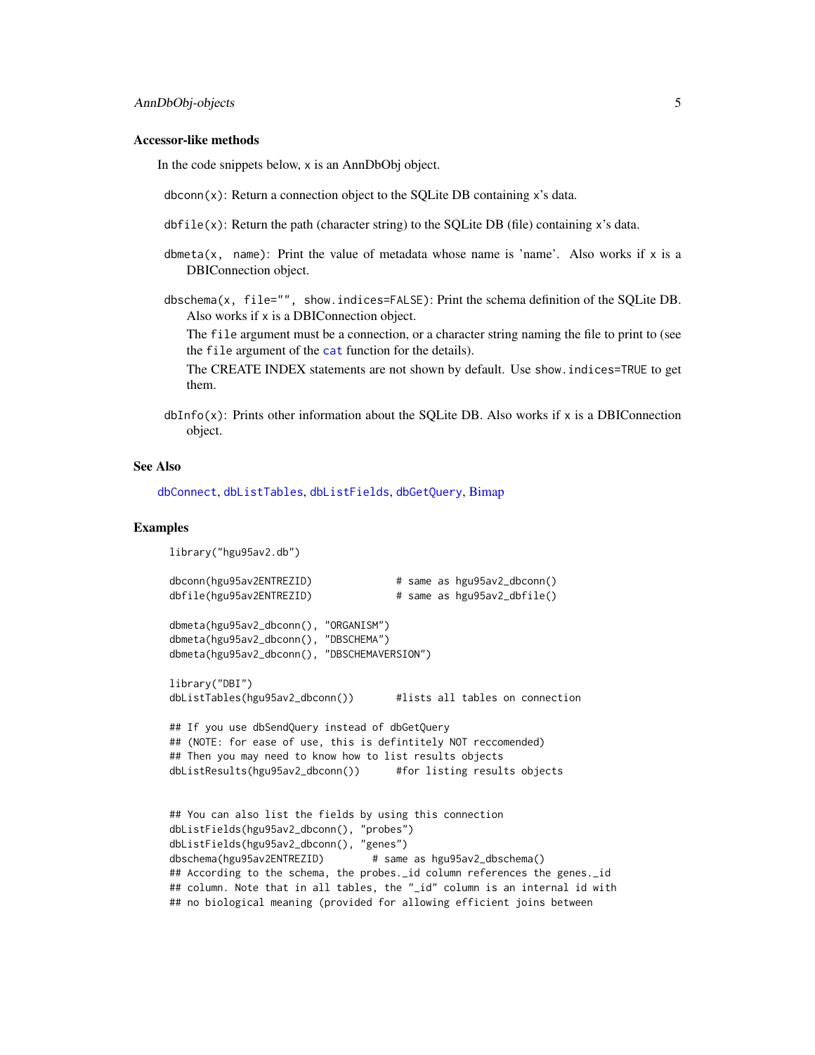### Accessor-like methods

In the code snippets below, `x` is an AnnDbObj object.

`dbconn(x)`: Return a connection object to the SQLite DB containing `x`'s data.

`dbfile(x)`: Return the path (character string) to the SQLite DB (file) containing `x`'s data.

`dbmeta(x, name)`: Print the value of metadata whose name is 'name'. Also works if `x` is a DBIConnection object.

`dbschema(x, file="", show.indices=FALSE)`: Print the schema definition of the SQLite DB. Also works if `x` is a DBIConnection object.

The `file` argument must be a connection, or a character string naming the file to print to (see the `file` argument of the `cat` function for the details).

The CREATE INDEX statements are not shown by default. Use `show.indices=TRUE` to get them.

`dbInfo(x)`: Prints other information about the SQLite DB. Also works if `x` is a DBIConnection object.

### See Also

`dbConnect`, `dbListTables`, `dbListFields`, `dbGetQuery`, Bimap

### Examples

```
library("hgu95av2.db")

dbconn(hgu95av2ENTREZID)              # same as hgu95av2_dbconn()
dbfile(hgu95av2ENTREZID)              # same as hgu95av2_dbfile()

dbmeta(hgu95av2_dbconn(), "ORGANISM")
dbmeta(hgu95av2_dbconn(), "DBSCHEMA")
dbmeta(hgu95av2_dbconn(), "DBSCHEMAVERSION")

library("DBI")
dbListTables(hgu95av2_dbconn())       #lists all tables on connection

## If you use dbSendQuery instead of dbGetQuery
## (NOTE: for ease of use, this is defintitely NOT reccomended)
## Then you may need to know how to list results objects
dbListResults(hgu95av2_dbconn())      #for listing results objects


## You can also list the fields by using this connection
dbListFields(hgu95av2_dbconn(), "probes")
dbListFields(hgu95av2_dbconn(), "genes")
dbschema(hgu95av2ENTREZID)        # same as hgu95av2_dbschema()
## According to the schema, the probes._id column references the genes._id
## column. Note that in all tables, the "_id" column is an internal id with
## no biological meaning (provided for allowing efficient joins between
```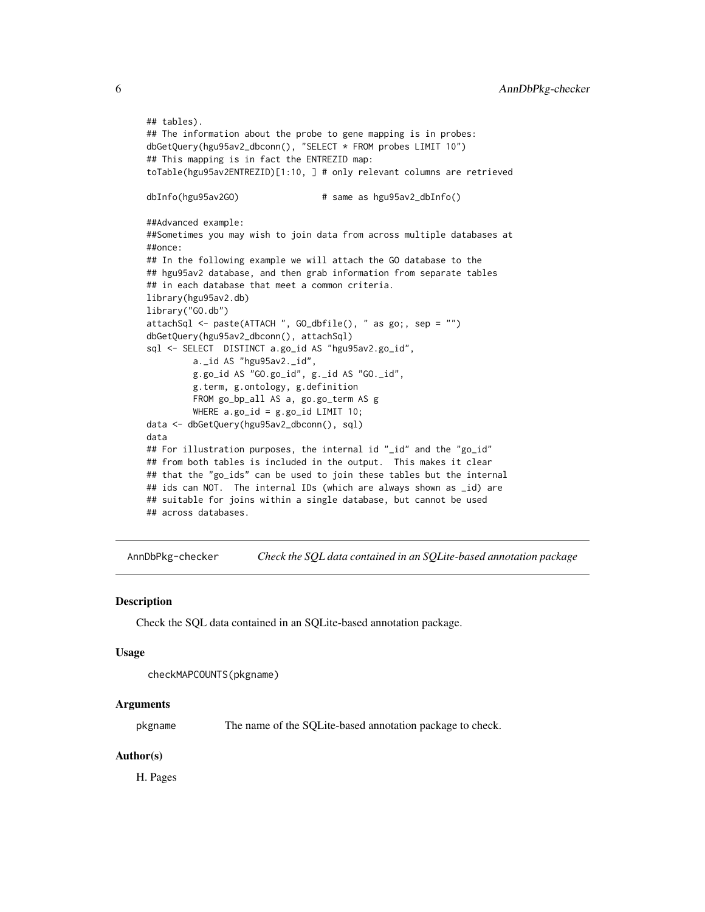```
## tables).
## The information about the probe to gene mapping is in probes:
dbGetQuery(hgu95av2_dbconn(), "SELECT * FROM probes LIMIT 10")
## This mapping is in fact the ENTREZID map:
toTable(hgu95av2ENTREZID)[1:10, ] # only relevant columns are retrieved

dbInfo(hgu95av2GO)                # same as hgu95av2_dbInfo()

##Advanced example:
##Sometimes you may wish to join data from across multiple databases at
##once:
## In the following example we will attach the GO database to the
## hgu95av2 database, and then grab information from separate tables
## in each database that meet a common criteria.
library(hgu95av2.db)
library("GO.db")
attachSql <- paste(ATTACH ", GO_dbfile(), " as go;, sep = "")
dbGetQuery(hgu95av2_dbconn(), attachSql)
sql <- SELECT  DISTINCT a.go_id AS "hgu95av2.go_id",
         a._id AS "hgu95av2._id",
         g.go_id AS "GO.go_id", g._id AS "GO._id",
         g.term, g.ontology, g.definition
         FROM go_bp_all AS a, go.go_term AS g
         WHERE a.go_id = g.go_id LIMIT 10;
data <- dbGetQuery(hgu95av2_dbconn(), sql)
data
## For illustration purposes, the internal id "_id" and the "go_id"
## from both tables is included in the output.  This makes it clear
## that the "go_ids" can be used to join these tables but the internal
## ids can NOT.  The internal IDs (which are always shown as _id) are
## suitable for joins within a single database, but cannot be used
## across databases.
```

---

## AnnDbPkg-checker — *Check the SQL data contained in an SQLite-based annotation package*

### Description

Check the SQL data contained in an SQLite-based annotation package.

### Usage

```
checkMAPCOUNTS(pkgname)
```

### Arguments

| | |
|---|---|
| pkgname | The name of the SQLite-based annotation package to check. |

### Author(s)

H. Pages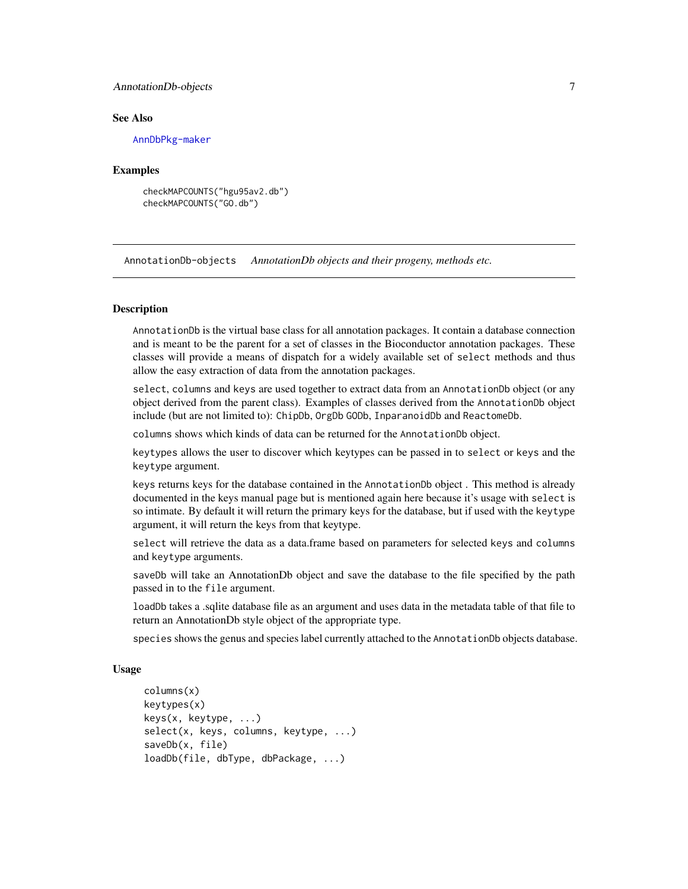### See Also

AnnDbPkg-maker

### Examples

```
checkMAPCOUNTS("hgu95av2.db")
checkMAPCOUNTS("GO.db")
```

---

## AnnotationDb-objects    *AnnotationDb objects and their progeny, methods etc.*

---

### Description

AnnotationDb is the virtual base class for all annotation packages. It contain a database connection and is meant to be the parent for a set of classes in the Bioconductor annotation packages. These classes will provide a means of dispatch for a widely available set of select methods and thus allow the easy extraction of data from the annotation packages.

select, columns and keys are used together to extract data from an AnnotationDb object (or any object derived from the parent class). Examples of classes derived from the AnnotationDb object include (but are not limited to): ChipDb, OrgDb GODb, InparanoidDb and ReactomeDb.

columns shows which kinds of data can be returned for the AnnotationDb object.

keytypes allows the user to discover which keytypes can be passed in to select or keys and the keytype argument.

keys returns keys for the database contained in the AnnotationDb object . This method is already documented in the keys manual page but is mentioned again here because it's usage with select is so intimate. By default it will return the primary keys for the database, but if used with the keytype argument, it will return the keys from that keytype.

select will retrieve the data as a data.frame based on parameters for selected keys and columns and keytype arguments.

saveDb will take an AnnotationDb object and save the database to the file specified by the path passed in to the file argument.

loadDb takes a .sqlite database file as an argument and uses data in the metadata table of that file to return an AnnotationDb style object of the appropriate type.

species shows the genus and species label currently attached to the AnnotationDb objects database.

### Usage

```
columns(x)
keytypes(x)
keys(x, keytype, ...)
select(x, keys, columns, keytype, ...)
saveDb(x, file)
loadDb(file, dbType, dbPackage, ...)
```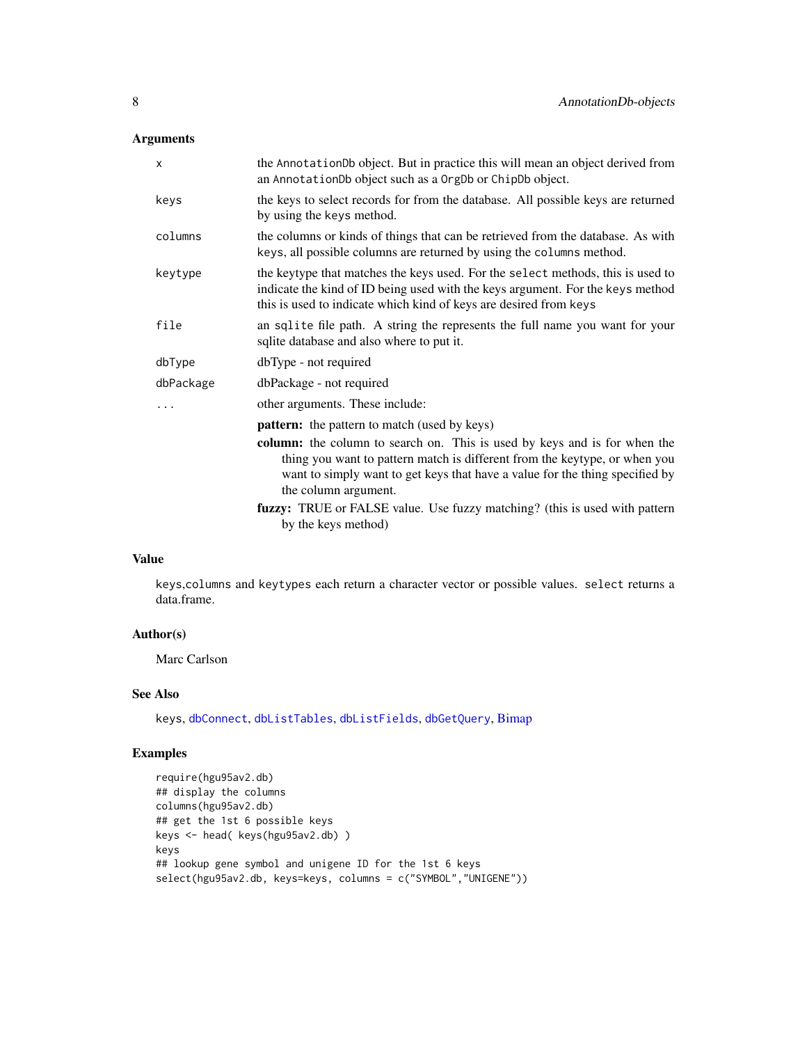## Arguments

| | |
|---|---|
| `x` | the `AnnotationDb` object. But in practice this will mean an object derived from an `AnnotationDb` object such as a `OrgDb` or `ChipDb` object. |
| `keys` | the keys to select records for from the database. All possible keys are returned by using the `keys` method. |
| `columns` | the columns or kinds of things that can be retrieved from the database. As with `keys`, all possible columns are returned by using the `columns` method. |
| `keytype` | the keytype that matches the keys used. For the `select` methods, this is used to indicate the kind of ID being used with the keys argument. For the `keys` method this is used to indicate which kind of keys are desired from `keys` |
| `file` | an `sqlite` file path. A string the represents the full name you want for your sqlite database and also where to put it. |
| `dbType` | dbType - not required |
| `dbPackage` | dbPackage - not required |
| `...` | other arguments. These include: |

- **pattern:** the pattern to match (used by keys)
- **column:** the column to search on. This is used by keys and is for when the thing you want to pattern match is different from the keytype, or when you want to simply want to get keys that have a value for the thing specified by the column argument.
- **fuzzy:** TRUE or FALSE value. Use fuzzy matching? (this is used with pattern by the keys method)

## Value

`keys`,`columns` and `keytypes` each return a character vector or possible values. `select` returns a data.frame.

## Author(s)

Marc Carlson

## See Also

`keys`, `dbConnect`, `dbListTables`, `dbListFields`, `dbGetQuery`, Bimap

## Examples

```
require(hgu95av2.db)
## display the columns
columns(hgu95av2.db)
## get the 1st 6 possible keys
keys <- head( keys(hgu95av2.db) )
keys
## lookup gene symbol and unigene ID for the 1st 6 keys
select(hgu95av2.db, keys=keys, columns = c("SYMBOL","UNIGENE"))
```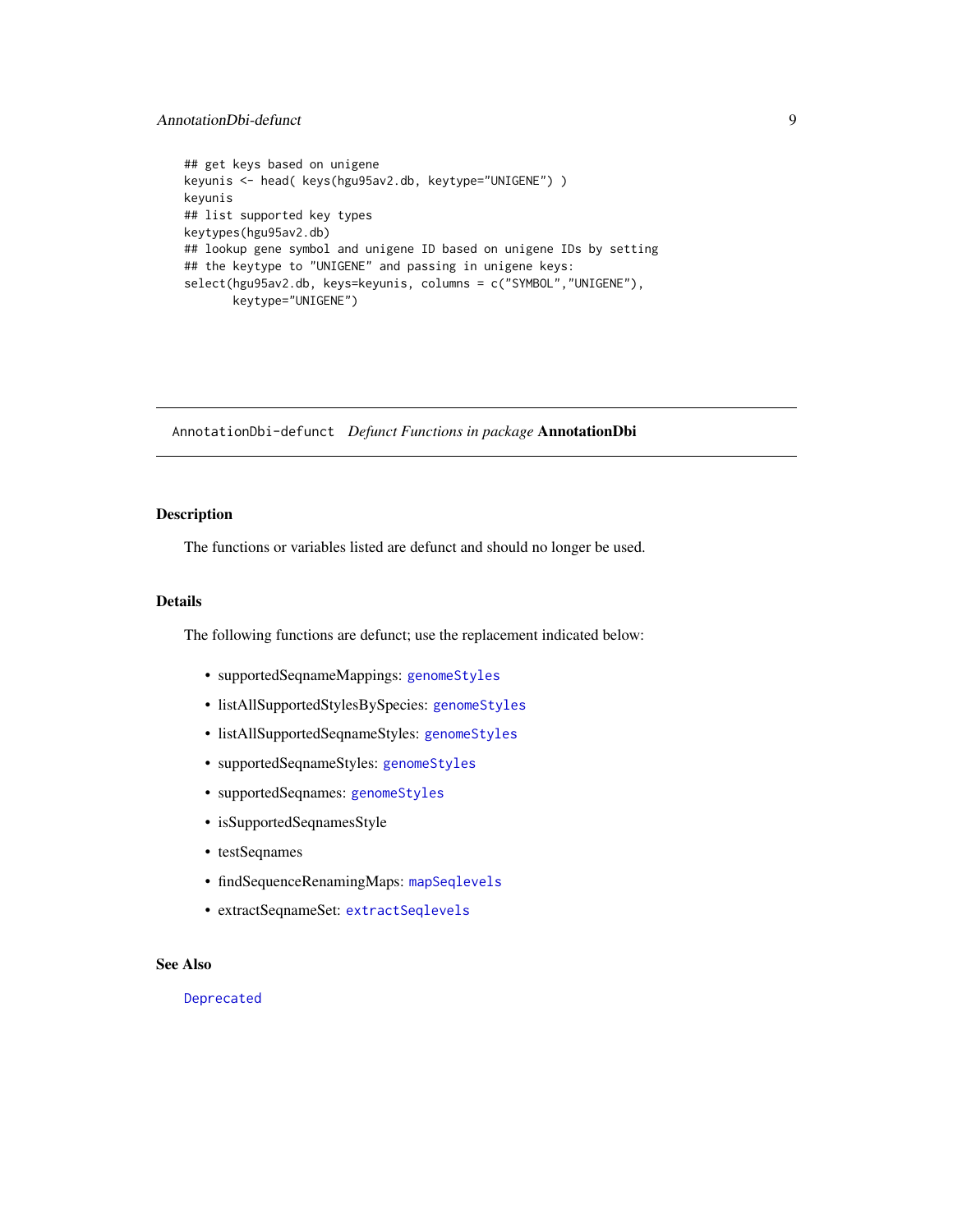```
## get keys based on unigene
keyunis <- head( keys(hgu95av2.db, keytype="UNIGENE") )
keyunis
## list supported key types
keytypes(hgu95av2.db)
## lookup gene symbol and unigene ID based on unigene IDs by setting
## the keytype to "UNIGENE" and passing in unigene keys:
select(hgu95av2.db, keys=keyunis, columns = c("SYMBOL","UNIGENE"),
       keytype="UNIGENE")
```

---

## AnnotationDbi-defunct *Defunct Functions in package* **AnnotationDbi**

---

### Description

The functions or variables listed are defunct and should no longer be used.

### Details

The following functions are defunct; use the replacement indicated below:

- supportedSeqnameMappings: genomeStyles
- listAllSupportedStylesBySpecies: genomeStyles
- listAllSupportedSeqnameStyles: genomeStyles
- supportedSeqnameStyles: genomeStyles
- supportedSeqnames: genomeStyles
- isSupportedSeqnamesStyle
- testSeqnames
- findSequenceRenamingMaps: mapSeqlevels
- extractSeqnameSet: extractSeqlevels

### See Also

Deprecated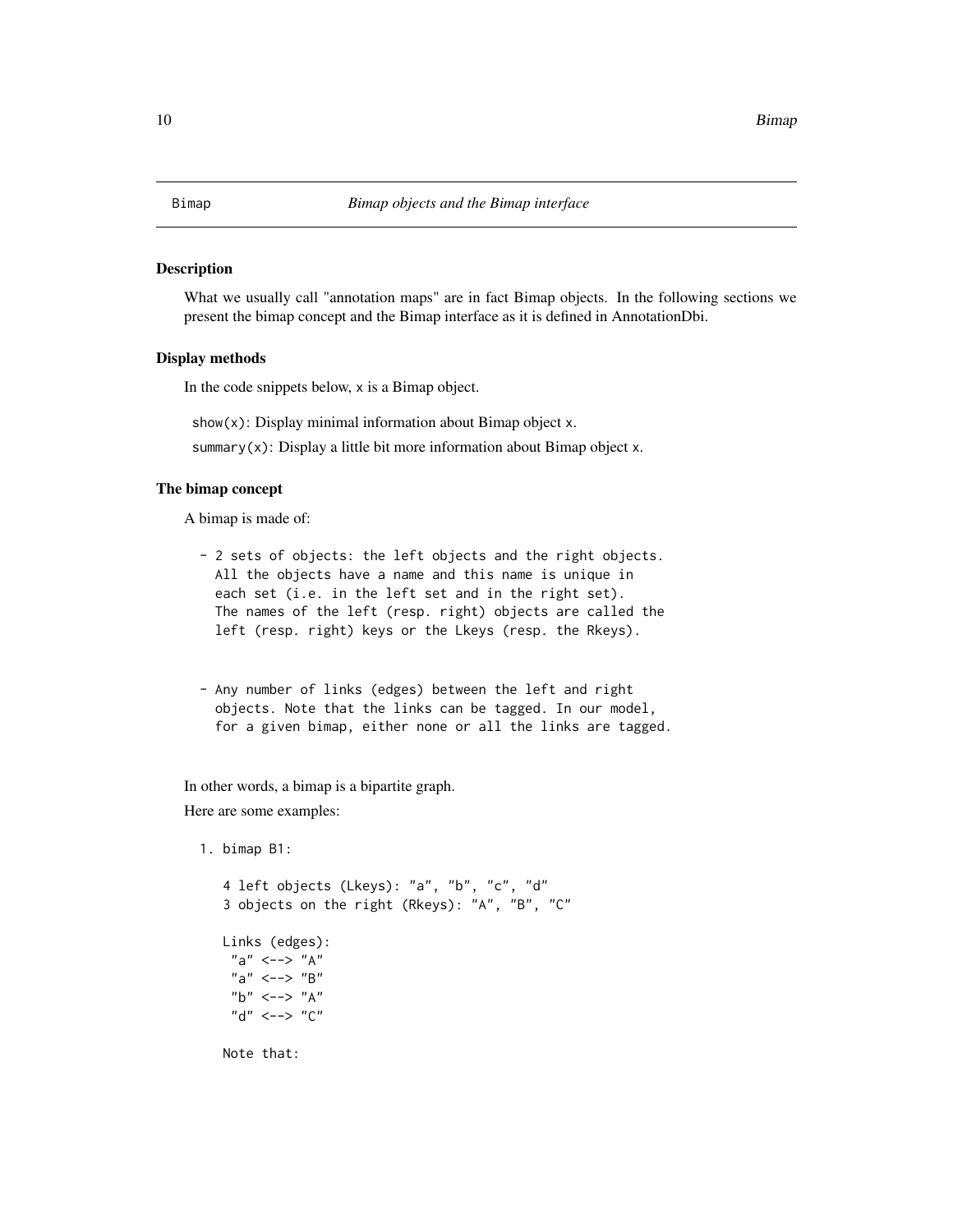## Bimap *Bimap objects and the Bimap interface*

### Description

What we usually call "annotation maps" are in fact Bimap objects. In the following sections we present the bimap concept and the Bimap interface as it is defined in AnnotationDbi.

### Display methods

In the code snippets below, x is a Bimap object.

show(x): Display minimal information about Bimap object x.

summary(x): Display a little bit more information about Bimap object x.

### The bimap concept

A bimap is made of:

```
- 2 sets of objects: the left objects and the right objects.
  All the objects have a name and this name is unique in
  each set (i.e. in the left set and in the right set).
  The names of the left (resp. right) objects are called the
  left (resp. right) keys or the Lkeys (resp. the Rkeys).
```

```
- Any number of links (edges) between the left and right
  objects. Note that the links can be tagged. In our model,
  for a given bimap, either none or all the links are tagged.
```

In other words, a bimap is a bipartite graph.

Here are some examples:

```
1. bimap B1:

   4 left objects (Lkeys): "a", "b", "c", "d"
   3 objects on the right (Rkeys): "A", "B", "C"

   Links (edges):
    "a" <--> "A"
    "a" <--> "B"
    "b" <--> "A"
    "d" <--> "C"

   Note that:
```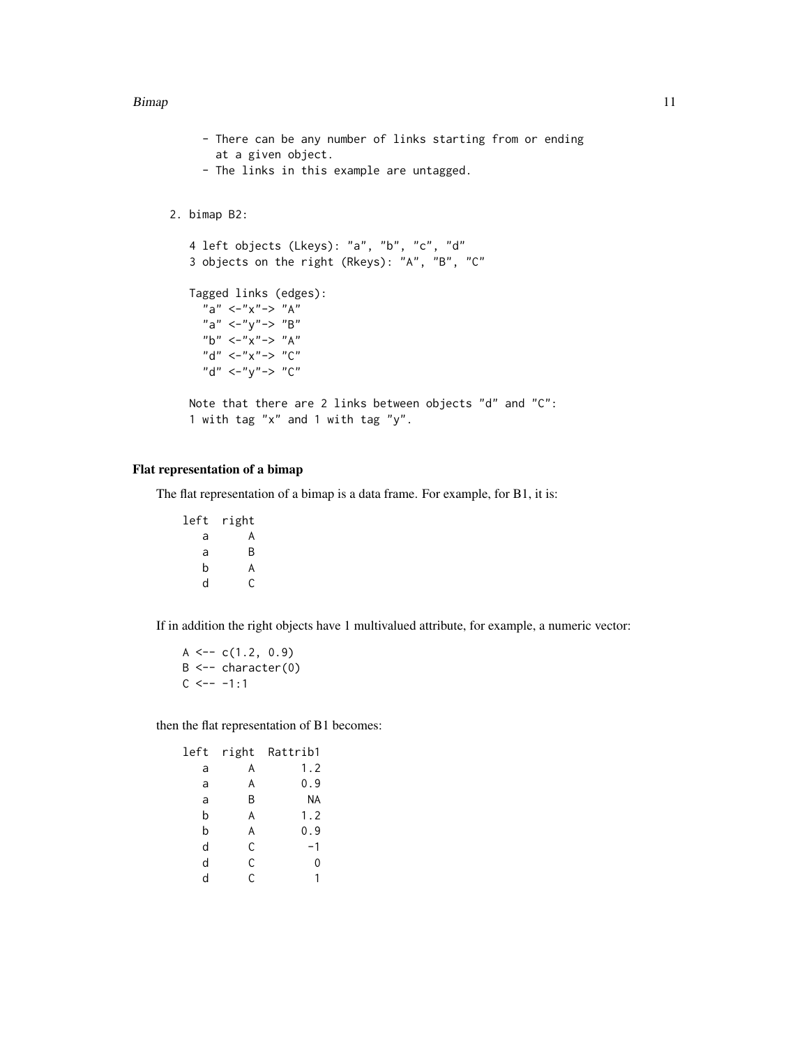```
    - There can be any number of links starting from or ending
      at a given object.
    - The links in this example are untagged.


2. bimap B2:

   4 left objects (Lkeys): "a", "b", "c", "d"
   3 objects on the right (Rkeys): "A", "B", "C"

   Tagged links (edges):
     "a" <-"x"-> "A"
     "a" <-"y"-> "B"
     "b" <-"x"-> "A"
     "d" <-"x"-> "C"
     "d" <-"y"-> "C"

   Note that there are 2 links between objects "d" and "C":
   1 with tag "x" and 1 with tag "y".
```

### Flat representation of a bimap

The flat representation of a bimap is a data frame. For example, for B1, it is:

```
left  right
   a      A
   a      B
   b      A
   d      C
```

If in addition the right objects have 1 multivalued attribute, for example, a numeric vector:

```
A <-- c(1.2, 0.9)
B <-- character(0)
C <-- -1:1
```

then the flat representation of B1 becomes:

```
left  right  Rattrib1
   a      A       1.2
   a      A       0.9
   a      B        NA
   b      A       1.2
   b      A       0.9
   d      C        -1
   d      C         0
   d      C         1
```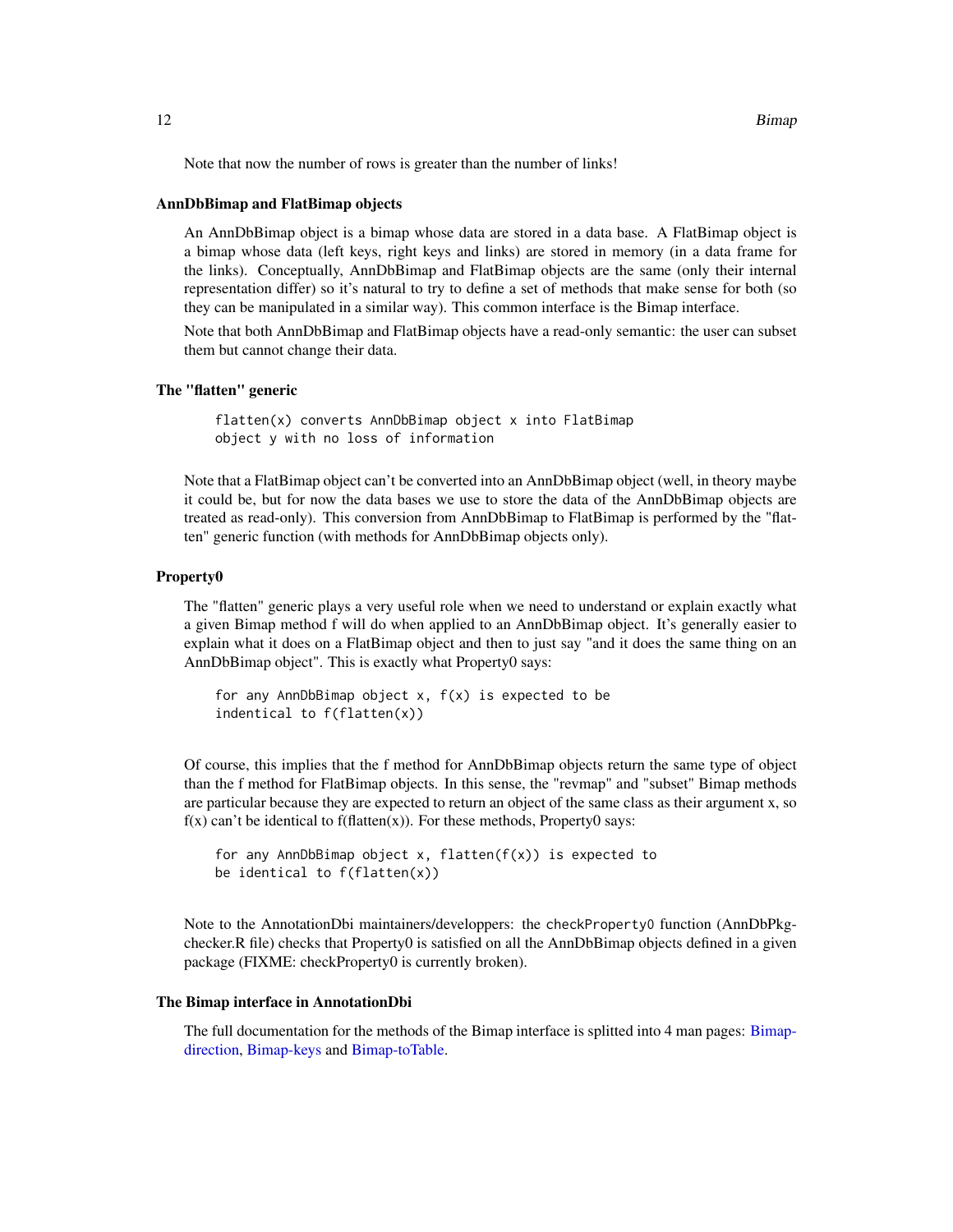Note that now the number of rows is greater than the number of links!

## AnnDbBimap and FlatBimap objects

An AnnDbBimap object is a bimap whose data are stored in a data base. A FlatBimap object is a bimap whose data (left keys, right keys and links) are stored in memory (in a data frame for the links). Conceptually, AnnDbBimap and FlatBimap objects are the same (only their internal representation differ) so it's natural to try to define a set of methods that make sense for both (so they can be manipulated in a similar way). This common interface is the Bimap interface.

Note that both AnnDbBimap and FlatBimap objects have a read-only semantic: the user can subset them but cannot change their data.

## The "flatten" generic

```
flatten(x) converts AnnDbBimap object x into FlatBimap
object y with no loss of information
```

Note that a FlatBimap object can't be converted into an AnnDbBimap object (well, in theory maybe it could be, but for now the data bases we use to store the data of the AnnDbBimap objects are treated as read-only). This conversion from AnnDbBimap to FlatBimap is performed by the "flatten" generic function (with methods for AnnDbBimap objects only).

## Property0

The "flatten" generic plays a very useful role when we need to understand or explain exactly what a given Bimap method f will do when applied to an AnnDbBimap object. It's generally easier to explain what it does on a FlatBimap object and then to just say "and it does the same thing on an AnnDbBimap object". This is exactly what Property0 says:

```
for any AnnDbBimap object x, f(x) is expected to be
indentical to f(flatten(x))
```

Of course, this implies that the f method for AnnDbBimap objects return the same type of object than the f method for FlatBimap objects. In this sense, the "revmap" and "subset" Bimap methods are particular because they are expected to return an object of the same class as their argument x, so f(x) can't be identical to f(flatten(x)). For these methods, Property0 says:

```
for any AnnDbBimap object x, flatten(f(x)) is expected to
be identical to f(flatten(x))
```

Note to the AnnotationDbi maintainers/developpers: the `checkProperty0` function (AnnDbPkg-checker.R file) checks that Property0 is satisfied on all the AnnDbBimap objects defined in a given package (FIXME: checkProperty0 is currently broken).

## The Bimap interface in AnnotationDbi

The full documentation for the methods of the Bimap interface is splitted into 4 man pages: Bimap-direction, Bimap-keys and Bimap-toTable.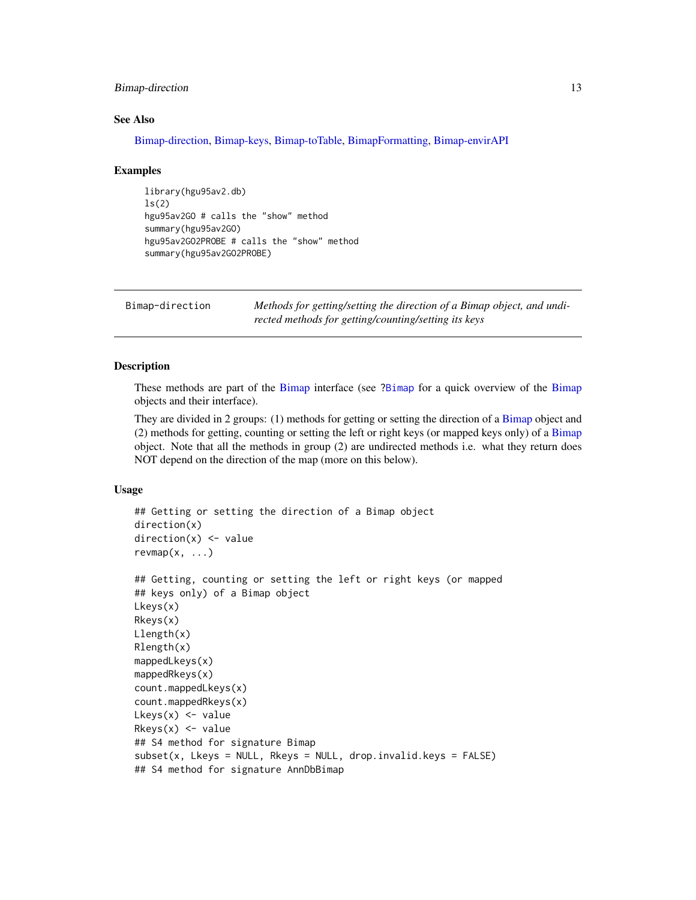### See Also

Bimap-direction, Bimap-keys, Bimap-toTable, BimapFormatting, Bimap-envirAPI

### Examples

```
library(hgu95av2.db)
ls(2)
hgu95av2GO # calls the "show" method
summary(hgu95av2GO)
hgu95av2GO2PROBE # calls the "show" method
summary(hgu95av2GO2PROBE)
```

---

## Bimap-direction

*Methods for getting/setting the direction of a Bimap object, and undirected methods for getting/counting/setting its keys*

---

### Description

These methods are part of the Bimap interface (see ?Bimap for a quick overview of the Bimap objects and their interface).

They are divided in 2 groups: (1) methods for getting or setting the direction of a Bimap object and (2) methods for getting, counting or setting the left or right keys (or mapped keys only) of a Bimap object. Note that all the methods in group (2) are undirected methods i.e. what they return does NOT depend on the direction of the map (more on this below).

### Usage

```
## Getting or setting the direction of a Bimap object
direction(x)
direction(x) <- value
revmap(x, ...)

## Getting, counting or setting the left or right keys (or mapped
## keys only) of a Bimap object
Lkeys(x)
Rkeys(x)
Llength(x)
Rlength(x)
mappedLkeys(x)
mappedRkeys(x)
count.mappedLkeys(x)
count.mappedRkeys(x)
Lkeys(x) <- value
Rkeys(x) <- value
## S4 method for signature Bimap
subset(x, Lkeys = NULL, Rkeys = NULL, drop.invalid.keys = FALSE)
## S4 method for signature AnnDbBimap
```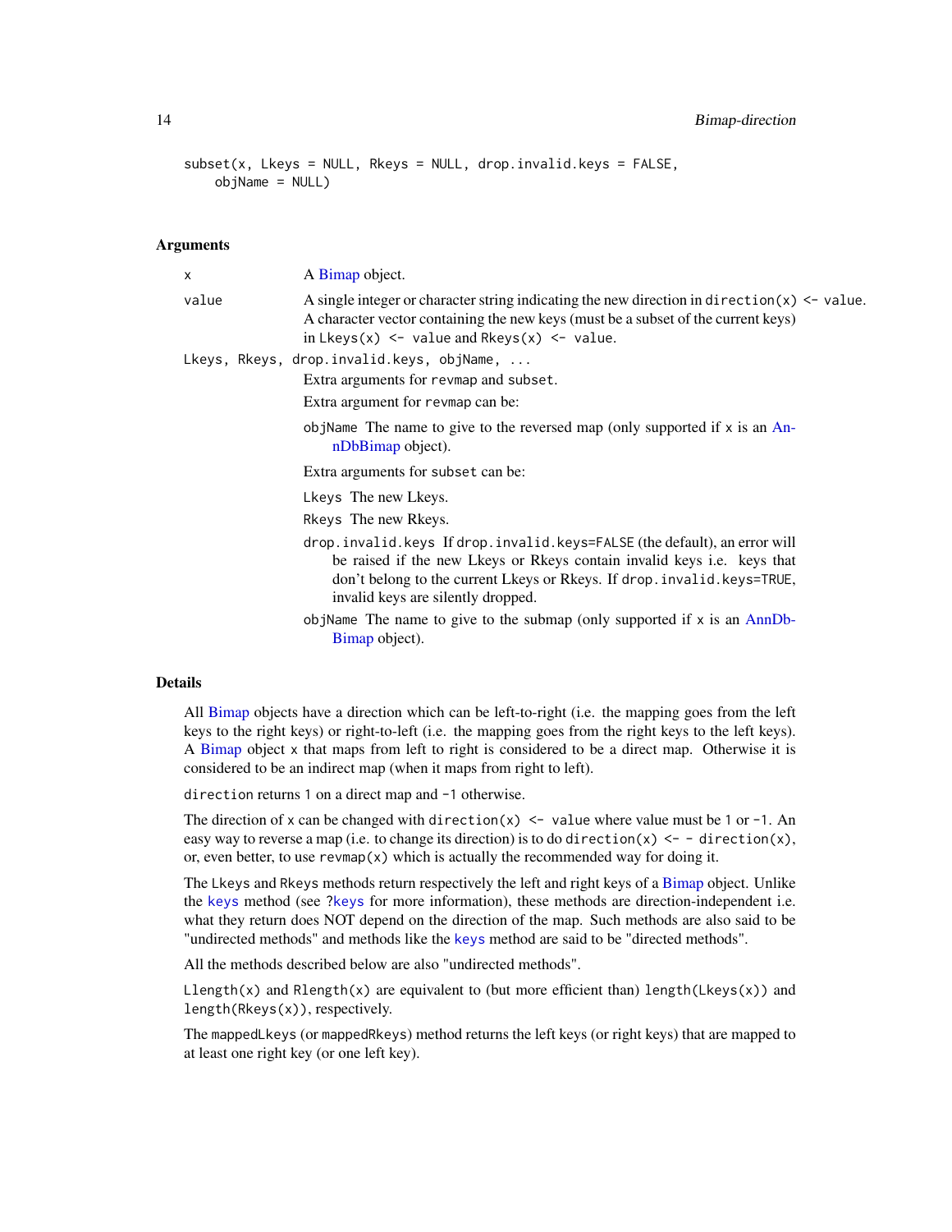```
subset(x, Lkeys = NULL, Rkeys = NULL, drop.invalid.keys = FALSE,
    objName = NULL)
```

## Arguments

x
: A Bimap object.

value
: A single integer or character string indicating the new direction in `direction(x) <- value`. A character vector containing the new keys (must be a subset of the current keys) in `Lkeys(x) <- value` and `Rkeys(x) <- value`.

Lkeys, Rkeys, drop.invalid.keys, objName, ...
: Extra arguments for `revmap` and `subset`.

  Extra argument for `revmap` can be:

  - `objName` The name to give to the reversed map (only supported if `x` is an AnnDbBimap object).

  Extra arguments for `subset` can be:

  - `Lkeys` The new Lkeys.
  - `Rkeys` The new Rkeys.
  - `drop.invalid.keys` If `drop.invalid.keys=FALSE` (the default), an error will be raised if the new Lkeys or Rkeys contain invalid keys i.e. keys that don't belong to the current Lkeys or Rkeys. If `drop.invalid.keys=TRUE`, invalid keys are silently dropped.
  - `objName` The name to give to the submap (only supported if `x` is an AnnDbBimap object).

## Details

All Bimap objects have a direction which can be left-to-right (i.e. the mapping goes from the left keys to the right keys) or right-to-left (i.e. the mapping goes from the right keys to the left keys). A Bimap object `x` that maps from left to right is considered to be a direct map. Otherwise it is considered to be an indirect map (when it maps from right to left).

`direction` returns `1` on a direct map and `-1` otherwise.

The direction of `x` can be changed with `direction(x) <- value` where value must be `1` or `-1`. An easy way to reverse a map (i.e. to change its direction) is to do `direction(x) <- - direction(x)`, or, even better, to use `revmap(x)` which is actually the recommended way for doing it.

The `Lkeys` and `Rkeys` methods return respectively the left and right keys of a Bimap object. Unlike the `keys` method (see `?keys` for more information), these methods are direction-independent i.e. what they return does NOT depend on the direction of the map. Such methods are also said to be "undirected methods" and methods like the `keys` method are said to be "directed methods".

All the methods described below are also "undirected methods".

`Llength(x)` and `Rlength(x)` are equivalent to (but more efficient than) `length(Lkeys(x))` and `length(Rkeys(x))`, respectively.

The `mappedLkeys` (or `mappedRkeys`) method returns the left keys (or right keys) that are mapped to at least one right key (or one left key).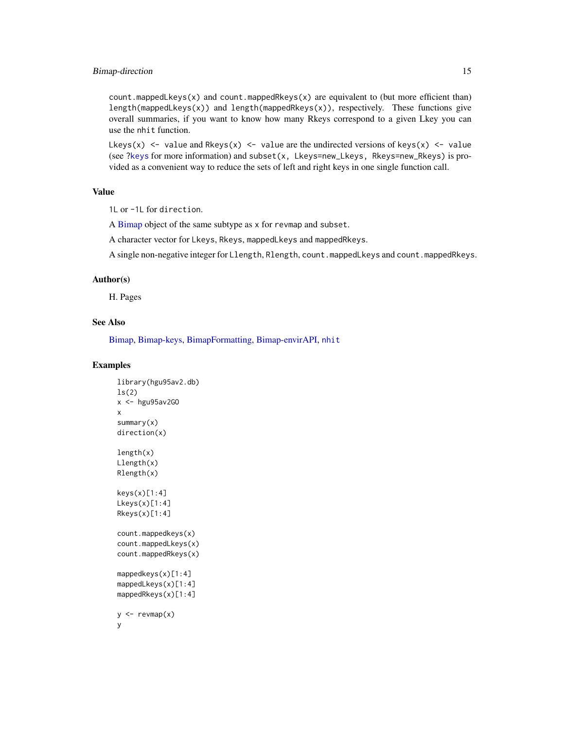count.mappedLkeys(x) and count.mappedRkeys(x) are equivalent to (but more efficient than) length(mappedLkeys(x)) and length(mappedRkeys(x)), respectively. These functions give overall summaries, if you want to know how many Rkeys correspond to a given Lkey you can use the nhit function.

Lkeys(x) <- value and Rkeys(x) <- value are the undirected versions of keys(x) <- value (see ?keys for more information) and subset(x, Lkeys=new_Lkeys, Rkeys=new_Rkeys) is provided as a convenient way to reduce the sets of left and right keys in one single function call.

## Value

1L or -1L for direction.

A Bimap object of the same subtype as x for revmap and subset.

A character vector for Lkeys, Rkeys, mappedLkeys and mappedRkeys.

A single non-negative integer for Llength, Rlength, count.mappedLkeys and count.mappedRkeys.

## Author(s)

H. Pages

## See Also

Bimap, Bimap-keys, BimapFormatting, Bimap-envirAPI, nhit

## Examples

```
library(hgu95av2.db)
ls(2)
x <- hgu95av2GO
x
summary(x)
direction(x)

length(x)
Llength(x)
Rlength(x)

keys(x)[1:4]
Lkeys(x)[1:4]
Rkeys(x)[1:4]

count.mappedkeys(x)
count.mappedLkeys(x)
count.mappedRkeys(x)

mappedkeys(x)[1:4]
mappedLkeys(x)[1:4]
mappedRkeys(x)[1:4]

y <- revmap(x)
y
```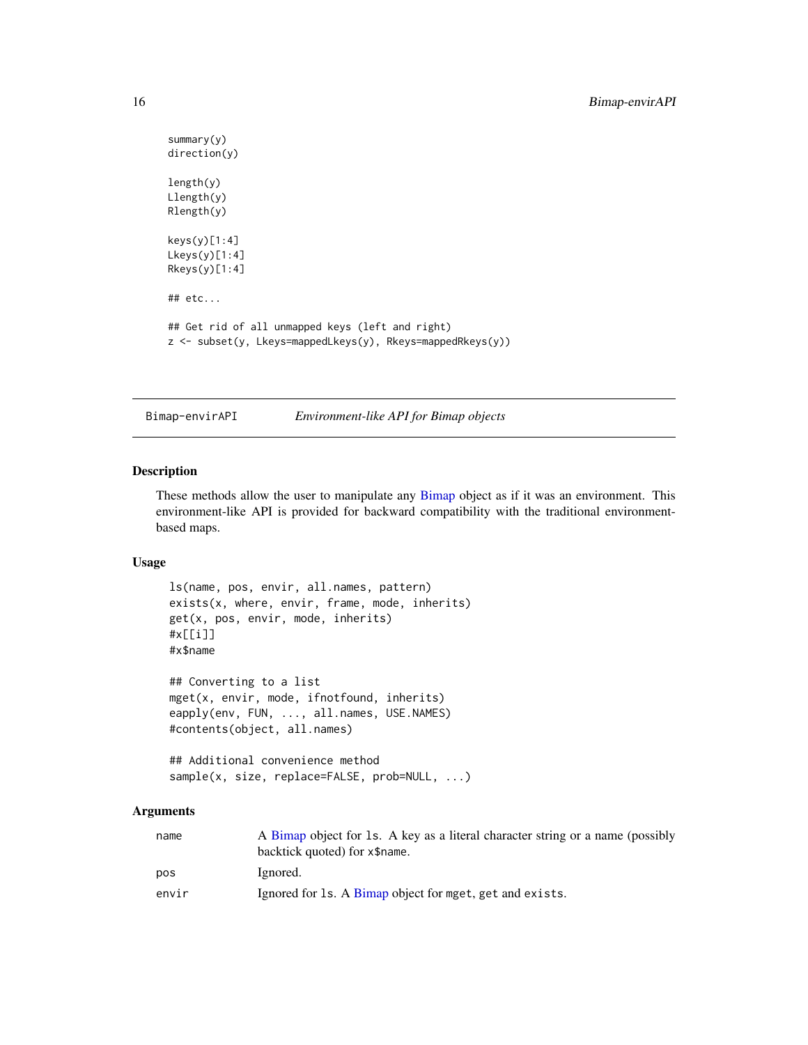```
summary(y)
direction(y)

length(y)
Llength(y)
Rlength(y)

keys(y)[1:4]
Lkeys(y)[1:4]
Rkeys(y)[1:4]

## etc...

## Get rid of all unmapped keys (left and right)
z <- subset(y, Lkeys=mappedLkeys(y), Rkeys=mappedRkeys(y))
```

## Bimap-envirAPI *Environment-like API for Bimap objects*

### Description

These methods allow the user to manipulate any Bimap object as if it was an environment. This environment-like API is provided for backward compatibility with the traditional environment-based maps.

### Usage

```
ls(name, pos, envir, all.names, pattern)
exists(x, where, envir, frame, mode, inherits)
get(x, pos, envir, mode, inherits)
#x[[i]]
#x$name

## Converting to a list
mget(x, envir, mode, ifnotfound, inherits)
eapply(env, FUN, ..., all.names, USE.NAMES)
#contents(object, all.names)

## Additional convenience method
sample(x, size, replace=FALSE, prob=NULL, ...)
```

### Arguments

| | |
|---|---|
| `name` | A Bimap object for `ls`. A key as a literal character string or a name (possibly backtick quoted) for `x$name`. |
| `pos` | Ignored. |
| `envir` | Ignored for `ls`. A Bimap object for `mget`, `get` and `exists`. |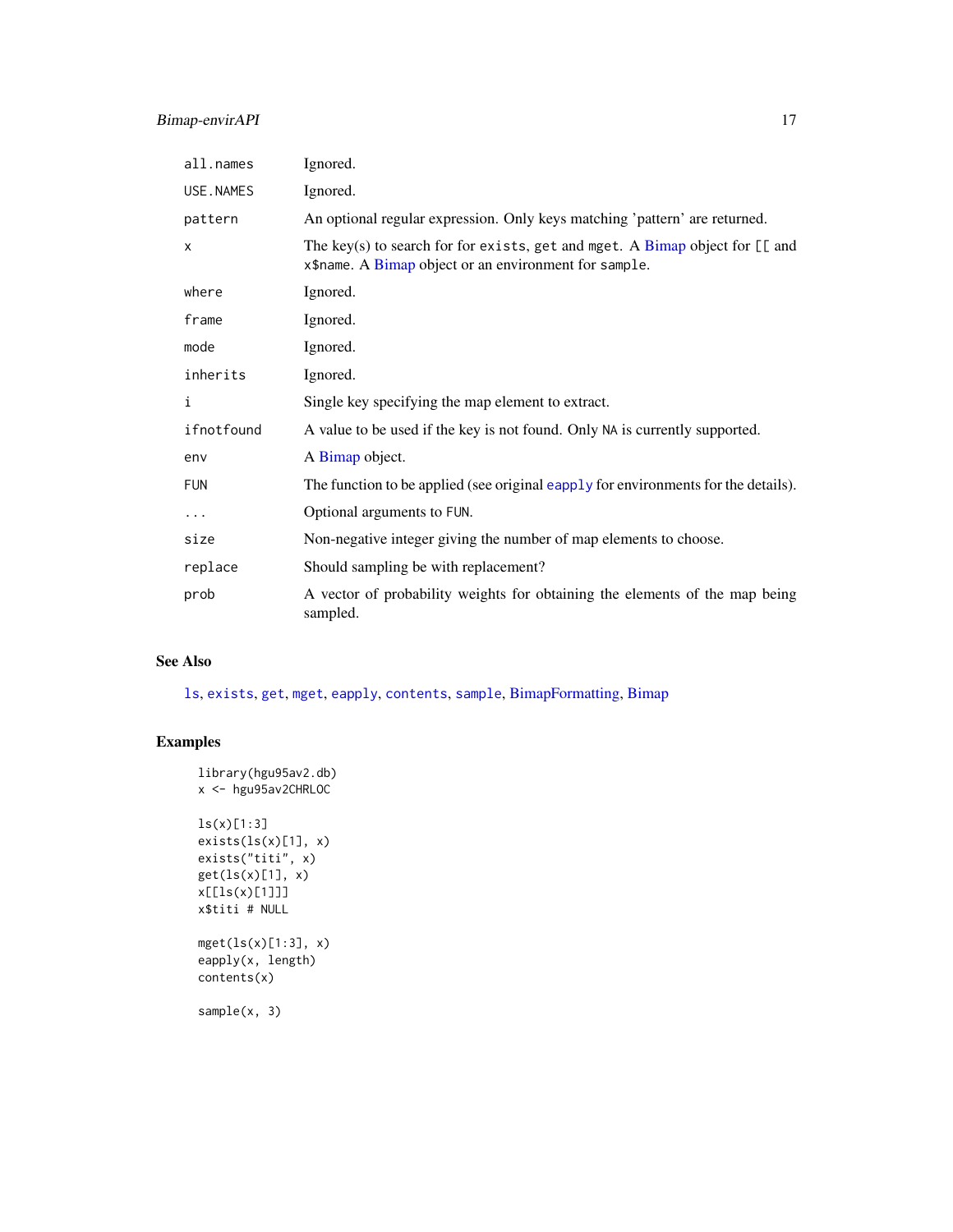| | |
|---|---|
| `all.names` | Ignored. |
| `USE.NAMES` | Ignored. |
| `pattern` | An optional regular expression. Only keys matching 'pattern' are returned. |
| `x` | The key(s) to search for for `exists`, `get` and `mget`. A Bimap object for `[[` and `x$name`. A Bimap object or an environment for `sample`. |
| `where` | Ignored. |
| `frame` | Ignored. |
| `mode` | Ignored. |
| `inherits` | Ignored. |
| `i` | Single key specifying the map element to extract. |
| `ifnotfound` | A value to be used if the key is not found. Only `NA` is currently supported. |
| `env` | A Bimap object. |
| `FUN` | The function to be applied (see original `eapply` for environments for the details). |
| `...` | Optional arguments to `FUN`. |
| `size` | Non-negative integer giving the number of map elements to choose. |
| `replace` | Should sampling be with replacement? |
| `prob` | A vector of probability weights for obtaining the elements of the map being sampled. |

## See Also

`ls`, `exists`, `get`, `mget`, `eapply`, `contents`, `sample`, BimapFormatting, Bimap

## Examples

```
library(hgu95av2.db)
x <- hgu95av2CHRLOC

ls(x)[1:3]
exists(ls(x)[1], x)
exists("titi", x)
get(ls(x)[1], x)
x[[ls(x)[1]]]
x$titi # NULL

mget(ls(x)[1:3], x)
eapply(x, length)
contents(x)

sample(x, 3)
```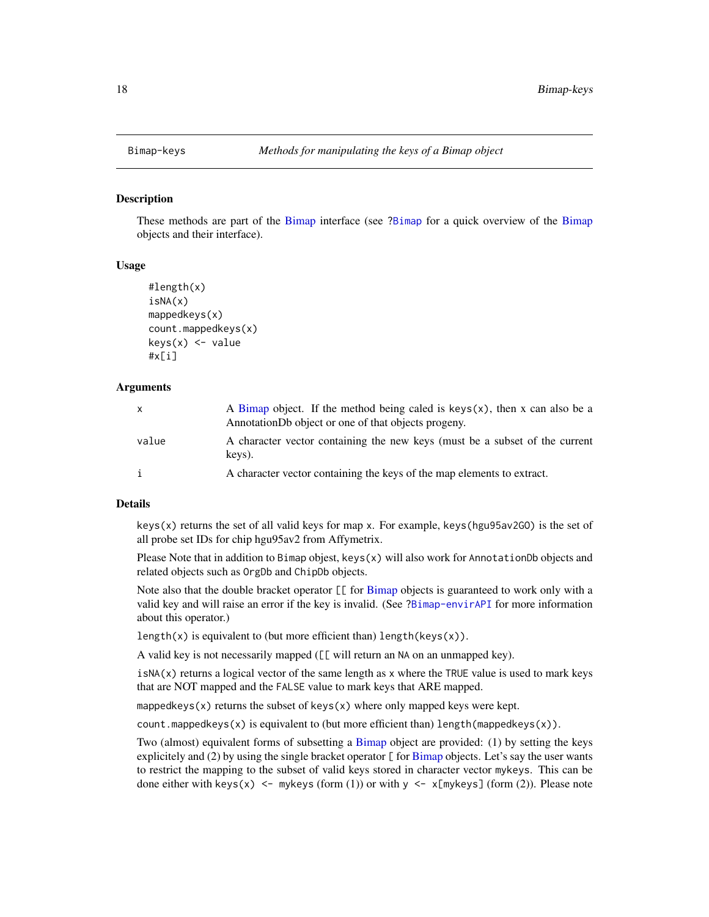Bimap-keys *Methods for manipulating the keys of a Bimap object*

## Description

These methods are part of the Bimap interface (see ?Bimap for a quick overview of the Bimap objects and their interface).

## Usage

```
#length(x)
isNA(x)
mappedkeys(x)
count.mappedkeys(x)
keys(x) <- value
#x[i]
```

## Arguments

| | |
|---|---|
| x | A Bimap object. If the method being caled is `keys(x)`, then x can also be a AnnotationDb object or one of that objects progeny. |
| value | A character vector containing the new keys (must be a subset of the current keys). |
| i | A character vector containing the keys of the map elements to extract. |

## Details

`keys(x)` returns the set of all valid keys for map `x`. For example, `keys(hgu95av2GO)` is the set of all probe set IDs for chip hgu95av2 from Affymetrix.

Please Note that in addition to `Bimap` objest, `keys(x)` will also work for `AnnotationDb` objects and related objects such as `OrgDb` and `ChipDb` objects.

Note also that the double bracket operator `[[` for Bimap objects is guaranteed to work only with a valid key and will raise an error if the key is invalid. (See ?Bimap-envirAPI for more information about this operator.)

`length(x)` is equivalent to (but more efficient than) `length(keys(x))`.

A valid key is not necessarily mapped (`[[` will return an `NA` on an unmapped key).

`isNA(x)` returns a logical vector of the same length as `x` where the `TRUE` value is used to mark keys that are NOT mapped and the `FALSE` value to mark keys that ARE mapped.

`mappedkeys(x)` returns the subset of `keys(x)` where only mapped keys were kept.

`count.mappedkeys(x)` is equivalent to (but more efficient than) `length(mappedkeys(x))`.

Two (almost) equivalent forms of subsetting a Bimap object are provided: (1) by setting the keys explicitely and (2) by using the single bracket operator `[` for Bimap objects. Let's say the user wants to restrict the mapping to the subset of valid keys stored in character vector `mykeys`. This can be done either with `keys(x) <- mykeys` (form (1)) or with `y <- x[mykeys]` (form (2)). Please note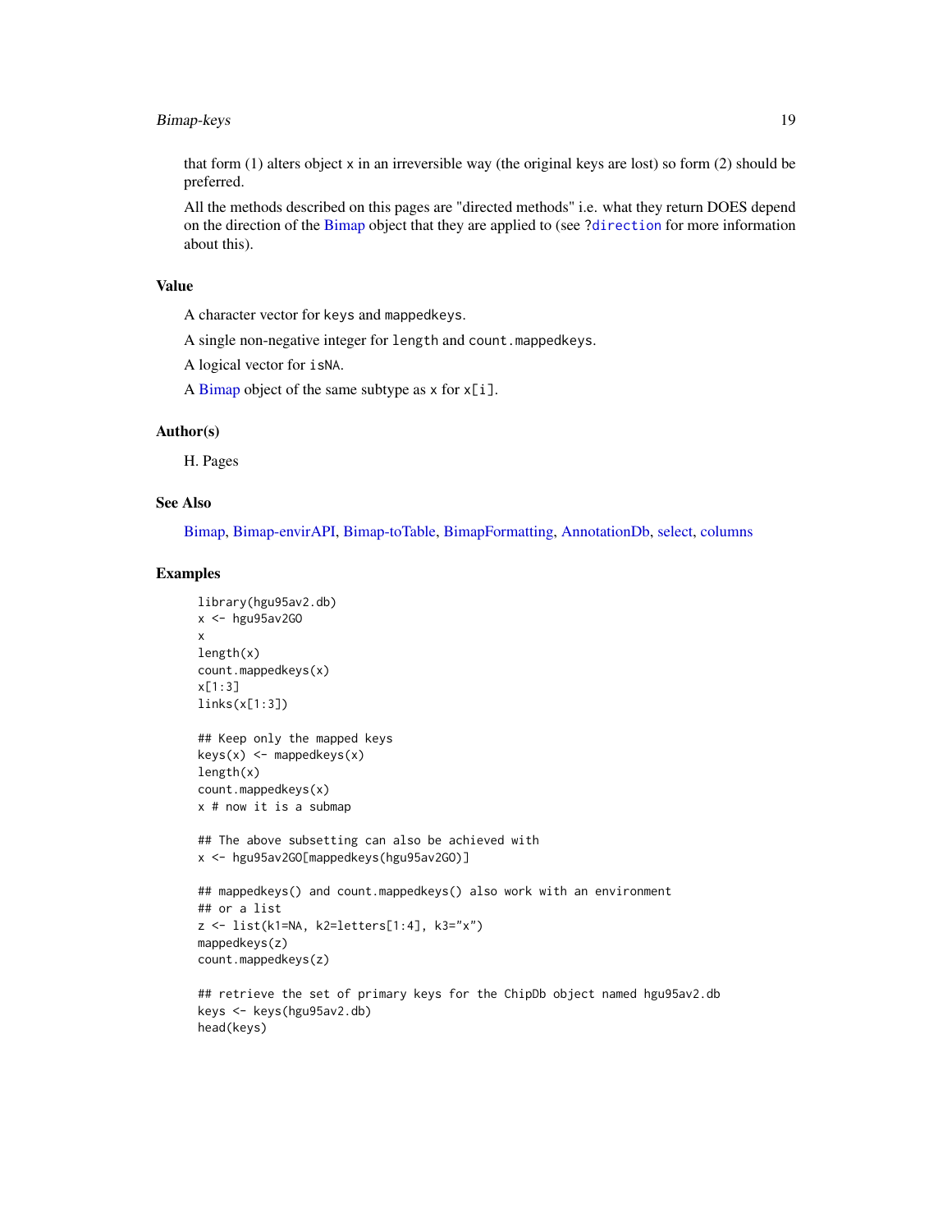that form (1) alters object x in an irreversible way (the original keys are lost) so form (2) should be preferred.

All the methods described on this pages are "directed methods" i.e. what they return DOES depend on the direction of the Bimap object that they are applied to (see ?direction for more information about this).

## Value

A character vector for keys and mappedkeys.

A single non-negative integer for length and count.mappedkeys.

A logical vector for isNA.

A Bimap object of the same subtype as x for x[i].

## Author(s)

H. Pages

## See Also

Bimap, Bimap-envirAPI, Bimap-toTable, BimapFormatting, AnnotationDb, select, columns

## Examples

```
library(hgu95av2.db)
x <- hgu95av2GO
x
length(x)
count.mappedkeys(x)
x[1:3]
links(x[1:3])

## Keep only the mapped keys
keys(x) <- mappedkeys(x)
length(x)
count.mappedkeys(x)
x # now it is a submap

## The above subsetting can also be achieved with
x <- hgu95av2GO[mappedkeys(hgu95av2GO)]

## mappedkeys() and count.mappedkeys() also work with an environment
## or a list
z <- list(k1=NA, k2=letters[1:4], k3="x")
mappedkeys(z)
count.mappedkeys(z)

## retrieve the set of primary keys for the ChipDb object named hgu95av2.db
keys <- keys(hgu95av2.db)
head(keys)
```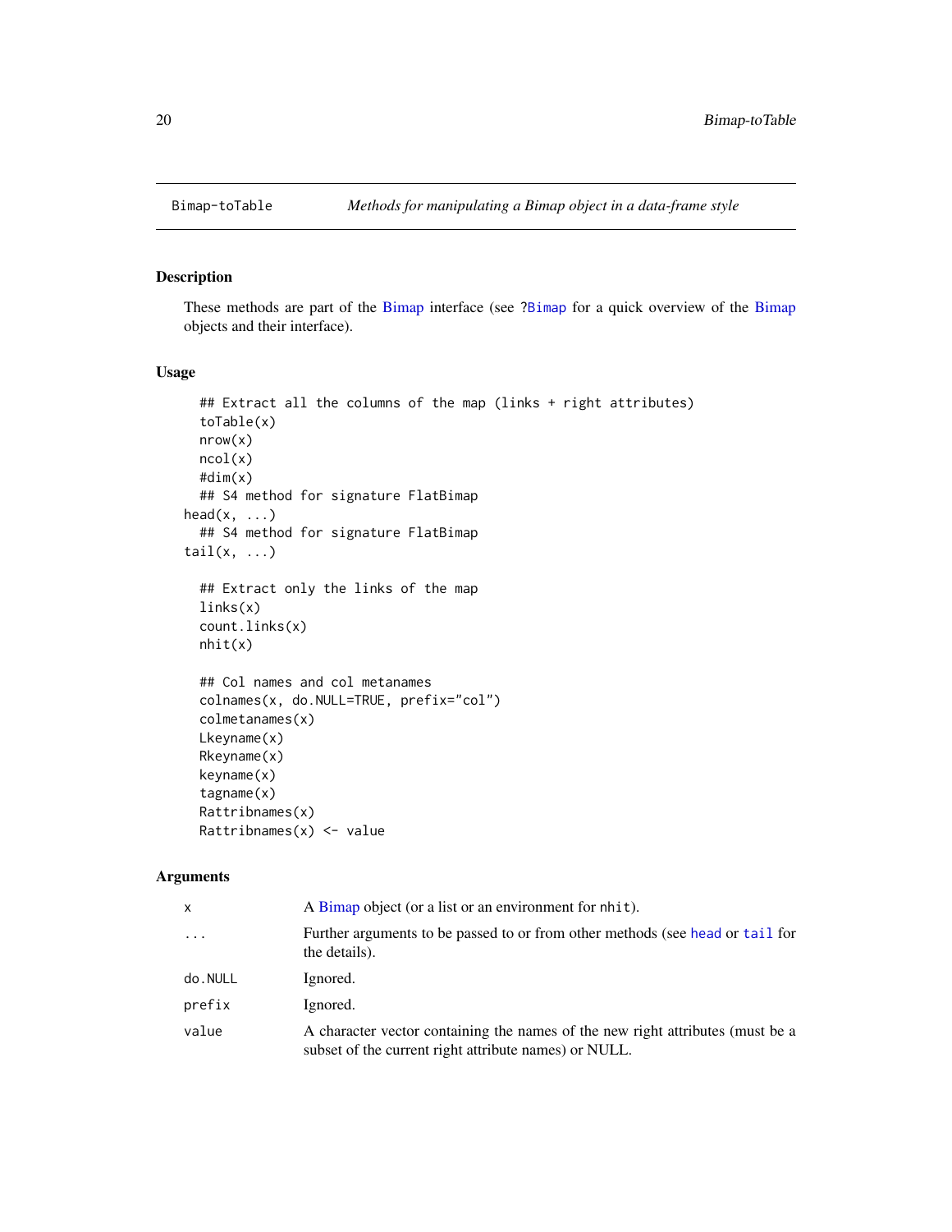# Bimap-toTable — *Methods for manipulating a Bimap object in a data-frame style*

## Description

These methods are part of the Bimap interface (see ?Bimap for a quick overview of the Bimap objects and their interface).

## Usage

```
  ## Extract all the columns of the map (links + right attributes)
  toTable(x)
  nrow(x)
  ncol(x)
  #dim(x)
  ## S4 method for signature FlatBimap
head(x, ...)
  ## S4 method for signature FlatBimap
tail(x, ...)

  ## Extract only the links of the map
  links(x)
  count.links(x)
  nhit(x)

  ## Col names and col metanames
  colnames(x, do.NULL=TRUE, prefix="col")
  colmetanames(x)
  Lkeyname(x)
  Rkeyname(x)
  keyname(x)
  tagname(x)
  Rattribnames(x)
  Rattribnames(x) <- value
```

## Arguments

| | |
|---|---|
| x | A Bimap object (or a list or an environment for nhit). |
| ... | Further arguments to be passed to or from other methods (see head or tail for the details). |
| do.NULL | Ignored. |
| prefix | Ignored. |
| value | A character vector containing the names of the new right attributes (must be a subset of the current right attribute names) or NULL. |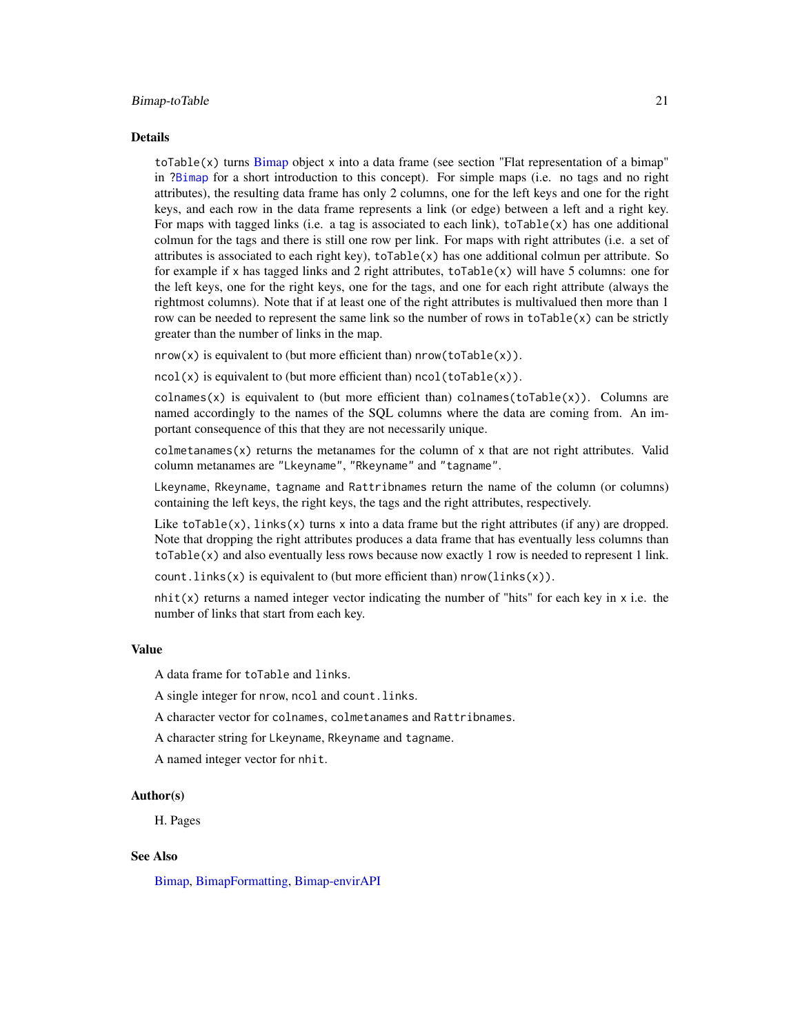## Details

`toTable(x)` turns Bimap object `x` into a data frame (see section "Flat representation of a bimap" in `?Bimap` for a short introduction to this concept). For simple maps (i.e. no tags and no right attributes), the resulting data frame has only 2 columns, one for the left keys and one for the right keys, and each row in the data frame represents a link (or edge) between a left and a right key. For maps with tagged links (i.e. a tag is associated to each link), `toTable(x)` has one additional colmun for the tags and there is still one row per link. For maps with right attributes (i.e. a set of attributes is associated to each right key), `toTable(x)` has one additional colmun per attribute. So for example if `x` has tagged links and 2 right attributes, `toTable(x)` will have 5 columns: one for the left keys, one for the right keys, one for the tags, and one for each right attribute (always the rightmost columns). Note that if at least one of the right attributes is multivalued then more than 1 row can be needed to represent the same link so the number of rows in `toTable(x)` can be strictly greater than the number of links in the map.

`nrow(x)` is equivalent to (but more efficient than) `nrow(toTable(x))`.

`ncol(x)` is equivalent to (but more efficient than) `ncol(toTable(x))`.

`colnames(x)` is equivalent to (but more efficient than) `colnames(toTable(x))`. Columns are named accordingly to the names of the SQL columns where the data are coming from. An important consequence of this that they are not necessarily unique.

`colmetanames(x)` returns the metanames for the column of `x` that are not right attributes. Valid column metanames are `"Lkeyname"`, `"Rkeyname"` and `"tagname"`.

`Lkeyname`, `Rkeyname`, `tagname` and `Rattribnames` return the name of the column (or columns) containing the left keys, the right keys, the tags and the right attributes, respectively.

Like `toTable(x)`, `links(x)` turns `x` into a data frame but the right attributes (if any) are dropped. Note that dropping the right attributes produces a data frame that has eventually less columns than `toTable(x)` and also eventually less rows because now exactly 1 row is needed to represent 1 link.

`count.links(x)` is equivalent to (but more efficient than) `nrow(links(x))`.

`nhit(x)` returns a named integer vector indicating the number of "hits" for each key in `x` i.e. the number of links that start from each key.

## Value

A data frame for `toTable` and `links`.

A single integer for `nrow`, `ncol` and `count.links`.

A character vector for `colnames`, `colmetanames` and `Rattribnames`.

A character string for `Lkeyname`, `Rkeyname` and `tagname`.

A named integer vector for `nhit`.

## Author(s)

H. Pages

## See Also

Bimap, BimapFormatting, Bimap-envirAPI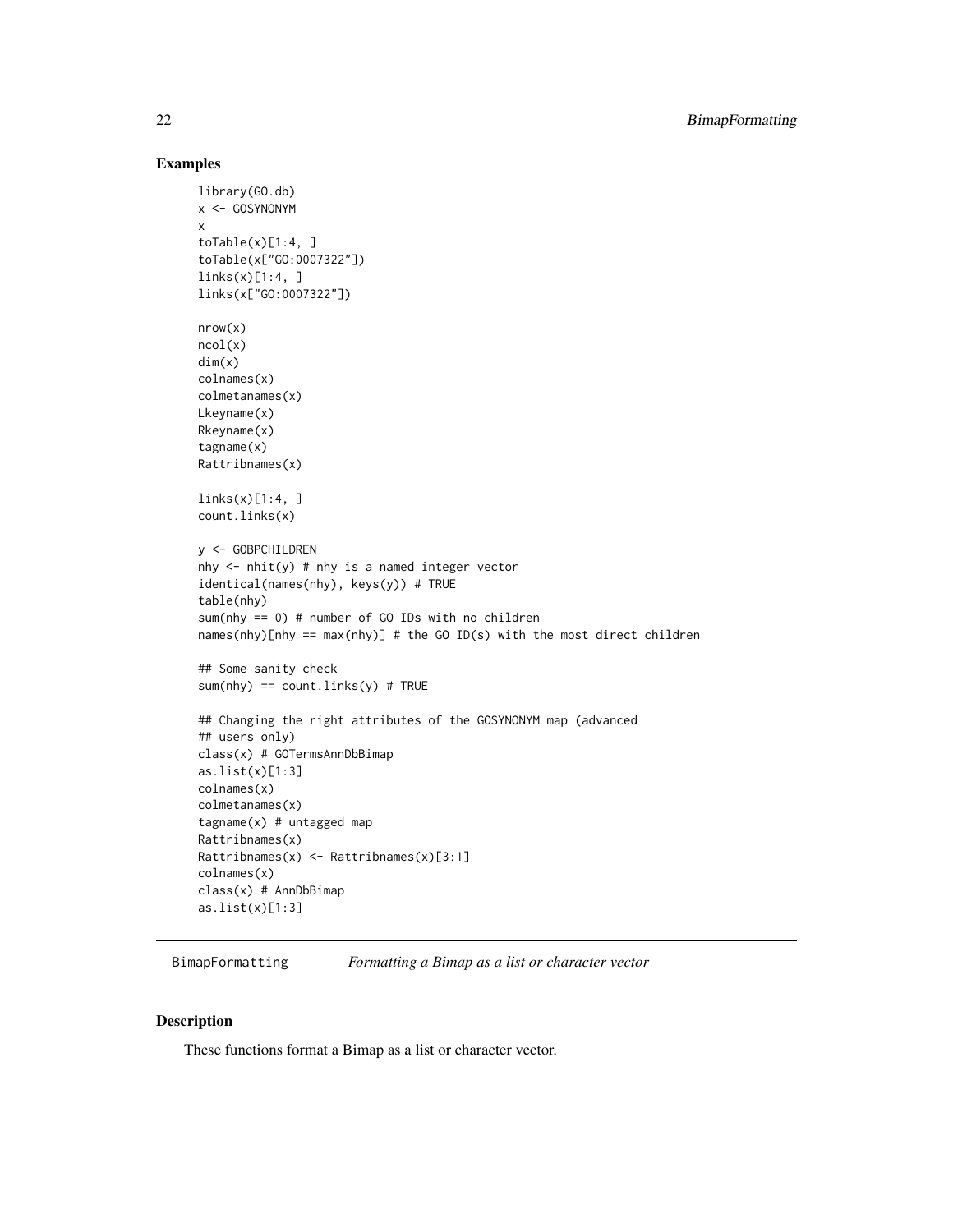## Examples

```
library(GO.db)
x <- GOSYNONYM
x
toTable(x)[1:4, ]
toTable(x["GO:0007322"])
links(x)[1:4, ]
links(x["GO:0007322"])

nrow(x)
ncol(x)
dim(x)
colnames(x)
colmetanames(x)
Lkeyname(x)
Rkeyname(x)
tagname(x)
Rattribnames(x)

links(x)[1:4, ]
count.links(x)

y <- GOBPCHILDREN
nhy <- nhit(y) # nhy is a named integer vector
identical(names(nhy), keys(y)) # TRUE
table(nhy)
sum(nhy == 0) # number of GO IDs with no children
names(nhy)[nhy == max(nhy)] # the GO ID(s) with the most direct children

## Some sanity check
sum(nhy) == count.links(y) # TRUE

## Changing the right attributes of the GOSYNONYM map (advanced
## users only)
class(x) # GOTermsAnnDbBimap
as.list(x)[1:3]
colnames(x)
colmetanames(x)
tagname(x) # untagged map
Rattribnames(x)
Rattribnames(x) <- Rattribnames(x)[3:1]
colnames(x)
class(x) # AnnDbBimap
as.list(x)[1:3]
```

---

BimapFormatting *Formatting a Bimap as a list or character vector*

---

## Description

These functions format a Bimap as a list or character vector.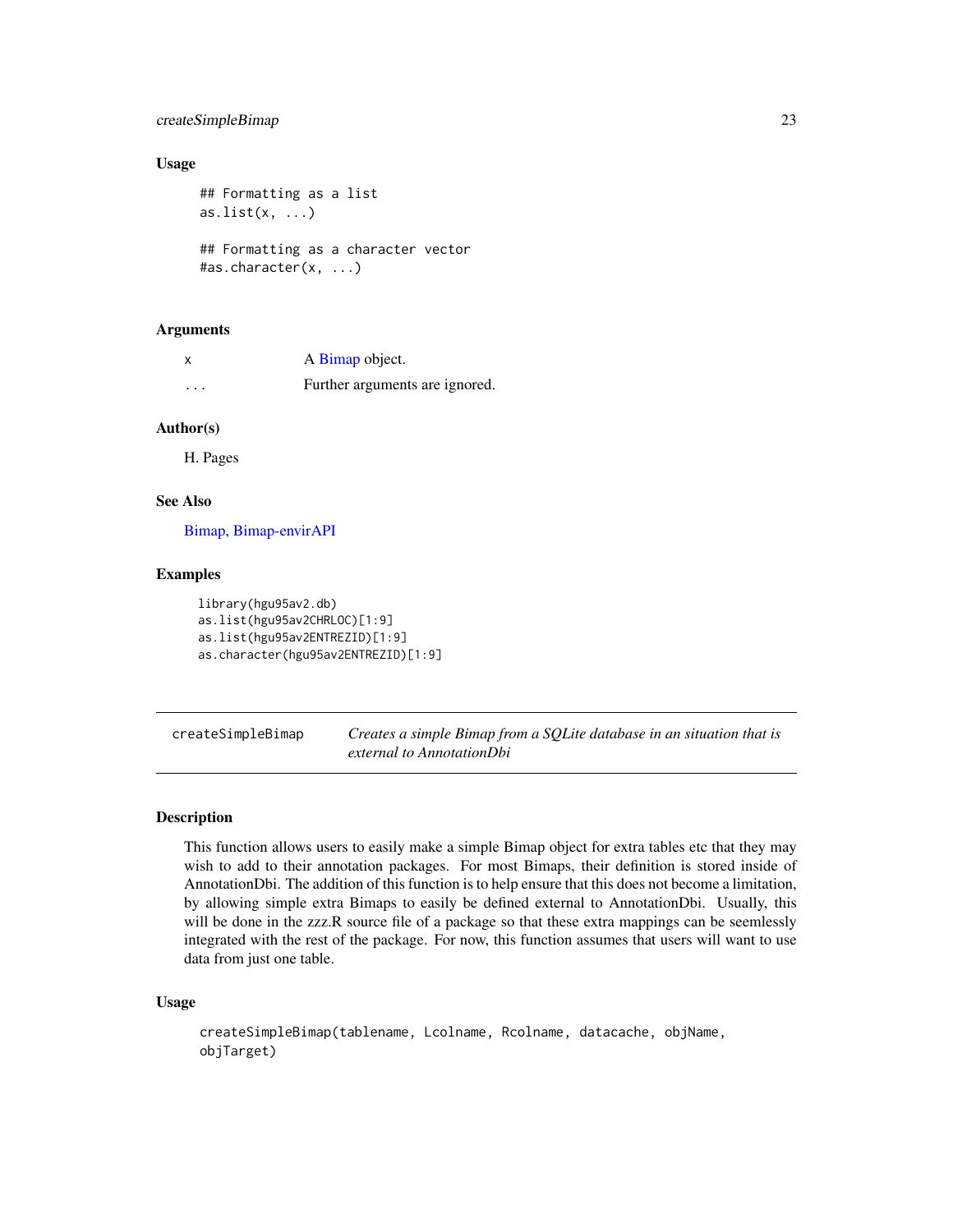### Usage

```
## Formatting as a list
as.list(x, ...)

## Formatting as a character vector
#as.character(x, ...)
```

### Arguments

| | |
|---|---|
| x | A Bimap object. |
| ... | Further arguments are ignored. |

### Author(s)

H. Pages

### See Also

Bimap, Bimap-envirAPI

### Examples

```
library(hgu95av2.db)
as.list(hgu95av2CHRLOC)[1:9]
as.list(hgu95av2ENTREZID)[1:9]
as.character(hgu95av2ENTREZID)[1:9]
```

---

## createSimpleBimap    *Creates a simple Bimap from a SQLite database in an situation that is external to AnnotationDbi*

---

### Description

This function allows users to easily make a simple Bimap object for extra tables etc that they may wish to add to their annotation packages. For most Bimaps, their definition is stored inside of AnnotationDbi. The addition of this function is to help ensure that this does not become a limitation, by allowing simple extra Bimaps to easily be defined external to AnnotationDbi. Usually, this will be done in the zzz.R source file of a package so that these extra mappings can be seemlessly integrated with the rest of the package. For now, this function assumes that users will want to use data from just one table.

### Usage

```
createSimpleBimap(tablename, Lcolname, Rcolname, datacache, objName,
objTarget)
```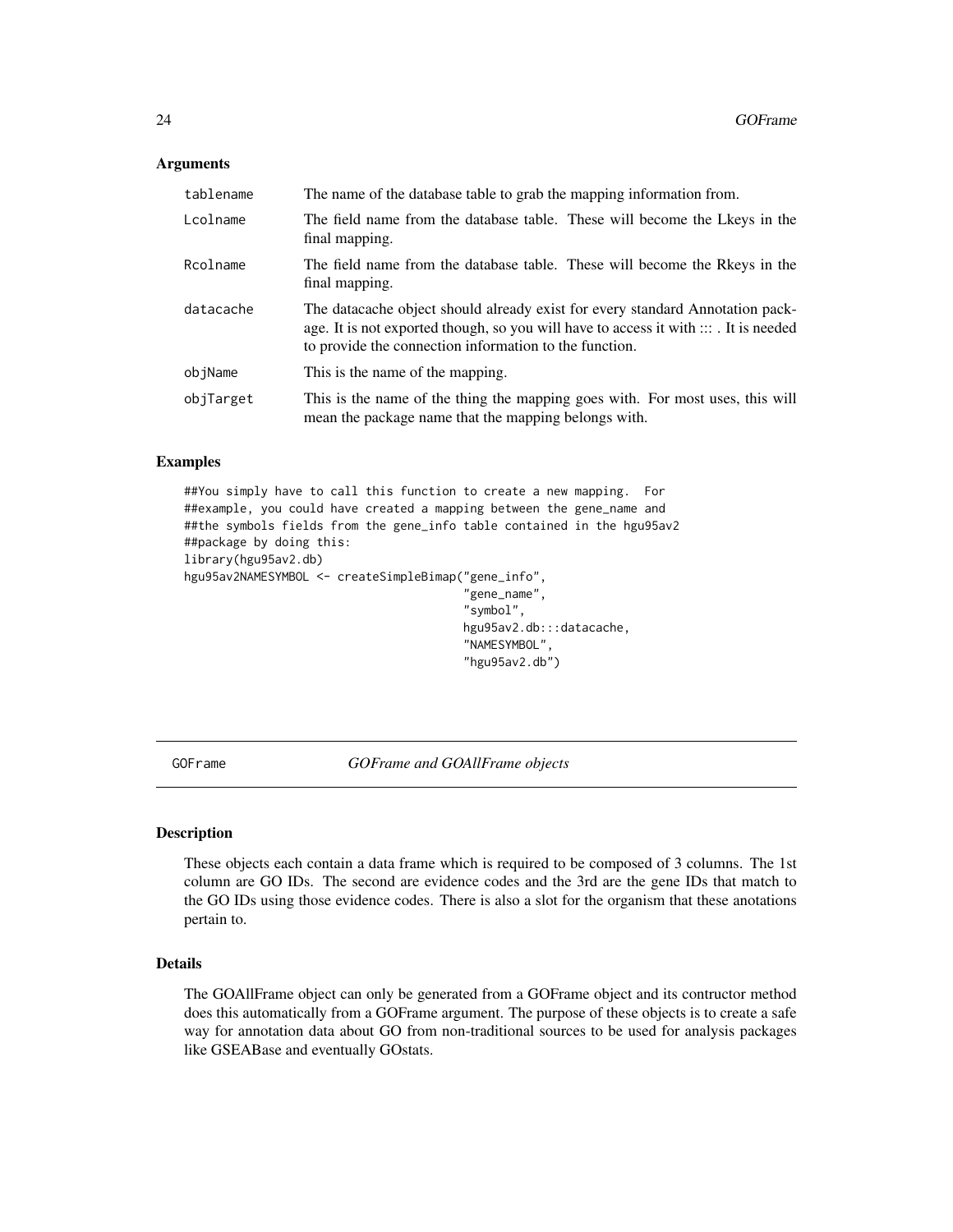### Arguments

| | |
|---|---|
| tablename | The name of the database table to grab the mapping information from. |
| Lcolname | The field name from the database table. These will become the Lkeys in the final mapping. |
| Rcolname | The field name from the database table. These will become the Rkeys in the final mapping. |
| datacache | The datacache object should already exist for every standard Annotation package. It is not exported though, so you will have to access it with ::: . It is needed to provide the connection information to the function. |
| objName | This is the name of the mapping. |
| objTarget | This is the name of the thing the mapping goes with. For most uses, this will mean the package name that the mapping belongs with. |

### Examples

```
##You simply have to call this function to create a new mapping.  For
##example, you could have created a mapping between the gene_name and
##the symbols fields from the gene_info table contained in the hgu95av2
##package by doing this:
library(hgu95av2.db)
hgu95av2NAMESYMBOL <- createSimpleBimap("gene_info",
                                        "gene_name",
                                        "symbol",
                                        hgu95av2.db:::datacache,
                                        "NAMESYMBOL",
                                        "hgu95av2.db")
```

---

## GOFrame — *GOFrame and GOAllFrame objects*

### Description

These objects each contain a data frame which is required to be composed of 3 columns. The 1st column are GO IDs. The second are evidence codes and the 3rd are the gene IDs that match to the GO IDs using those evidence codes. There is also a slot for the organism that these anotations pertain to.

### Details

The GOAllFrame object can only be generated from a GOFrame object and its contructor method does this automatically from a GOFrame argument. The purpose of these objects is to create a safe way for annotation data about GO from non-traditional sources to be used for analysis packages like GSEABase and eventually GOstats.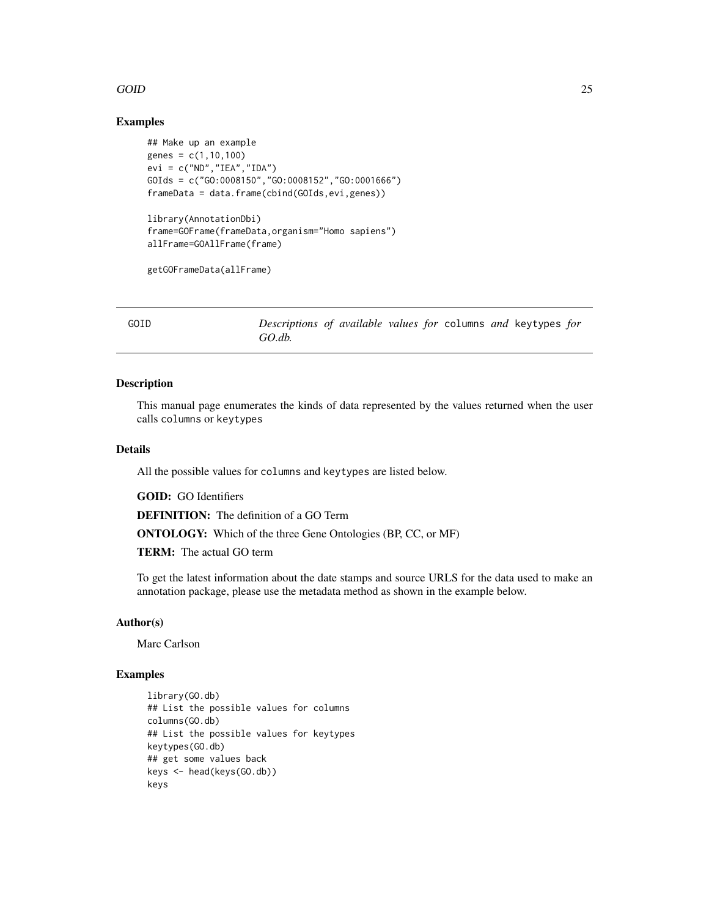### Examples

```
## Make up an example
genes = c(1,10,100)
evi = c("ND","IEA","IDA")
GOIds = c("GO:0008150","GO:0008152","GO:0001666")
frameData = data.frame(cbind(GOIds,evi,genes))

library(AnnotationDbi)
frame=GOFrame(frameData,organism="Homo sapiens")
allFrame=GOAllFrame(frame)

getGOFrameData(allFrame)
```

---

## GOID — *Descriptions of available values for* `columns` *and* `keytypes` *for GO.db.*

---

### Description

This manual page enumerates the kinds of data represented by the values returned when the user calls `columns` or `keytypes`

### Details

All the possible values for `columns` and `keytypes` are listed below.

**GOID:** GO Identifiers

**DEFINITION:** The definition of a GO Term

**ONTOLOGY:** Which of the three Gene Ontologies (BP, CC, or MF)

**TERM:** The actual GO term

To get the latest information about the date stamps and source URLS for the data used to make an annotation package, please use the metadata method as shown in the example below.

### Author(s)

Marc Carlson

### Examples

```
library(GO.db)
## List the possible values for columns
columns(GO.db)
## List the possible values for keytypes
keytypes(GO.db)
## get some values back
keys <- head(keys(GO.db))
keys
```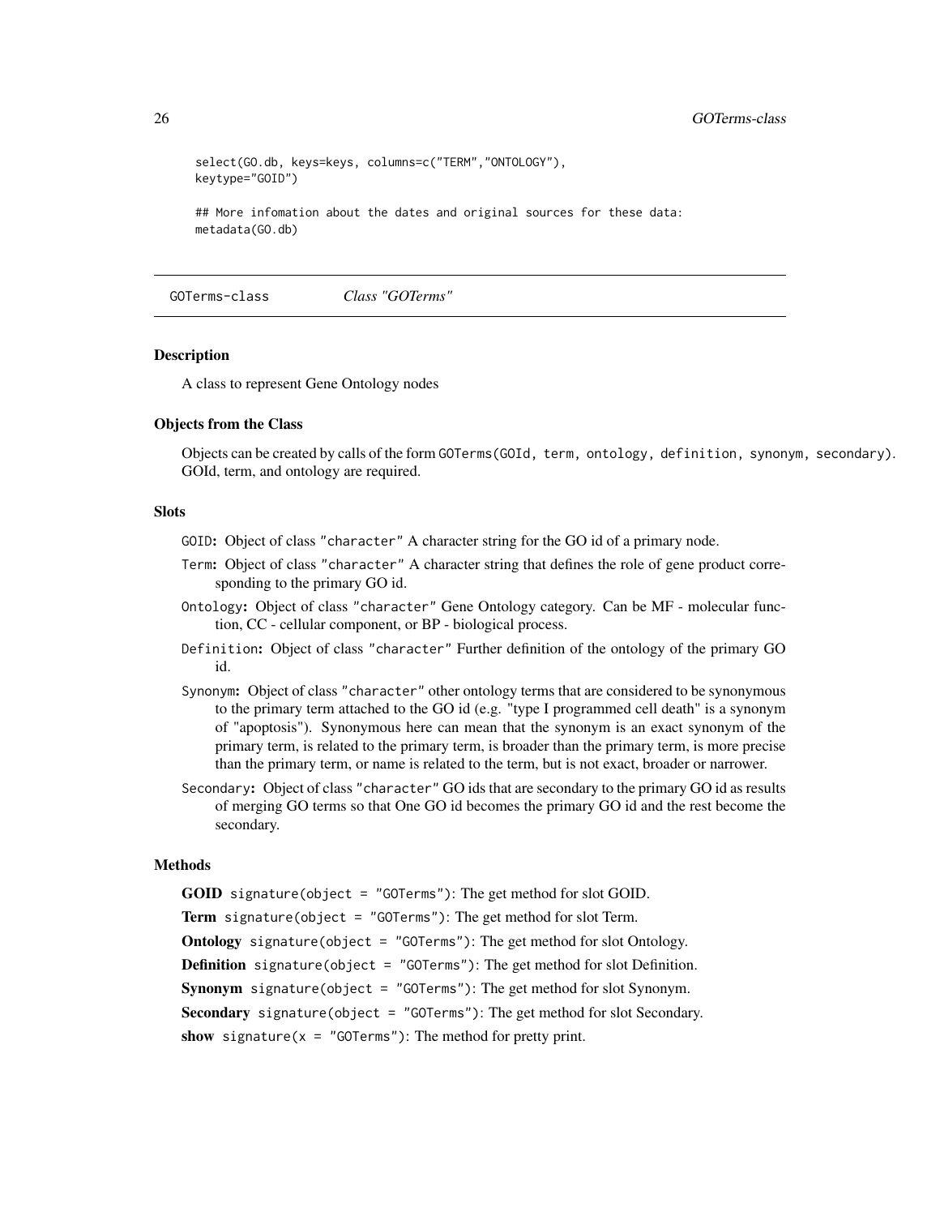```
select(GO.db, keys=keys, columns=c("TERM","ONTOLOGY"),
keytype="GOID")

## More infomation about the dates and original sources for these data:
metadata(GO.db)
```

## GOTerms-class *Class "GOTerms"*

### Description

A class to represent Gene Ontology nodes

### Objects from the Class

Objects can be created by calls of the form `GOTerms(GOId, term, ontology, definition, synonym, secondary)`. GOId, term, and ontology are required.

### Slots

- `GOID`: Object of class `"character"` A character string for the GO id of a primary node.
- `Term`: Object of class `"character"` A character string that defines the role of gene product corresponding to the primary GO id.
- `Ontology`: Object of class `"character"` Gene Ontology category. Can be MF - molecular function, CC - cellular component, or BP - biological process.
- `Definition`: Object of class `"character"` Further definition of the ontology of the primary GO id.
- `Synonym`: Object of class `"character"` other ontology terms that are considered to be synonymous to the primary term attached to the GO id (e.g. "type I programmed cell death" is a synonym of "apoptosis"). Synonymous here can mean that the synonym is an exact synonym of the primary term, is related to the primary term, is broader than the primary term, is more precise than the primary term, or name is related to the term, but is not exact, broader or narrower.
- `Secondary`: Object of class `"character"` GO ids that are secondary to the primary GO id as results of merging GO terms so that One GO id becomes the primary GO id and the rest become the secondary.

### Methods

**GOID** `signature(object = "GOTerms")`: The get method for slot GOID.

**Term** `signature(object = "GOTerms")`: The get method for slot Term.

**Ontology** `signature(object = "GOTerms")`: The get method for slot Ontology.

**Definition** `signature(object = "GOTerms")`: The get method for slot Definition.

**Synonym** `signature(object = "GOTerms")`: The get method for slot Synonym.

**Secondary** `signature(object = "GOTerms")`: The get method for slot Secondary.

**show** `signature(x = "GOTerms")`: The method for pretty print.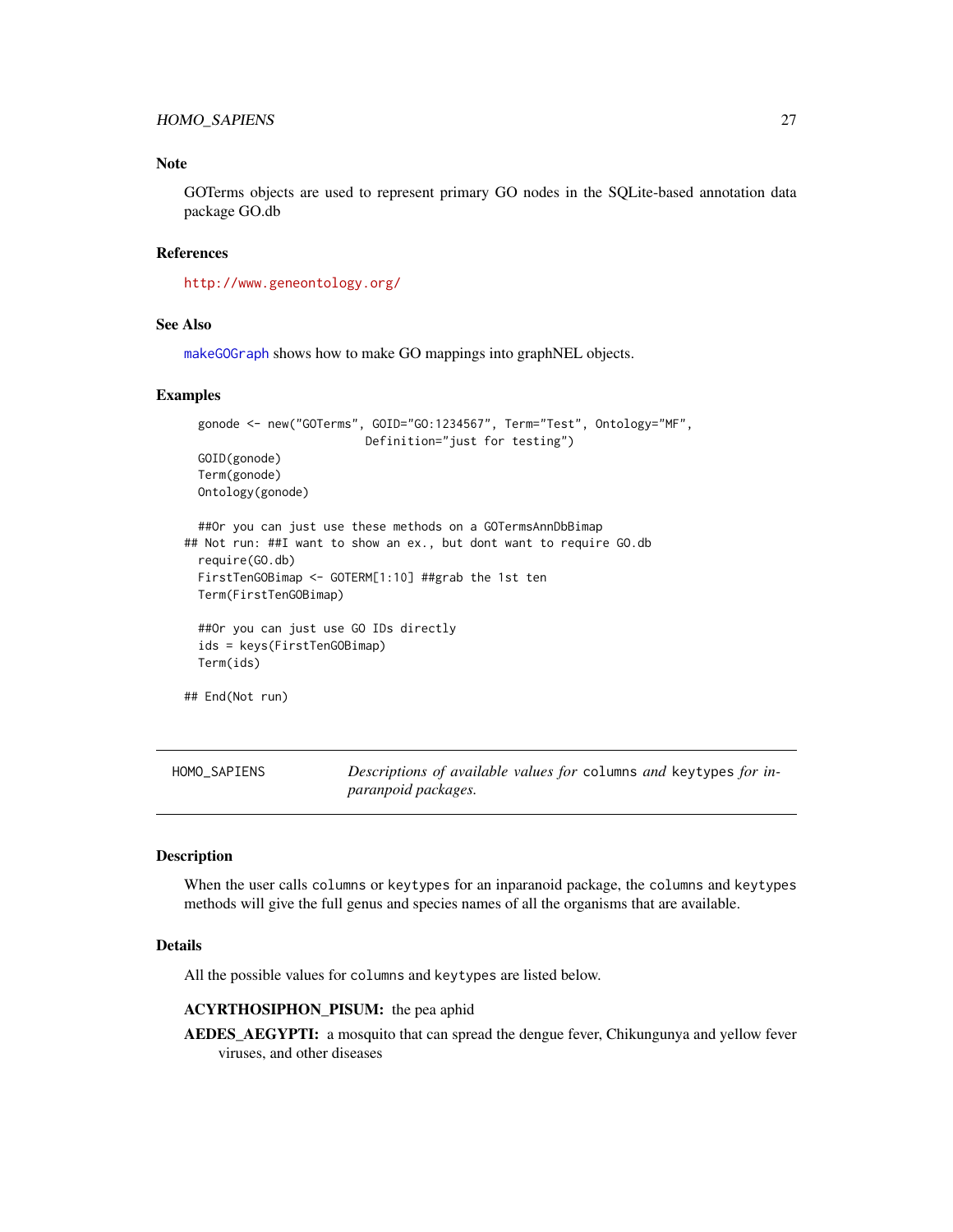### Note

GOTerms objects are used to represent primary GO nodes in the SQLite-based annotation data package GO.db

### References

http://www.geneontology.org/

### See Also

makeGOGraph shows how to make GO mappings into graphNEL objects.

### Examples

```
  gonode <- new("GOTerms", GOID="GO:1234567", Term="Test", Ontology="MF",
                          Definition="just for testing")
  GOID(gonode)
  Term(gonode)
  Ontology(gonode)

  ##Or you can just use these methods on a GOTermsAnnDbBimap
## Not run: ##I want to show an ex., but dont want to require GO.db
  require(GO.db)
  FirstTenGOBimap <- GOTERM[1:10] ##grab the 1st ten
  Term(FirstTenGOBimap)

  ##Or you can just use GO IDs directly
  ids = keys(FirstTenGOBimap)
  Term(ids)

## End(Not run)
```

---

## HOMO_SAPIENS — *Descriptions of available values for* `columns` *and* `keytypes` *for inparanoid packages.*

### Description

When the user calls `columns` or `keytypes` for an inparanoid package, the `columns` and `keytypes` methods will give the full genus and species names of all the organisms that are available.

### Details

All the possible values for `columns` and `keytypes` are listed below.

**ACYRTHOSIPHON_PISUM:** the pea aphid

**AEDES_AEGYPTI:** a mosquito that can spread the dengue fever, Chikungunya and yellow fever viruses, and other diseases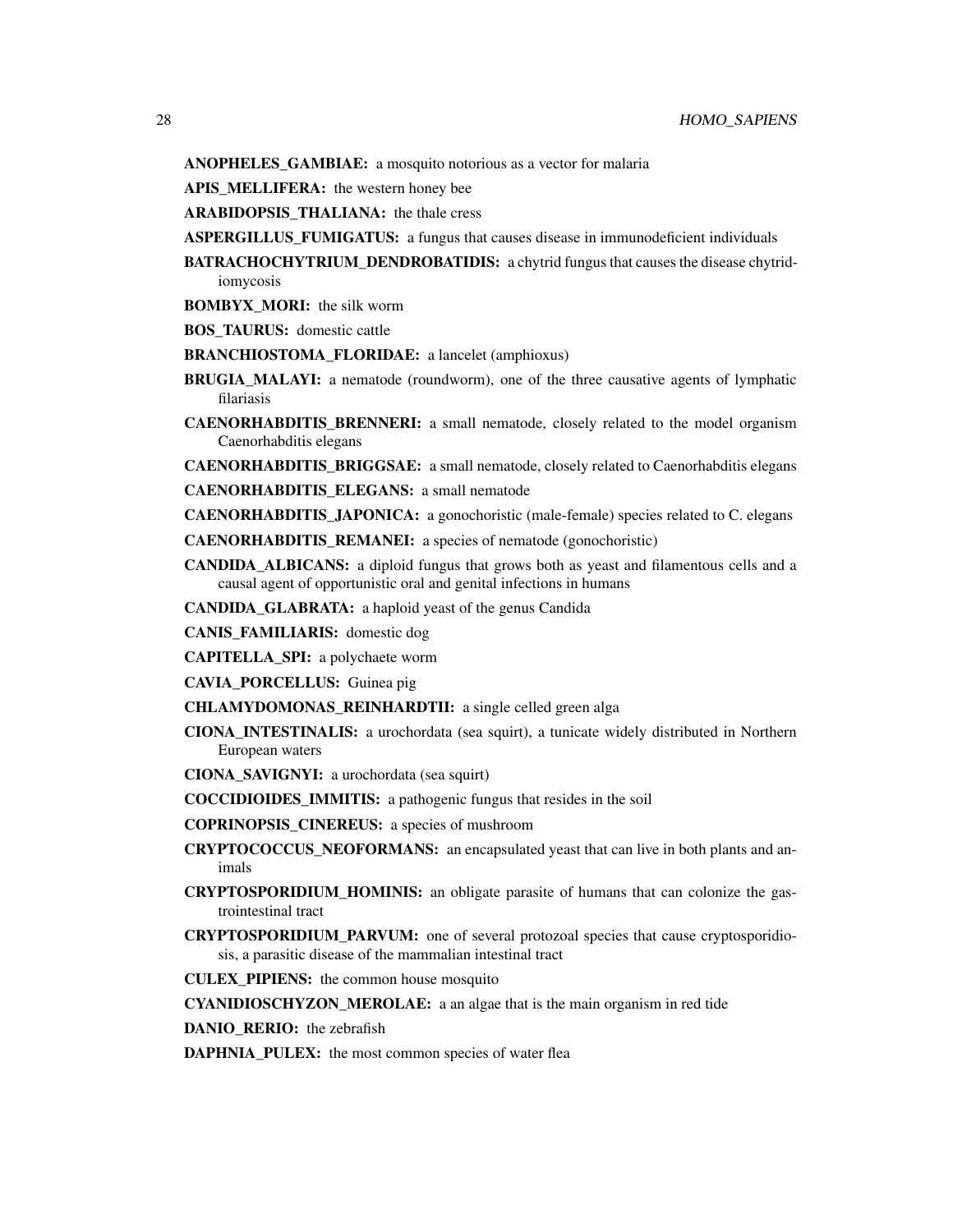**ANOPHELES_GAMBIAE:** a mosquito notorious as a vector for malaria

**APIS_MELLIFERA:** the western honey bee

**ARABIDOPSIS_THALIANA:** the thale cress

**ASPERGILLUS_FUMIGATUS:** a fungus that causes disease in immunodeficient individuals

**BATRACHOCHYTRIUM_DENDROBATIDIS:** a chytrid fungus that causes the disease chytridiomycosis

**BOMBYX_MORI:** the silk worm

**BOS_TAURUS:** domestic cattle

**BRANCHIOSTOMA_FLORIDAE:** a lancelet (amphioxus)

**BRUGIA_MALAYI:** a nematode (roundworm), one of the three causative agents of lymphatic filariasis

**CAENORHABDITIS_BRENNERI:** a small nematode, closely related to the model organism Caenorhabditis elegans

**CAENORHABDITIS_BRIGGSAE:** a small nematode, closely related to Caenorhabditis elegans

**CAENORHABDITIS_ELEGANS:** a small nematode

**CAENORHABDITIS_JAPONICA:** a gonochoristic (male-female) species related to C. elegans

**CAENORHABDITIS_REMANEI:** a species of nematode (gonochoristic)

**CANDIDA_ALBICANS:** a diploid fungus that grows both as yeast and filamentous cells and a causal agent of opportunistic oral and genital infections in humans

**CANDIDA_GLABRATA:** a haploid yeast of the genus Candida

**CANIS_FAMILIARIS:** domestic dog

**CAPITELLA_SPI:** a polychaete worm

**CAVIA_PORCELLUS:** Guinea pig

**CHLAMYDOMONAS_REINHARDTII:** a single celled green alga

**CIONA_INTESTINALIS:** a urochordata (sea squirt), a tunicate widely distributed in Northern European waters

**CIONA_SAVIGNYI:** a urochordata (sea squirt)

**COCCIDIOIDES_IMMITIS:** a pathogenic fungus that resides in the soil

**COPRINOPSIS_CINEREUS:** a species of mushroom

**CRYPTOCOCCUS_NEOFORMANS:** an encapsulated yeast that can live in both plants and animals

**CRYPTOSPORIDIUM_HOMINIS:** an obligate parasite of humans that can colonize the gastrointestinal tract

**CRYPTOSPORIDIUM_PARVUM:** one of several protozoal species that cause cryptosporidiosis, a parasitic disease of the mammalian intestinal tract

**CULEX_PIPIENS:** the common house mosquito

**CYANIDIOSCHYZON_MEROLAE:** a an algae that is the main organism in red tide

**DANIO_RERIO:** the zebrafish

**DAPHNIA_PULEX:** the most common species of water flea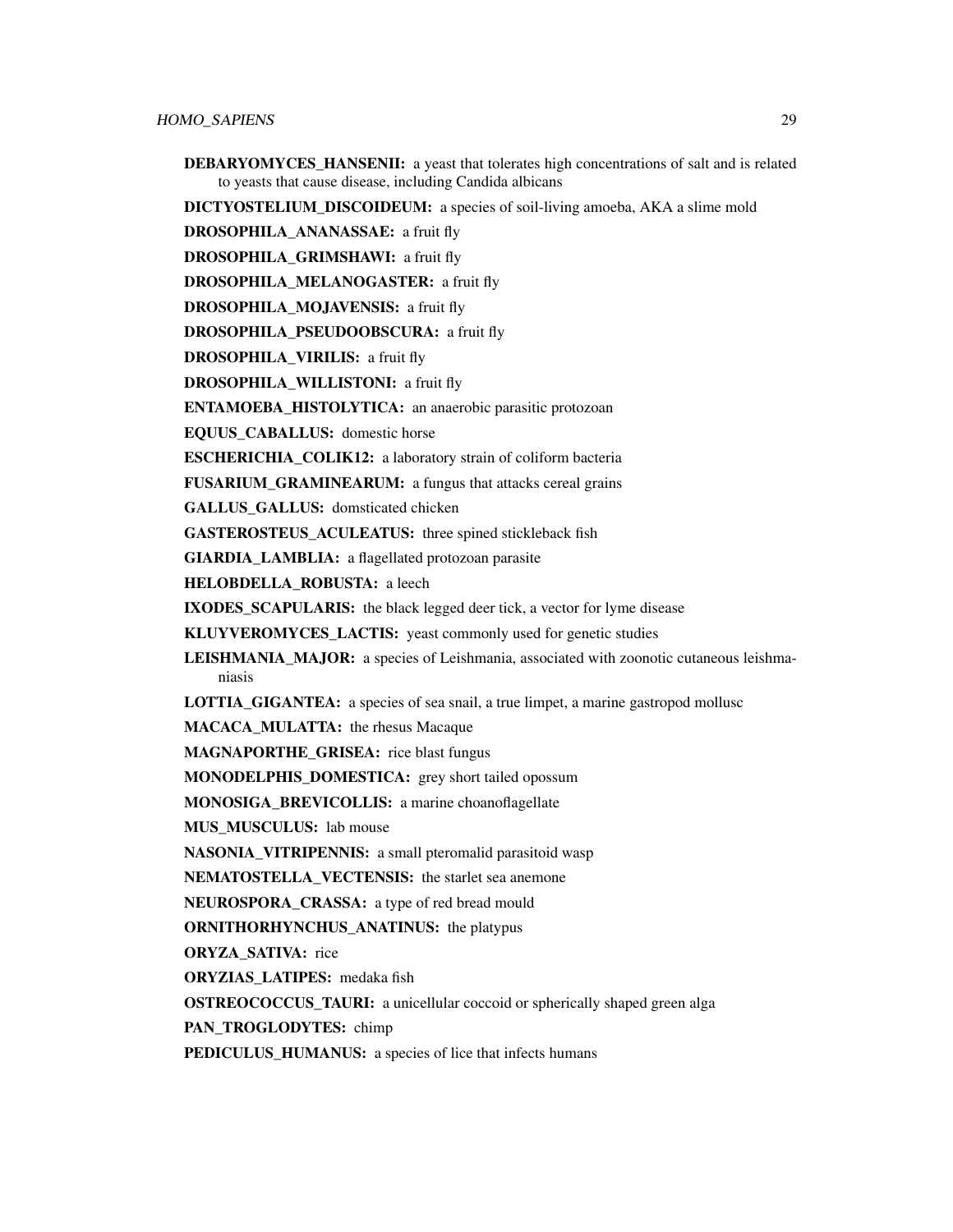**DEBARYOMYCES_HANSENII:** a yeast that tolerates high concentrations of salt and is related to yeasts that cause disease, including Candida albicans

**DICTYOSTELIUM_DISCOIDEUM:** a species of soil-living amoeba, AKA a slime mold

**DROSOPHILA_ANANASSAE:** a fruit fly

**DROSOPHILA_GRIMSHAWI:** a fruit fly

**DROSOPHILA_MELANOGASTER:** a fruit fly

**DROSOPHILA_MOJAVENSIS:** a fruit fly

**DROSOPHILA_PSEUDOOBSCURA:** a fruit fly

**DROSOPHILA_VIRILIS:** a fruit fly

**DROSOPHILA_WILLISTONI:** a fruit fly

**ENTAMOEBA_HISTOLYTICA:** an anaerobic parasitic protozoan

**EQUUS_CABALLUS:** domestic horse

**ESCHERICHIA_COLIK12:** a laboratory strain of coliform bacteria

**FUSARIUM_GRAMINEARUM:** a fungus that attacks cereal grains

**GALLUS_GALLUS:** domsticated chicken

**GASTEROSTEUS_ACULEATUS:** three spined stickleback fish

**GIARDIA_LAMBLIA:** a flagellated protozoan parasite

**HELOBDELLA_ROBUSTA:** a leech

**IXODES_SCAPULARIS:** the black legged deer tick, a vector for lyme disease

**KLUYVEROMYCES_LACTIS:** yeast commonly used for genetic studies

**LEISHMANIA_MAJOR:** a species of Leishmania, associated with zoonotic cutaneous leishmaniasis

**LOTTIA_GIGANTEA:** a species of sea snail, a true limpet, a marine gastropod mollusc

**MACACA_MULATTA:** the rhesus Macaque

**MAGNAPORTHE_GRISEA:** rice blast fungus

**MONODELPHIS_DOMESTICA:** grey short tailed opossum

**MONOSIGA_BREVICOLLIS:** a marine choanoflagellate

**MUS_MUSCULUS:** lab mouse

**NASONIA_VITRIPENNIS:** a small pteromalid parasitoid wasp

**NEMATOSTELLA_VECTENSIS:** the starlet sea anemone

**NEUROSPORA_CRASSA:** a type of red bread mould

**ORNITHORHYNCHUS_ANATINUS:** the platypus

**ORYZA_SATIVA:** rice

**ORYZIAS_LATIPES:** medaka fish

**OSTREOCOCCUS_TAURI:** a unicellular coccoid or spherically shaped green alga

**PAN_TROGLODYTES:** chimp

**PEDICULUS_HUMANUS:** a species of lice that infects humans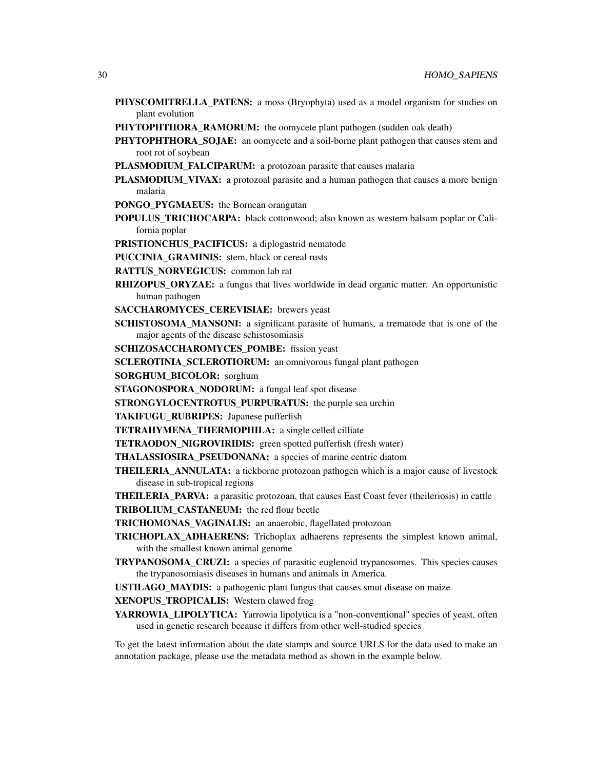**PHYSCOMITRELLA_PATENS:** a moss (Bryophyta) used as a model organism for studies on plant evolution

**PHYTOPHTHORA_RAMORUM:** the oomycete plant pathogen (sudden oak death)

**PHYTOPHTHORA_SOJAE:** an oomycete and a soil-borne plant pathogen that causes stem and root rot of soybean

**PLASMODIUM_FALCIPARUM:** a protozoan parasite that causes malaria

**PLASMODIUM_VIVAX:** a protozoal parasite and a human pathogen that causes a more benign malaria

**PONGO_PYGMAEUS:** the Bornean orangutan

**POPULUS_TRICHOCARPA:** black cottonwood; also known as western balsam poplar or California poplar

**PRISTIONCHUS_PACIFICUS:** a diplogastrid nematode

**PUCCINIA_GRAMINIS:** stem, black or cereal rusts

**RATTUS_NORVEGICUS:** common lab rat

**RHIZOPUS_ORYZAE:** a fungus that lives worldwide in dead organic matter. An opportunistic human pathogen

**SACCHAROMYCES_CEREVISIAE:** brewers yeast

**SCHISTOSOMA_MANSONI:** a significant parasite of humans, a trematode that is one of the major agents of the disease schistosomiasis

**SCHIZOSACCHAROMYCES_POMBE:** fission yeast

**SCLEROTINIA_SCLEROTIORUM:** an omnivorous fungal plant pathogen

**SORGHUM_BICOLOR:** sorghum

**STAGONOSPORA_NODORUM:** a fungal leaf spot disease

**STRONGYLOCENTROTUS_PURPURATUS:** the purple sea urchin

**TAKIFUGU_RUBRIPES:** Japanese pufferfish

**TETRAHYMENA_THERMOPHILA:** a single celled cilliate

**TETRAODON_NIGROVIRIDIS:** green spotted pufferfish (fresh water)

**THALASSIOSIRA_PSEUDONANA:** a species of marine centric diatom

**THEILERIA_ANNULATA:** a tickborne protozoan pathogen which is a major cause of livestock disease in sub-tropical regions

**THEILERIA_PARVA:** a parasitic protozoan, that causes East Coast fever (theileriosis) in cattle

**TRIBOLIUM_CASTANEUM:** the red flour beetle

**TRICHOMONAS_VAGINALIS:** an anaerobic, flagellated protozoan

**TRICHOPLAX_ADHAERENS:** Trichoplax adhaerens represents the simplest known animal, with the smallest known animal genome

**TRYPANOSOMA_CRUZI:** a species of parasitic euglenoid trypanosomes. This species causes the trypanosomiasis diseases in humans and animals in America.

**USTILAGO_MAYDIS:** a pathogenic plant fungus that causes smut disease on maize

**XENOPUS_TROPICALIS:** Western clawed frog

**YARROWIA_LIPOLYTICA:** Yarrowia lipolytica is a "non-conventional" species of yeast, often used in genetic research because it differs from other well-studied species

To get the latest information about the date stamps and source URLS for the data used to make an annotation package, please use the metadata method as shown in the example below.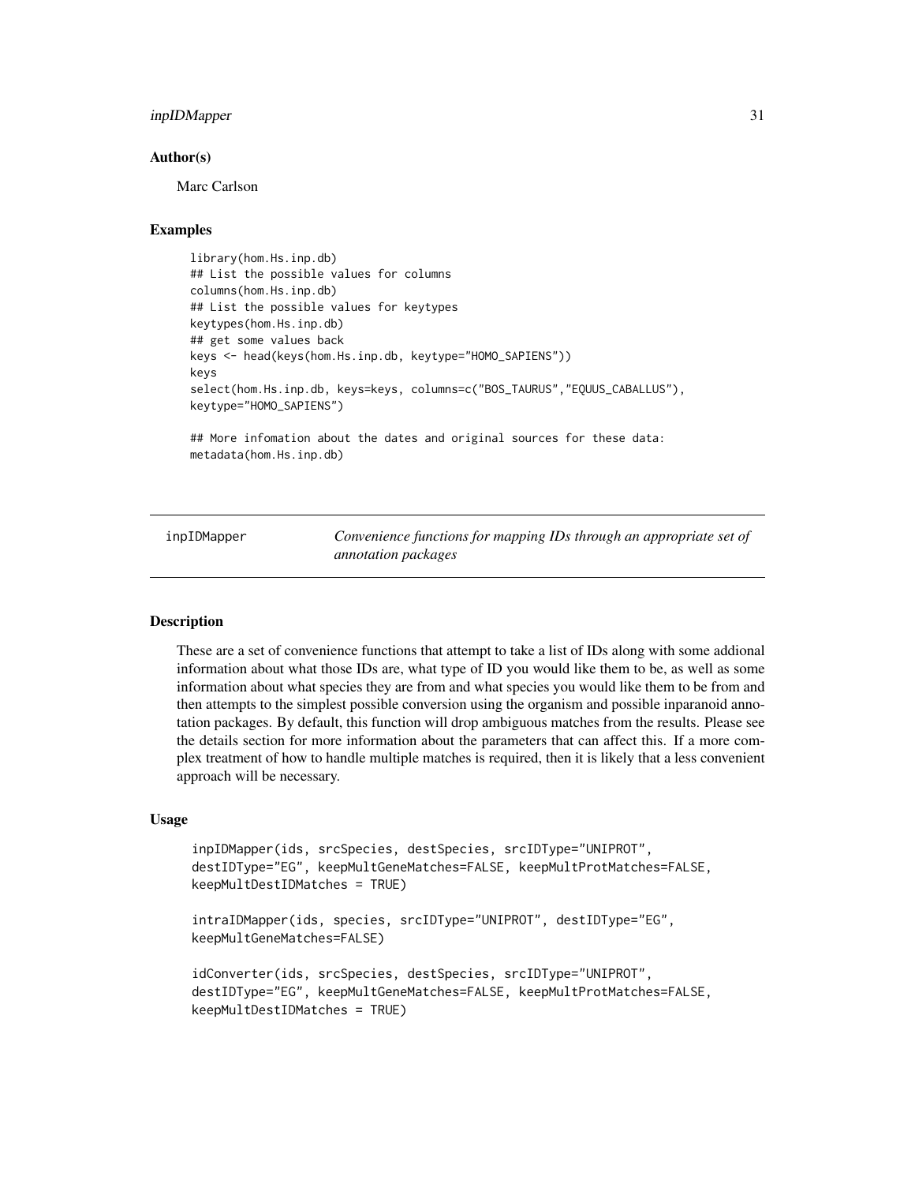### Author(s)

Marc Carlson

### Examples

```
library(hom.Hs.inp.db)
## List the possible values for columns
columns(hom.Hs.inp.db)
## List the possible values for keytypes
keytypes(hom.Hs.inp.db)
## get some values back
keys <- head(keys(hom.Hs.inp.db, keytype="HOMO_SAPIENS"))
keys
select(hom.Hs.inp.db, keys=keys, columns=c("BOS_TAURUS","EQUUS_CABALLUS"),
keytype="HOMO_SAPIENS")

## More infomation about the dates and original sources for these data:
metadata(hom.Hs.inp.db)
```

---

## inpIDMapper — *Convenience functions for mapping IDs through an appropriate set of annotation packages*

---

### Description

These are a set of convenience functions that attempt to take a list of IDs along with some addional information about what those IDs are, what type of ID you would like them to be, as well as some information about what species they are from and what species you would like them to be from and then attempts to the simplest possible conversion using the organism and possible inparanoid annotation packages. By default, this function will drop ambiguous matches from the results. Please see the details section for more information about the parameters that can affect this. If a more complex treatment of how to handle multiple matches is required, then it is likely that a less convenient approach will be necessary.

### Usage

```
inpIDMapper(ids, srcSpecies, destSpecies, srcIDType="UNIPROT",
destIDType="EG", keepMultGeneMatches=FALSE, keepMultProtMatches=FALSE,
keepMultDestIDMatches = TRUE)

intraIDMapper(ids, species, srcIDType="UNIPROT", destIDType="EG",
keepMultGeneMatches=FALSE)

idConverter(ids, srcSpecies, destSpecies, srcIDType="UNIPROT",
destIDType="EG", keepMultGeneMatches=FALSE, keepMultProtMatches=FALSE,
keepMultDestIDMatches = TRUE)
```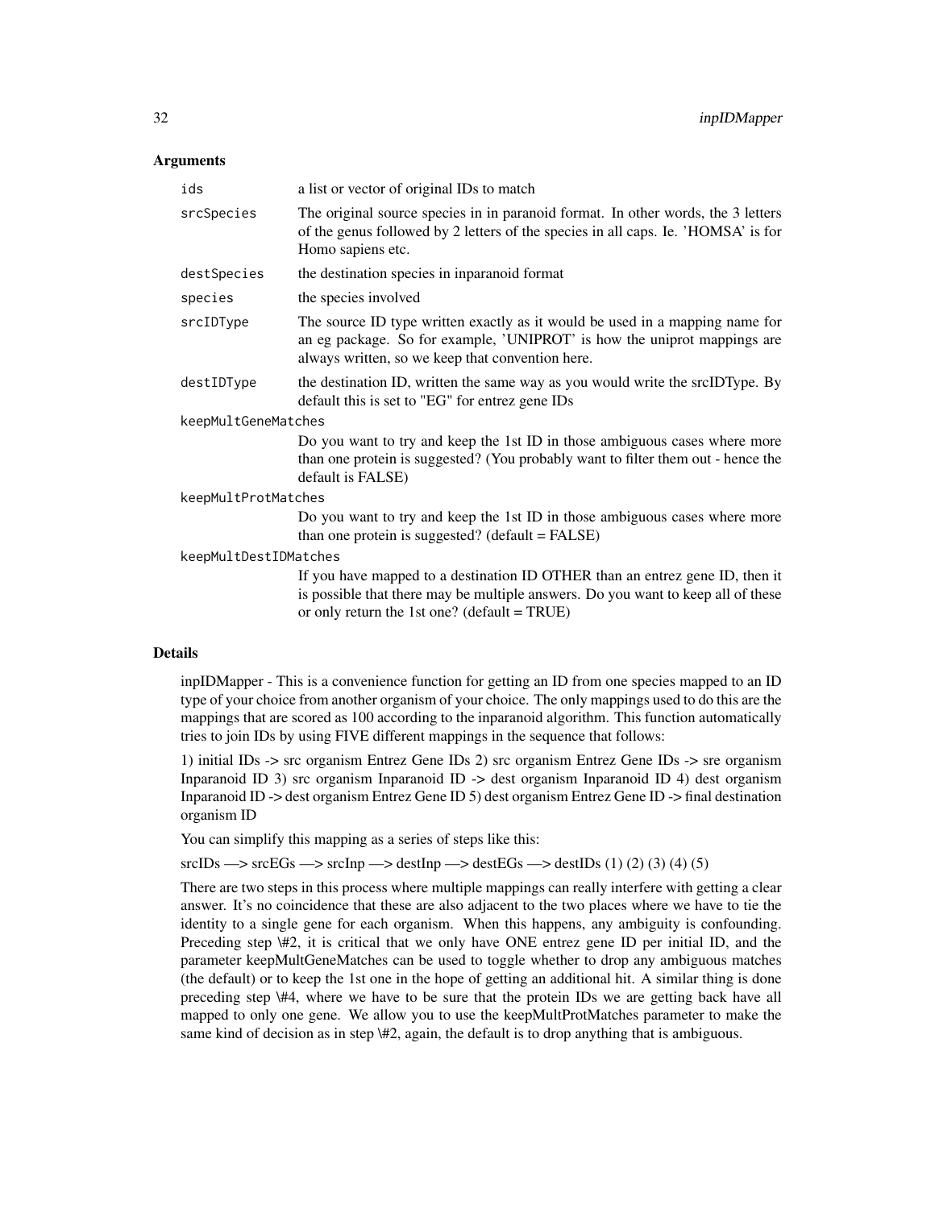## Arguments

- `ids` — a list or vector of original IDs to match
- `srcSpecies` — The original source species in in paranoid format. In other words, the 3 letters of the genus followed by 2 letters of the species in all caps. Ie. 'HOMSA' is for Homo sapiens etc.
- `destSpecies` — the destination species in inparanoid format
- `species` — the species involved
- `srcIDType` — The source ID type written exactly as it would be used in a mapping name for an eg package. So for example, 'UNIPROT' is how the uniprot mappings are always written, so we keep that convention here.
- `destIDType` — the destination ID, written the same way as you would write the srcIDType. By default this is set to "EG" for entrez gene IDs
- `keepMultGeneMatches` — Do you want to try and keep the 1st ID in those ambiguous cases where more than one protein is suggested? (You probably want to filter them out - hence the default is FALSE)
- `keepMultProtMatches` — Do you want to try and keep the 1st ID in those ambiguous cases where more than one protein is suggested? (default = FALSE)
- `keepMultDestIDMatches` — If you have mapped to a destination ID OTHER than an entrez gene ID, then it is possible that there may be multiple answers. Do you want to keep all of these or only return the 1st one? (default = TRUE)

## Details

inpIDMapper - This is a convenience function for getting an ID from one species mapped to an ID type of your choice from another organism of your choice. The only mappings used to do this are the mappings that are scored as 100 according to the inparanoid algorithm. This function automatically tries to join IDs by using FIVE different mappings in the sequence that follows:

1) initial IDs -> src organism Entrez Gene IDs 2) src organism Entrez Gene IDs -> sre organism Inparanoid ID 3) src organism Inparanoid ID -> dest organism Inparanoid ID 4) dest organism Inparanoid ID -> dest organism Entrez Gene ID 5) dest organism Entrez Gene ID -> final destination organism ID

You can simplify this mapping as a series of steps like this:

srcIDs —> srcEGs —> srcInp —> destInp —> destEGs —> destIDs (1) (2) (3) (4) (5)

There are two steps in this process where multiple mappings can really interfere with getting a clear answer. It's no coincidence that these are also adjacent to the two places where we have to tie the identity to a single gene for each organism. When this happens, any ambiguity is confounding. Preceding step \#2, it is critical that we only have ONE entrez gene ID per initial ID, and the parameter keepMultGeneMatches can be used to toggle whether to drop any ambiguous matches (the default) or to keep the 1st one in the hope of getting an additional hit. A similar thing is done preceding step \#4, where we have to be sure that the protein IDs we are getting back have all mapped to only one gene. We allow you to use the keepMultProtMatches parameter to make the same kind of decision as in step \#2, again, the default is to drop anything that is ambiguous.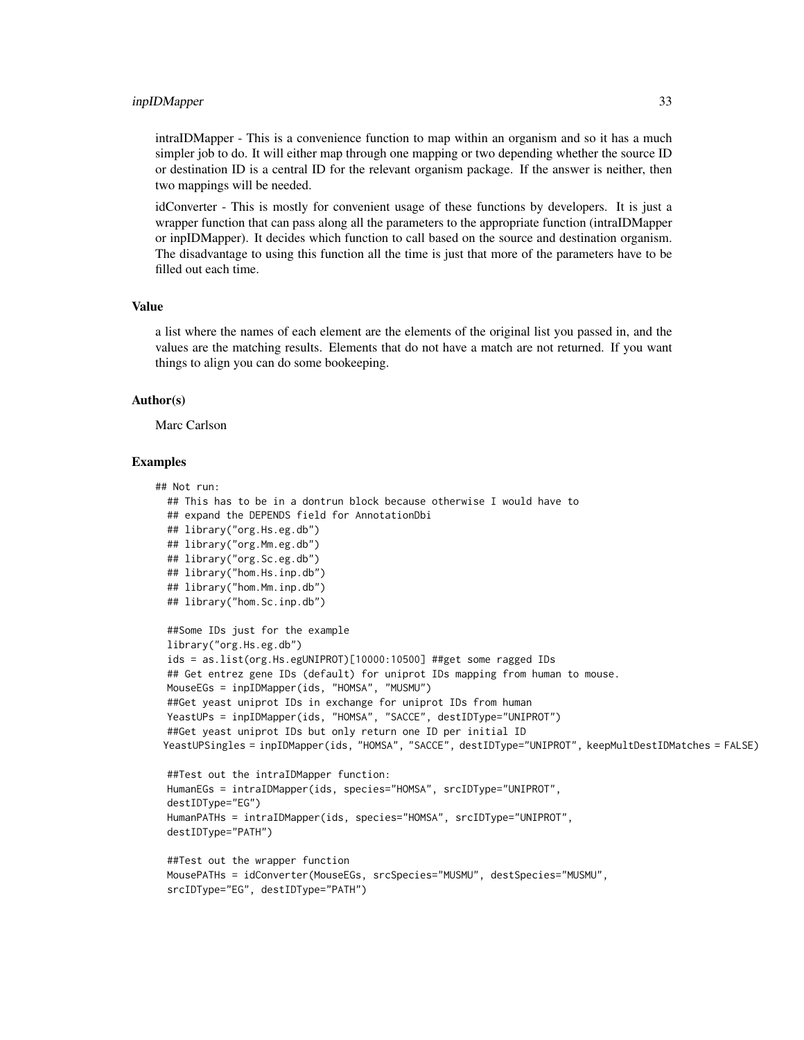intraIDMapper - This is a convenience function to map within an organism and so it has a much simpler job to do. It will either map through one mapping or two depending whether the source ID or destination ID is a central ID for the relevant organism package. If the answer is neither, then two mappings will be needed.

idConverter - This is mostly for convenient usage of these functions by developers. It is just a wrapper function that can pass along all the parameters to the appropriate function (intraIDMapper or inpIDMapper). It decides which function to call based on the source and destination organism. The disadvantage to using this function all the time is just that more of the parameters have to be filled out each time.

### Value

a list where the names of each element are the elements of the original list you passed in, and the values are the matching results. Elements that do not have a match are not returned. If you want things to align you can do some bookeeping.

### Author(s)

Marc Carlson

### Examples

```
## Not run:
  ## This has to be in a dontrun block because otherwise I would have to
  ## expand the DEPENDS field for AnnotationDbi
  ## library("org.Hs.eg.db")
  ## library("org.Mm.eg.db")
  ## library("org.Sc.eg.db")
  ## library("hom.Hs.inp.db")
  ## library("hom.Mm.inp.db")
  ## library("hom.Sc.inp.db")

  ##Some IDs just for the example
  library("org.Hs.eg.db")
  ids = as.list(org.Hs.egUNIPROT)[10000:10500] ##get some ragged IDs
  ## Get entrez gene IDs (default) for uniprot IDs mapping from human to mouse.
  MouseEGs = inpIDMapper(ids, "HOMSA", "MUSMU")
  ##Get yeast uniprot IDs in exchange for uniprot IDs from human
  YeastUPs = inpIDMapper(ids, "HOMSA", "SACCE", destIDType="UNIPROT")
  ##Get yeast uniprot IDs but only return one ID per initial ID
  YeastUPSingles = inpIDMapper(ids, "HOMSA", "SACCE", destIDType="UNIPROT", keepMultDestIDMatches = FALSE)

  ##Test out the intraIDMapper function:
  HumanEGs = intraIDMapper(ids, species="HOMSA", srcIDType="UNIPROT",
  destIDType="EG")
  HumanPATHs = intraIDMapper(ids, species="HOMSA", srcIDType="UNIPROT",
  destIDType="PATH")

  ##Test out the wrapper function
  MousePATHs = idConverter(MouseEGs, srcSpecies="MUSMU", destSpecies="MUSMU",
  srcIDType="EG", destIDType="PATH")
```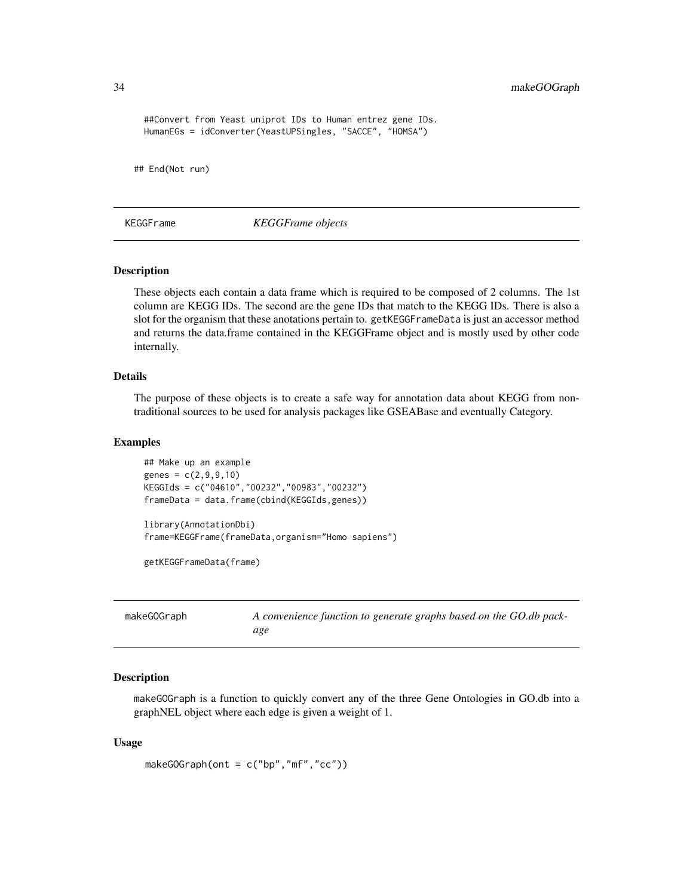```
##Convert from Yeast uniprot IDs to Human entrez gene IDs.
HumanEGs = idConverter(YeastUPSingles, "SACCE", "HOMSA")

## End(Not run)
```

## KEGGFrame — *KEGGFrame objects*

### Description

These objects each contain a data frame which is required to be composed of 2 columns. The 1st column are KEGG IDs. The second are the gene IDs that match to the KEGG IDs. There is also a slot for the organism that these anotations pertain to. `getKEGGFrameData` is just an accessor method and returns the data.frame contained in the KEGGFrame object and is mostly used by other code internally.

### Details

The purpose of these objects is to create a safe way for annotation data about KEGG from non-traditional sources to be used for analysis packages like GSEABase and eventually Category.

### Examples

```
## Make up an example
genes = c(2,9,9,10)
KEGGIds = c("04610","00232","00983","00232")
frameData = data.frame(cbind(KEGGIds,genes))

library(AnnotationDbi)
frame=KEGGFrame(frameData,organism="Homo sapiens")

getKEGGFrameData(frame)
```

## makeGOGraph — *A convenience function to generate graphs based on the GO.db package*

### Description

`makeGOGraph` is a function to quickly convert any of the three Gene Ontologies in GO.db into a graphNEL object where each edge is given a weight of 1.

### Usage

```
makeGOGraph(ont = c("bp","mf","cc"))
```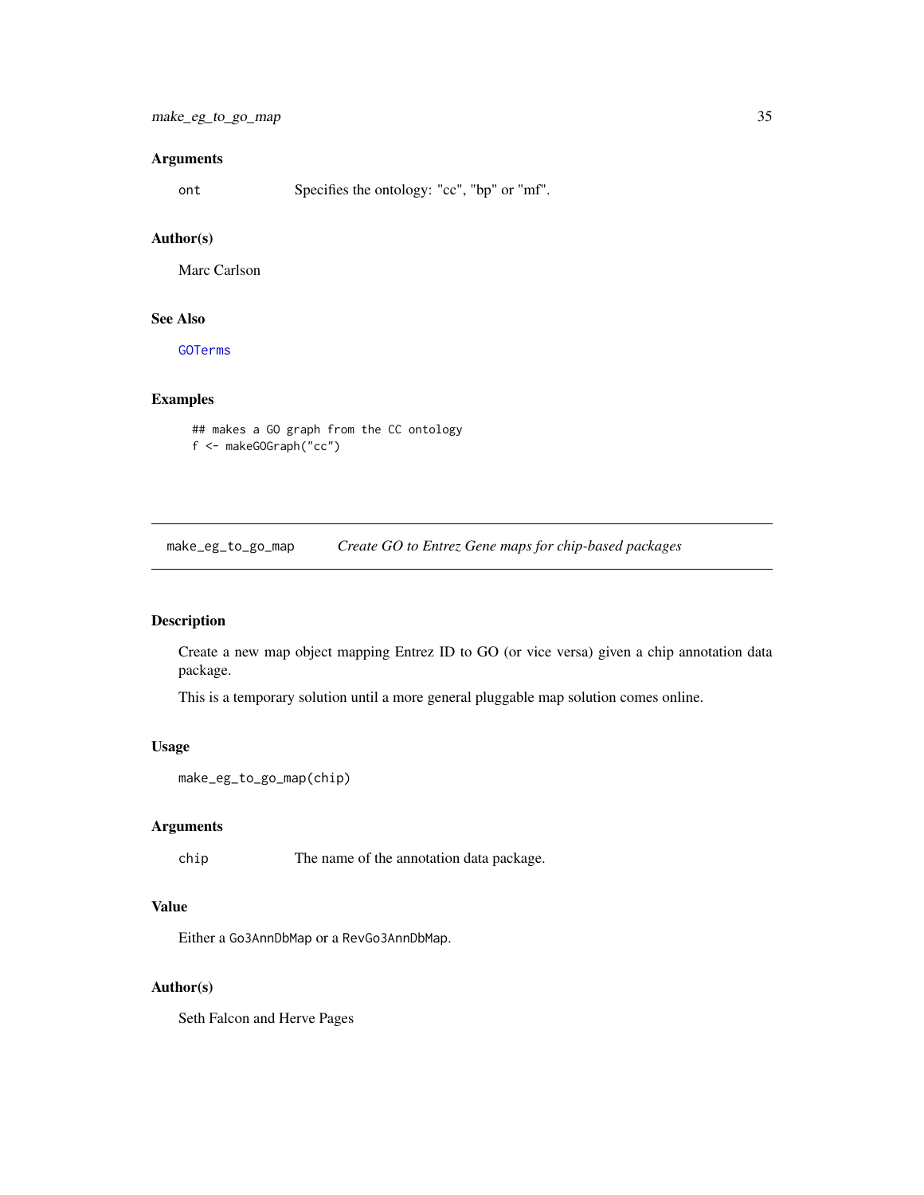### Arguments

| | |
|---|---|
| `ont` | Specifies the ontology: "cc", "bp" or "mf". |

### Author(s)

Marc Carlson

### See Also

`GOTerms`

### Examples

```
## makes a GO graph from the CC ontology
f <- makeGOGraph("cc")
```

---

## `make_eg_to_go_map` *Create GO to Entrez Gene maps for chip-based packages*

---

### Description

Create a new map object mapping Entrez ID to GO (or vice versa) given a chip annotation data package.

This is a temporary solution until a more general pluggable map solution comes online.

### Usage

```
make_eg_to_go_map(chip)
```

### Arguments

| | |
|---|---|
| `chip` | The name of the annotation data package. |

### Value

Either a `Go3AnnDbMap` or a `RevGo3AnnDbMap`.

### Author(s)

Seth Falcon and Herve Pages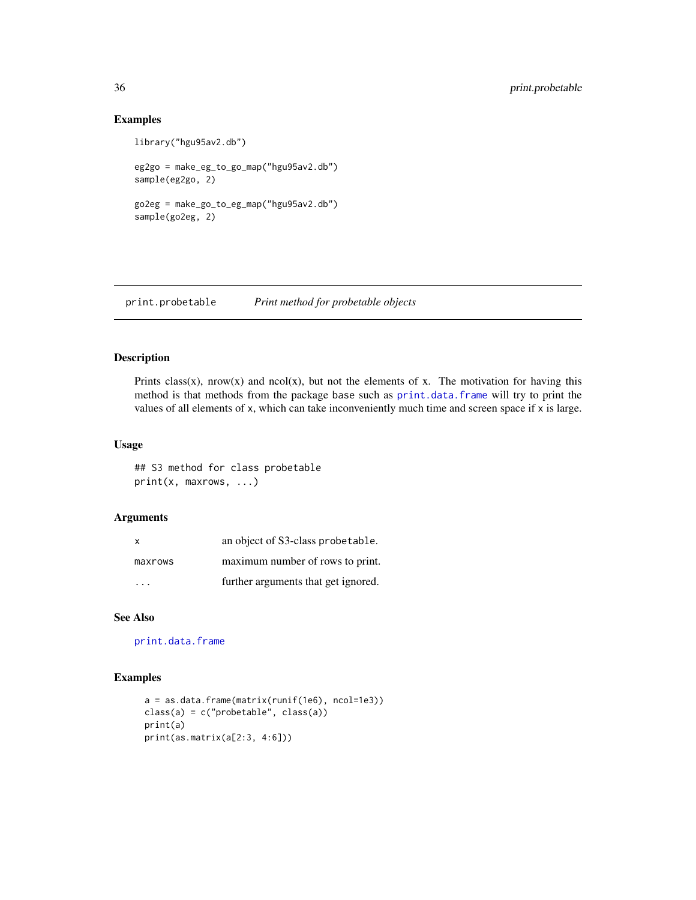## Examples

```
library("hgu95av2.db")

eg2go = make_eg_to_go_map("hgu95av2.db")
sample(eg2go, 2)

go2eg = make_go_to_eg_map("hgu95av2.db")
sample(go2eg, 2)
```

---

# print.probetable — *Print method for probetable objects*

## Description

Prints class(x), nrow(x) and ncol(x), but not the elements of x. The motivation for having this method is that methods from the package base such as `print.data.frame` will try to print the values of all elements of `x`, which can take inconveniently much time and screen space if `x` is large.

## Usage

```
## S3 method for class probetable
print(x, maxrows, ...)
```

## Arguments

| | |
|---|---|
| `x` | an object of S3-class `probetable`. |
| `maxrows` | maximum number of rows to print. |
| `...` | further arguments that get ignored. |

## See Also

`print.data.frame`

## Examples

```
a = as.data.frame(matrix(runif(1e6), ncol=1e3))
class(a) = c("probetable", class(a))
print(a)
print(as.matrix(a[2:3, 4:6]))
```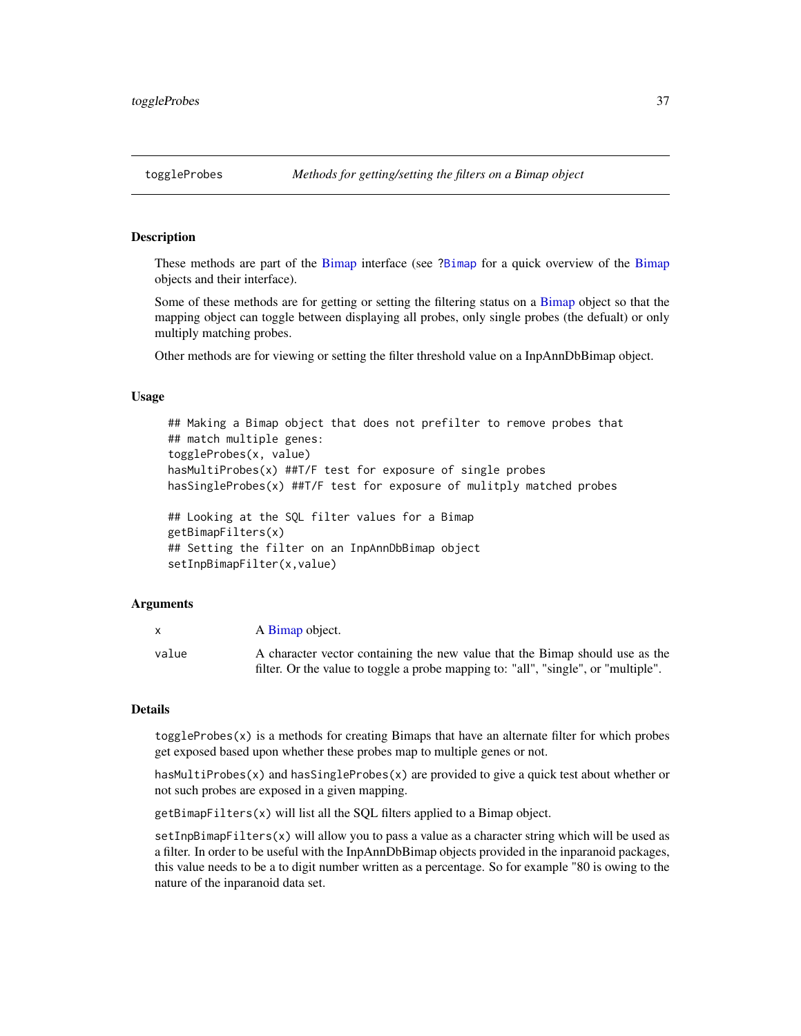toggleProbes *Methods for getting/setting the filters on a Bimap object*

### Description

These methods are part of the Bimap interface (see ?Bimap for a quick overview of the Bimap objects and their interface).

Some of these methods are for getting or setting the filtering status on a Bimap object so that the mapping object can toggle between displaying all probes, only single probes (the defualt) or only multiply matching probes.

Other methods are for viewing or setting the filter threshold value on a InpAnnDbBimap object.

### Usage

```
## Making a Bimap object that does not prefilter to remove probes that
## match multiple genes:
toggleProbes(x, value)
hasMultiProbes(x) ##T/F test for exposure of single probes
hasSingleProbes(x) ##T/F test for exposure of mulitply matched probes

## Looking at the SQL filter values for a Bimap
getBimapFilters(x)
## Setting the filter on an InpAnnDbBimap object
setInpBimapFilter(x,value)
```

### Arguments

| | |
|---|---|
| x | A Bimap object. |
| value | A character vector containing the new value that the Bimap should use as the filter. Or the value to toggle a probe mapping to: "all", "single", or "multiple". |

### Details

toggleProbes(x) is a methods for creating Bimaps that have an alternate filter for which probes get exposed based upon whether these probes map to multiple genes or not.

hasMultiProbes(x) and hasSingleProbes(x) are provided to give a quick test about whether or not such probes are exposed in a given mapping.

getBimapFilters(x) will list all the SQL filters applied to a Bimap object.

setInpBimapFilters(x) will allow you to pass a value as a character string which will be used as a filter. In order to be useful with the InpAnnDbBimap objects provided in the inparanoid packages, this value needs to be a to digit number written as a percentage. So for example "80 is owing to the nature of the inparanoid data set.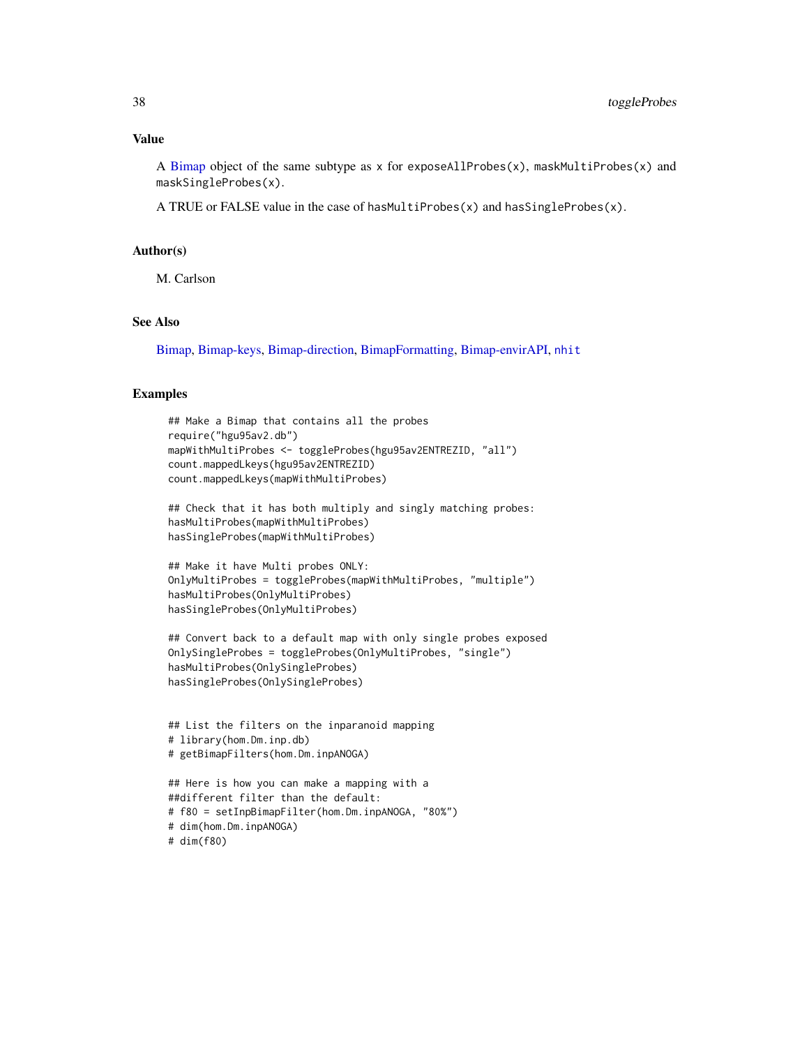## Value

A Bimap object of the same subtype as `x` for `exposeAllProbes(x)`, `maskMultiProbes(x)` and `maskSingleProbes(x)`.

A TRUE or FALSE value in the case of `hasMultiProbes(x)` and `hasSingleProbes(x)`.

## Author(s)

M. Carlson

## See Also

Bimap, Bimap-keys, Bimap-direction, BimapFormatting, Bimap-envirAPI, `nhit`

## Examples

```
## Make a Bimap that contains all the probes
require("hgu95av2.db")
mapWithMultiProbes <- toggleProbes(hgu95av2ENTREZID, "all")
count.mappedLkeys(hgu95av2ENTREZID)
count.mappedLkeys(mapWithMultiProbes)

## Check that it has both multiply and singly matching probes:
hasMultiProbes(mapWithMultiProbes)
hasSingleProbes(mapWithMultiProbes)

## Make it have Multi probes ONLY:
OnlyMultiProbes = toggleProbes(mapWithMultiProbes, "multiple")
hasMultiProbes(OnlyMultiProbes)
hasSingleProbes(OnlyMultiProbes)

## Convert back to a default map with only single probes exposed
OnlySingleProbes = toggleProbes(OnlyMultiProbes, "single")
hasMultiProbes(OnlySingleProbes)
hasSingleProbes(OnlySingleProbes)


## List the filters on the inparanoid mapping
# library(hom.Dm.inp.db)
# getBimapFilters(hom.Dm.inpANOGA)

## Here is how you can make a mapping with a
##different filter than the default:
# f80 = setInpBimapFilter(hom.Dm.inpANOGA, "80%")
# dim(hom.Dm.inpANOGA)
# dim(f80)
```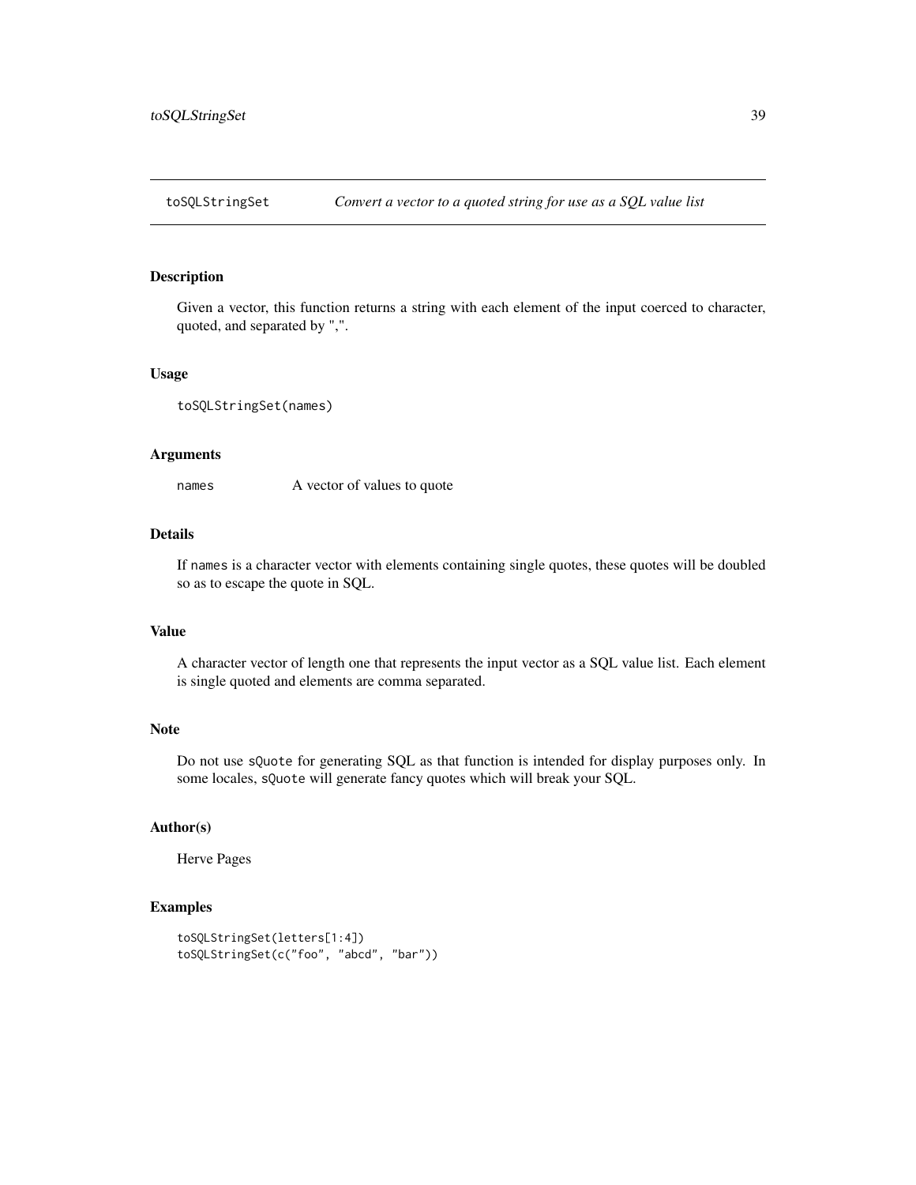## toSQLStringSet — *Convert a vector to a quoted string for use as a SQL value list*

### Description

Given a vector, this function returns a string with each element of the input coerced to character, quoted, and separated by ",".

### Usage

```
toSQLStringSet(names)
```

### Arguments

| | |
|---|---|
| `names` | A vector of values to quote |

### Details

If `names` is a character vector with elements containing single quotes, these quotes will be doubled so as to escape the quote in SQL.

### Value

A character vector of length one that represents the input vector as a SQL value list. Each element is single quoted and elements are comma separated.

### Note

Do not use `sQuote` for generating SQL as that function is intended for display purposes only. In some locales, `sQuote` will generate fancy quotes which will break your SQL.

### Author(s)

Herve Pages

### Examples

```
toSQLStringSet(letters[1:4])
toSQLStringSet(c("foo", "abcd", "bar"))
```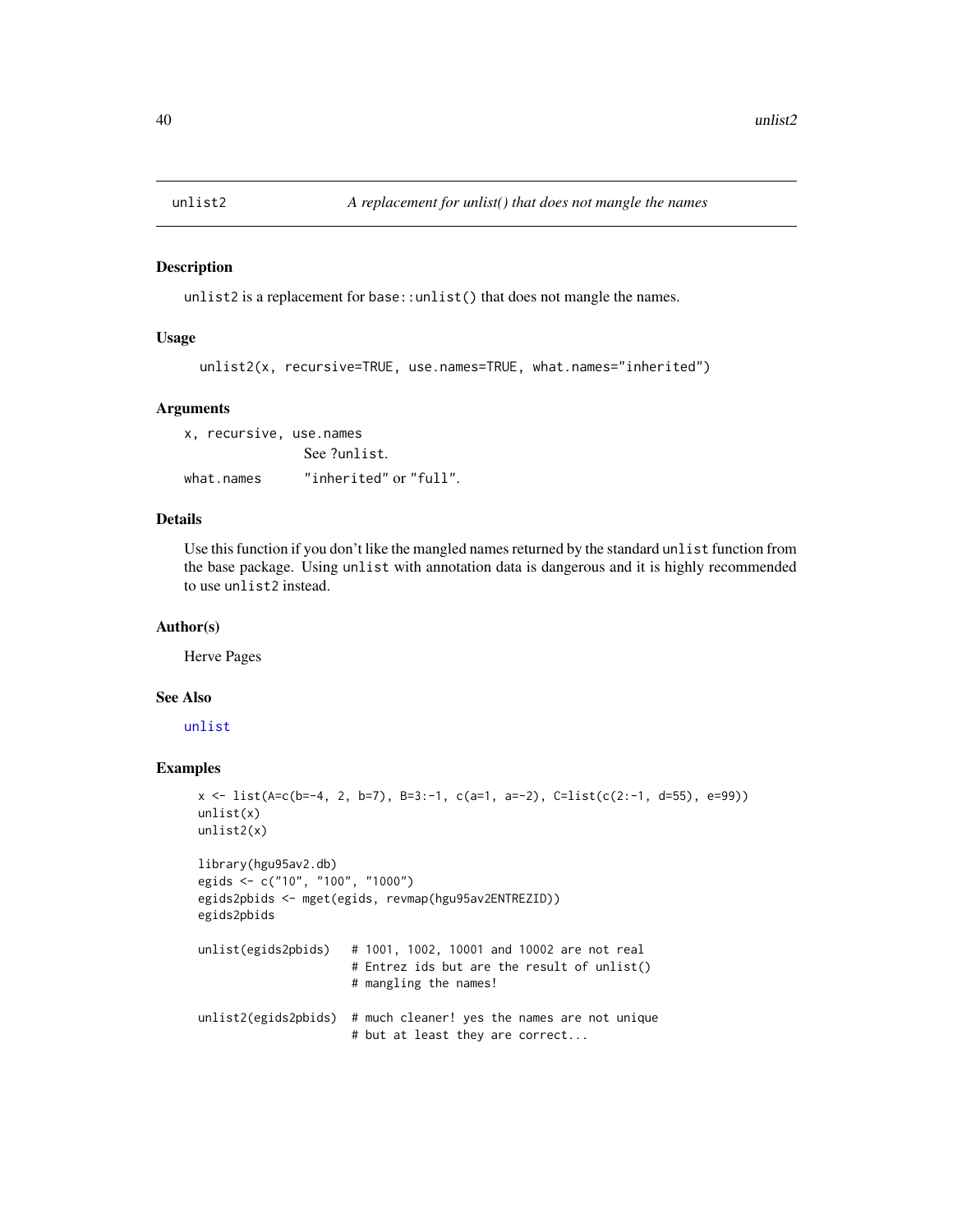## unlist2 — *A replacement for unlist() that does not mangle the names*

### Description

unlist2 is a replacement for `base::unlist()` that does not mangle the names.

### Usage

```
unlist2(x, recursive=TRUE, use.names=TRUE, what.names="inherited")
```

### Arguments

| | |
|---|---|
| x, recursive, use.names | See ?unlist. |
| what.names | "inherited" or "full". |

### Details

Use this function if you don't like the mangled names returned by the standard `unlist` function from the base package. Using `unlist` with annotation data is dangerous and it is highly recommended to use `unlist2` instead.

### Author(s)

Herve Pages

### See Also

unlist

### Examples

```
x <- list(A=c(b=-4, 2, b=7), B=3:-1, c(a=1, a=-2), C=list(c(2:-1, d=55), e=99))
unlist(x)
unlist2(x)

library(hgu95av2.db)
egids <- c("10", "100", "1000")
egids2pbids <- mget(egids, revmap(hgu95av2ENTREZID))
egids2pbids

unlist(egids2pbids)   # 1001, 1002, 10001 and 10002 are not real
                      # Entrez ids but are the result of unlist()
                      # mangling the names!

unlist2(egids2pbids)  # much cleaner! yes the names are not unique
                      # but at least they are correct...
```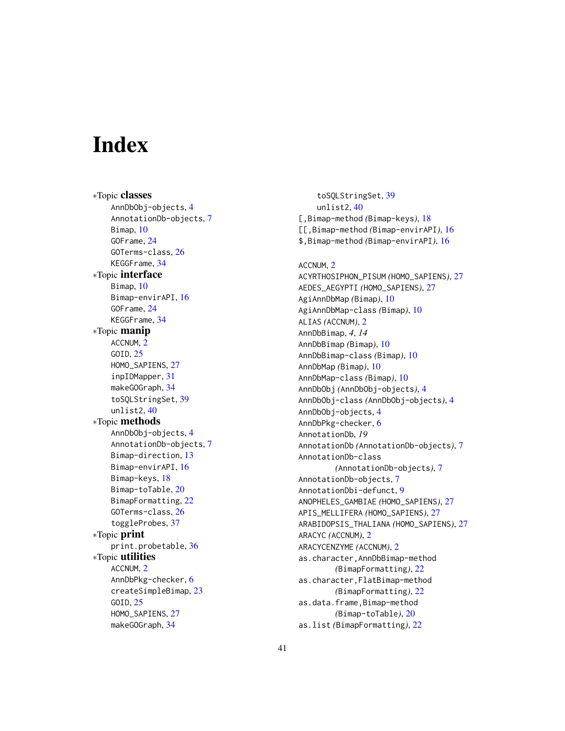# Index

*Topic **classes**
- AnnDbObj-objects, 4
- AnnotationDb-objects, 7
- Bimap, 10
- GOFrame, 24
- GOTerms-class, 26
- KEGGFrame, 34

*Topic **interface**
- Bimap, 10
- Bimap-envirAPI, 16
- GOFrame, 24
- KEGGFrame, 34

*Topic **manip**
- ACCNUM, 2
- GOID, 25
- HOMO_SAPIENS, 27
- inpIDMapper, 31
- makeGOGraph, 34
- toSQLStringSet, 39
- unlist2, 40

*Topic **methods**
- AnnDbObj-objects, 4
- AnnotationDb-objects, 7
- Bimap-direction, 13
- Bimap-envirAPI, 16
- Bimap-keys, 18
- Bimap-toTable, 20
- BimapFormatting, 22
- GOTerms-class, 26
- toggleProbes, 37

*Topic **print**
- print.probetable, 36

*Topic **utilities**
- ACCNUM, 2
- AnnDbPkg-checker, 6
- createSimpleBimap, 23
- GOID, 25
- HOMO_SAPIENS, 27
- makeGOGraph, 34
- toSQLStringSet, 39
- unlist2, 40

[,Bimap-method *(Bimap-keys)*, 18
[[,Bimap-method *(Bimap-envirAPI)*, 16
$,Bimap-method *(Bimap-envirAPI)*, 16

ACCNUM, 2
ACYRTHOSIPHON_PISUM *(HOMO_SAPIENS)*, 27
AEDES_AEGYPTI *(HOMO_SAPIENS)*, 27
AgiAnnDbMap *(Bimap)*, 10
AgiAnnDbMap-class *(Bimap)*, 10
ALIAS *(ACCNUM)*, 2
AnnDbBimap, 4, *14*
AnnDbBimap *(Bimap)*, 10
AnnDbBimap-class *(Bimap)*, 10
AnnDbMap *(Bimap)*, 10
AnnDbMap-class *(Bimap)*, 10
AnnDbObj *(AnnDbObj-objects)*, 4
AnnDbObj-class *(AnnDbObj-objects)*, 4
AnnDbObj-objects, 4
AnnDbPkg-checker, 6
AnnotationDb, *19*
AnnotationDb *(AnnotationDb-objects)*, 7
AnnotationDb-class *(AnnotationDb-objects)*, 7
AnnotationDb-objects, 7
AnnotationDbi-defunct, 9
ANOPHELES_GAMBIAE *(HOMO_SAPIENS)*, 27
APIS_MELLIFERA *(HOMO_SAPIENS)*, 27
ARABIDOPSIS_THALIANA *(HOMO_SAPIENS)*, 27
ARACYC *(ACCNUM)*, 2
ARACYCENZYME *(ACCNUM)*, 2
as.character,AnnDbBimap-method *(BimapFormatting)*, 22
as.character,FlatBimap-method *(BimapFormatting)*, 22
as.data.frame,Bimap-method *(Bimap-toTable)*, 20
as.list *(BimapFormatting)*, 22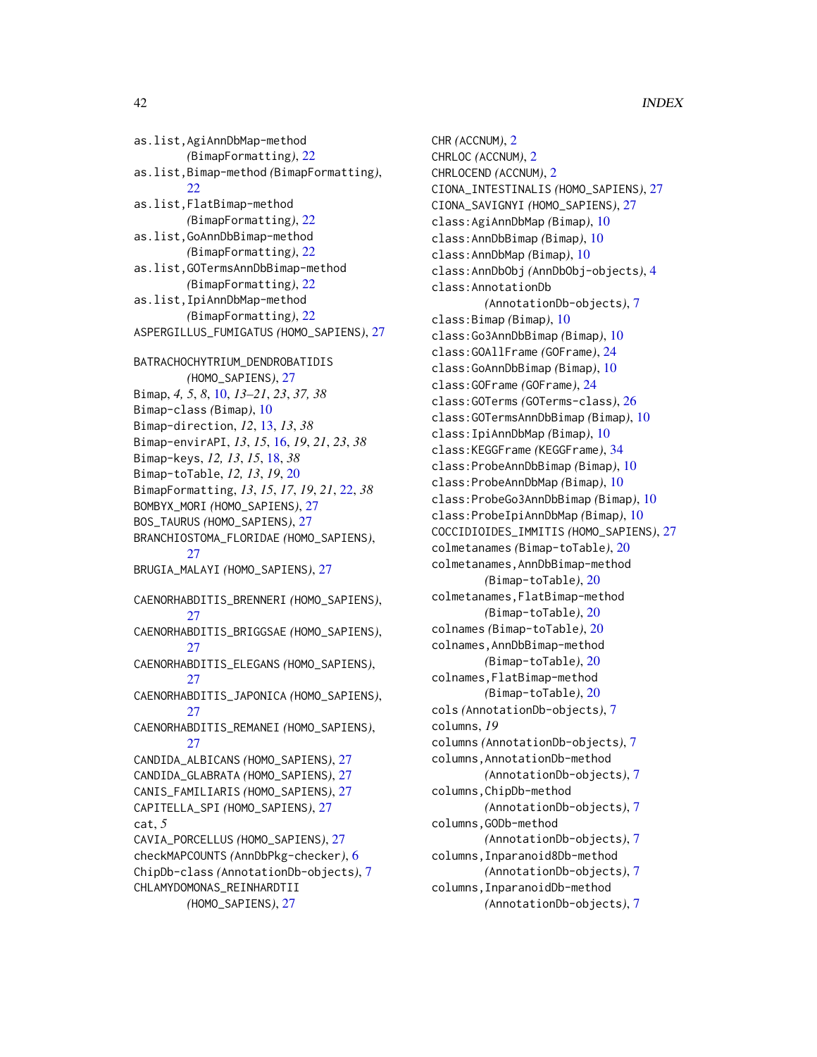as.list,AgiAnnDbMap-method *(BimapFormatting)*, 22
as.list,Bimap-method *(BimapFormatting)*, 22
as.list,FlatBimap-method *(BimapFormatting)*, 22
as.list,GoAnnDbBimap-method *(BimapFormatting)*, 22
as.list,GOTermsAnnDbBimap-method *(BimapFormatting)*, 22
as.list,IpiAnnDbMap-method *(BimapFormatting)*, 22
ASPERGILLUS_FUMIGATUS *(HOMO_SAPIENS)*, 27

BATRACHOCHYTRIUM_DENDROBATIDIS *(HOMO_SAPIENS)*, 27
Bimap, *4, 5*, *8*, 10, *13–21*, *23*, *37, 38*
Bimap-class *(Bimap)*, 10
Bimap-direction, *12*, 13, *13*, *38*
Bimap-envirAPI, *13*, *15*, 16, *19*, *21*, *23*, *38*
Bimap-keys, *12, 13*, *15*, 18, *38*
Bimap-toTable, *12, 13*, *19*, 20
BimapFormatting, *13*, *15*, *17*, *19*, *21*, 22, *38*
BOMBYX_MORI *(HOMO_SAPIENS)*, 27
BOS_TAURUS *(HOMO_SAPIENS)*, 27
BRANCHIOSTOMA_FLORIDAE *(HOMO_SAPIENS)*, 27
BRUGIA_MALAYI *(HOMO_SAPIENS)*, 27

CAENORHABDITIS_BRENNERI *(HOMO_SAPIENS)*, 27
CAENORHABDITIS_BRIGGSAE *(HOMO_SAPIENS)*, 27
CAENORHABDITIS_ELEGANS *(HOMO_SAPIENS)*, 27
CAENORHABDITIS_JAPONICA *(HOMO_SAPIENS)*, 27
CAENORHABDITIS_REMANEI *(HOMO_SAPIENS)*, 27
CANDIDA_ALBICANS *(HOMO_SAPIENS)*, 27
CANDIDA_GLABRATA *(HOMO_SAPIENS)*, 27
CANIS_FAMILIARIS *(HOMO_SAPIENS)*, 27
CAPITELLA_SPI *(HOMO_SAPIENS)*, 27
cat, *5*
CAVIA_PORCELLUS *(HOMO_SAPIENS)*, 27
checkMAPCOUNTS *(AnnDbPkg-checker)*, 6
ChipDb-class *(AnnotationDb-objects)*, 7
CHLAMYDOMONAS_REINHARDTII *(HOMO_SAPIENS)*, 27
CHR *(ACCNUM)*, 2
CHRLOC *(ACCNUM)*, 2
CHRLOCEND *(ACCNUM)*, 2
CIONA_INTESTINALIS *(HOMO_SAPIENS)*, 27
CIONA_SAVIGNYI *(HOMO_SAPIENS)*, 27
class:AgiAnnDbMap *(Bimap)*, 10
class:AnnDbBimap *(Bimap)*, 10
class:AnnDbMap *(Bimap)*, 10
class:AnnDbObj *(AnnDbObj-objects)*, 4
class:AnnotationDb *(AnnotationDb-objects)*, 7
class:Bimap *(Bimap)*, 10
class:Go3AnnDbBimap *(Bimap)*, 10
class:GOAllFrame *(GOFrame)*, 24
class:GoAnnDbBimap *(Bimap)*, 10
class:GOFrame *(GOFrame)*, 24
class:GOTerms *(GOTerms-class)*, 26
class:GOTermsAnnDbBimap *(Bimap)*, 10
class:IpiAnnDbMap *(Bimap)*, 10
class:KEGGFrame *(KEGGFrame)*, 34
class:ProbeAnnDbBimap *(Bimap)*, 10
class:ProbeAnnDbMap *(Bimap)*, 10
class:ProbeGo3AnnDbBimap *(Bimap)*, 10
class:ProbeIpiAnnDbMap *(Bimap)*, 10
COCCIDIOIDES_IMMITIS *(HOMO_SAPIENS)*, 27
colmetanames *(Bimap-toTable)*, 20
colmetanames,AnnDbBimap-method *(Bimap-toTable)*, 20
colmetanames,FlatBimap-method *(Bimap-toTable)*, 20
colnames *(Bimap-toTable)*, 20
colnames,AnnDbBimap-method *(Bimap-toTable)*, 20
colnames,FlatBimap-method *(Bimap-toTable)*, 20
cols *(AnnotationDb-objects)*, 7
columns, *19*
columns *(AnnotationDb-objects)*, 7
columns,AnnotationDb-method *(AnnotationDb-objects)*, 7
columns,ChipDb-method *(AnnotationDb-objects)*, 7
columns,GODb-method *(AnnotationDb-objects)*, 7
columns,Inparanoid8Db-method *(AnnotationDb-objects)*, 7
columns,InparanoidDb-method *(AnnotationDb-objects)*, 7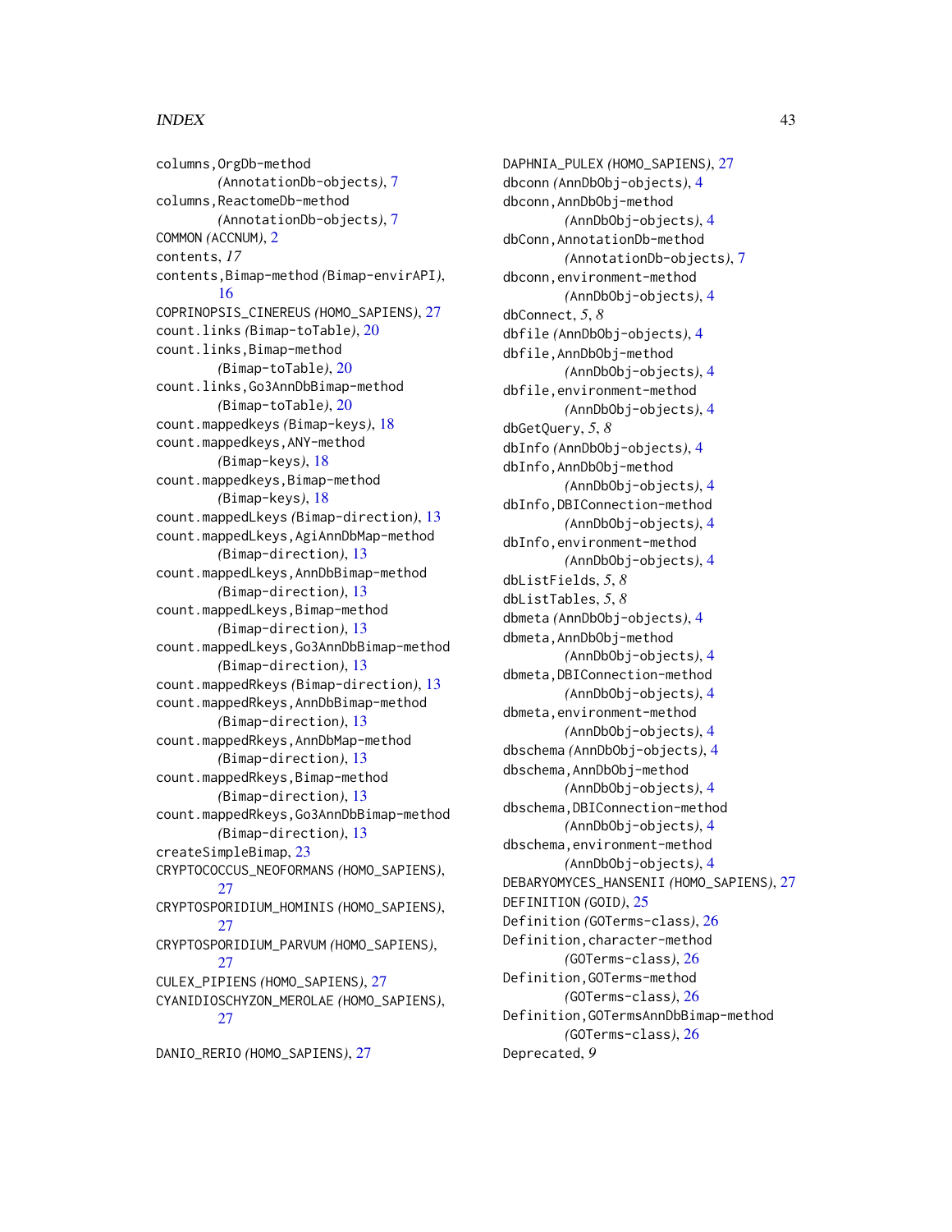columns,OrgDb-method
  *(*AnnotationDb-objects*)*, 7
columns,ReactomeDb-method
  *(*AnnotationDb-objects*)*, 7
COMMON *(*ACCNUM*)*, 2
contents, *17*
contents,Bimap-method *(*Bimap-envirAPI*)*, 16
COPRINOPSIS_CINEREUS *(*HOMO_SAPIENS*)*, 27
count.links *(*Bimap-toTable*)*, 20
count.links,Bimap-method
  *(*Bimap-toTable*)*, 20
count.links,Go3AnnDbBimap-method
  *(*Bimap-toTable*)*, 20
count.mappedkeys *(*Bimap-keys*)*, 18
count.mappedkeys,ANY-method
  *(*Bimap-keys*)*, 18
count.mappedkeys,Bimap-method
  *(*Bimap-keys*)*, 18
count.mappedLkeys *(*Bimap-direction*)*, 13
count.mappedLkeys,AgiAnnDbMap-method
  *(*Bimap-direction*)*, 13
count.mappedLkeys,AnnDbBimap-method
  *(*Bimap-direction*)*, 13
count.mappedLkeys,Bimap-method
  *(*Bimap-direction*)*, 13
count.mappedLkeys,Go3AnnDbBimap-method
  *(*Bimap-direction*)*, 13
count.mappedRkeys *(*Bimap-direction*)*, 13
count.mappedRkeys,AnnDbBimap-method
  *(*Bimap-direction*)*, 13
count.mappedRkeys,AnnDbMap-method
  *(*Bimap-direction*)*, 13
count.mappedRkeys,Bimap-method
  *(*Bimap-direction*)*, 13
count.mappedRkeys,Go3AnnDbBimap-method
  *(*Bimap-direction*)*, 13
createSimpleBimap, 23
CRYPTOCOCCUS_NEOFORMANS *(*HOMO_SAPIENS*)*, 27
CRYPTOSPORIDIUM_HOMINIS *(*HOMO_SAPIENS*)*, 27
CRYPTOSPORIDIUM_PARVUM *(*HOMO_SAPIENS*)*, 27
CULEX_PIPIENS *(*HOMO_SAPIENS*)*, 27
CYANIDIOSCHYZON_MEROLAE *(*HOMO_SAPIENS*)*, 27

DANIO_RERIO *(*HOMO_SAPIENS*)*, 27
DAPHNIA_PULEX *(*HOMO_SAPIENS*)*, 27
dbconn *(*AnnDbObj-objects*)*, 4
dbconn,AnnDbObj-method
  *(*AnnDbObj-objects*)*, 4
dbConn,AnnotationDb-method
  *(*AnnotationDb-objects*)*, 7
dbconn,environment-method
  *(*AnnDbObj-objects*)*, 4
dbConnect, *5*, *8*
dbfile *(*AnnDbObj-objects*)*, 4
dbfile,AnnDbObj-method
  *(*AnnDbObj-objects*)*, 4
dbfile,environment-method
  *(*AnnDbObj-objects*)*, 4
dbGetQuery, *5*, *8*
dbInfo *(*AnnDbObj-objects*)*, 4
dbInfo,AnnDbObj-method
  *(*AnnDbObj-objects*)*, 4
dbInfo,DBIConnection-method
  *(*AnnDbObj-objects*)*, 4
dbInfo,environment-method
  *(*AnnDbObj-objects*)*, 4
dbListFields, *5*, *8*
dbListTables, *5*, *8*
dbmeta *(*AnnDbObj-objects*)*, 4
dbmeta,AnnDbObj-method
  *(*AnnDbObj-objects*)*, 4
dbmeta,DBIConnection-method
  *(*AnnDbObj-objects*)*, 4
dbmeta,environment-method
  *(*AnnDbObj-objects*)*, 4
dbschema *(*AnnDbObj-objects*)*, 4
dbschema,AnnDbObj-method
  *(*AnnDbObj-objects*)*, 4
dbschema,DBIConnection-method
  *(*AnnDbObj-objects*)*, 4
dbschema,environment-method
  *(*AnnDbObj-objects*)*, 4
DEBARYOMYCES_HANSENII *(*HOMO_SAPIENS*)*, 27
DEFINITION *(*GOID*)*, 25
Definition *(*GOTerms-class*)*, 26
Definition,character-method
  *(*GOTerms-class*)*, 26
Definition,GOTerms-method
  *(*GOTerms-class*)*, 26
Definition,GOTermsAnnDbBimap-method
  *(*GOTerms-class*)*, 26
Deprecated, *9*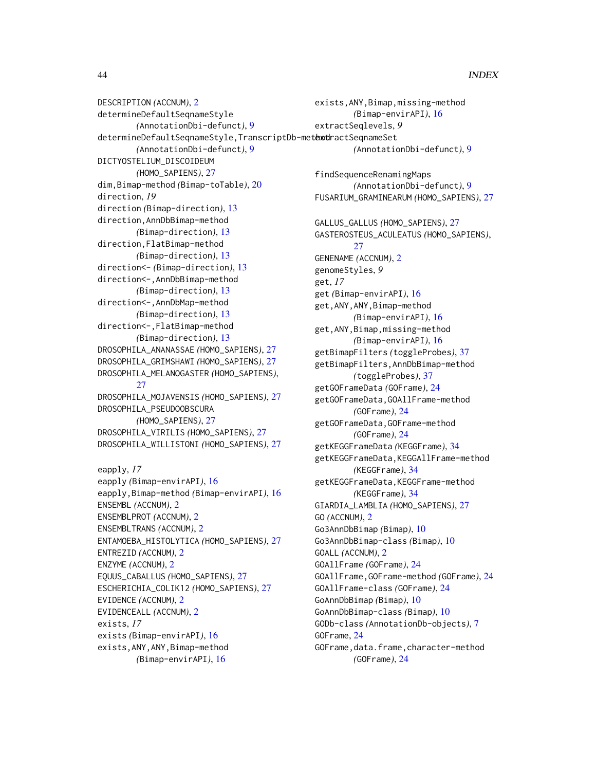DESCRIPTION *(*ACCNUM*)*, 2
determineDefaultSeqnameStyle *(*AnnotationDbi-defunct*)*, 9
determineDefaultSeqnameStyle,TranscriptDb-method *(*AnnotationDbi-defunct*)*, 9
DICTYOSTELIUM_DISCOIDEUM *(*HOMO_SAPIENS*)*, 27
dim,Bimap-method *(*Bimap-toTable*)*, 20
direction, *19*
direction *(*Bimap-direction*)*, 13
direction,AnnDbBimap-method *(*Bimap-direction*)*, 13
direction,FlatBimap-method *(*Bimap-direction*)*, 13
direction<- *(*Bimap-direction*)*, 13
direction<-,AnnDbBimap-method *(*Bimap-direction*)*, 13
direction<-,AnnDbMap-method *(*Bimap-direction*)*, 13
direction<-,FlatBimap-method *(*Bimap-direction*)*, 13
DROSOPHILA_ANANASSAE *(*HOMO_SAPIENS*)*, 27
DROSOPHILA_GRIMSHAWI *(*HOMO_SAPIENS*)*, 27
DROSOPHILA_MELANOGASTER *(*HOMO_SAPIENS*)*, 27
DROSOPHILA_MOJAVENSIS *(*HOMO_SAPIENS*)*, 27
DROSOPHILA_PSEUDOOBSCURA *(*HOMO_SAPIENS*)*, 27
DROSOPHILA_VIRILIS *(*HOMO_SAPIENS*)*, 27
DROSOPHILA_WILLISTONI *(*HOMO_SAPIENS*)*, 27

eapply, *17*
eapply *(*Bimap-envirAPI*)*, 16
eapply,Bimap-method *(*Bimap-envirAPI*)*, 16
ENSEMBL *(*ACCNUM*)*, 2
ENSEMBLPROT *(*ACCNUM*)*, 2
ENSEMBLTRANS *(*ACCNUM*)*, 2
ENTAMOEBA_HISTOLYTICA *(*HOMO_SAPIENS*)*, 27
ENTREZID *(*ACCNUM*)*, 2
ENZYME *(*ACCNUM*)*, 2
EQUUS_CABALLUS *(*HOMO_SAPIENS*)*, 27
ESCHERICHIA_COLIK12 *(*HOMO_SAPIENS*)*, 27
EVIDENCE *(*ACCNUM*)*, 2
EVIDENCEALL *(*ACCNUM*)*, 2
exists, *17*
exists *(*Bimap-envirAPI*)*, 16
exists,ANY,ANY,Bimap-method *(*Bimap-envirAPI*)*, 16
exists,ANY,Bimap,missing-method *(*Bimap-envirAPI*)*, 16
extractSeqlevels, *9*
extractSeqnameSet *(*AnnotationDbi-defunct*)*, 9

findSequenceRenamingMaps *(*AnnotationDbi-defunct*)*, 9
FUSARIUM_GRAMINEARUM *(*HOMO_SAPIENS*)*, 27

GALLUS_GALLUS *(*HOMO_SAPIENS*)*, 27
GASTEROSTEUS_ACULEATUS *(*HOMO_SAPIENS*)*, 27
GENENAME *(*ACCNUM*)*, 2
genomeStyles, *9*
get, *17*
get *(*Bimap-envirAPI*)*, 16
get,ANY,ANY,Bimap-method *(*Bimap-envirAPI*)*, 16
get,ANY,Bimap,missing-method *(*Bimap-envirAPI*)*, 16
getBimapFilters *(*toggleProbes*)*, 37
getBimapFilters,AnnDbBimap-method *(*toggleProbes*)*, 37
getGOFrameData *(*GOFrame*)*, 24
getGOFrameData,GOAllFrame-method *(*GOFrame*)*, 24
getGOFrameData,GOFrame-method *(*GOFrame*)*, 24
getKEGGFrameData *(*KEGGFrame*)*, 34
getKEGGFrameData,KEGGAllFrame-method *(*KEGGFrame*)*, 34
getKEGGFrameData,KEGGFrame-method *(*KEGGFrame*)*, 34
GIARDIA_LAMBLIA *(*HOMO_SAPIENS*)*, 27
GO *(*ACCNUM*)*, 2
Go3AnnDbBimap *(*Bimap*)*, 10
Go3AnnDbBimap-class *(*Bimap*)*, 10
GOALL *(*ACCNUM*)*, 2
GOAllFrame *(*GOFrame*)*, 24
GOAllFrame,GOFrame-method *(*GOFrame*)*, 24
GOAllFrame-class *(*GOFrame*)*, 24
GoAnnDbBimap *(*Bimap*)*, 10
GoAnnDbBimap-class *(*Bimap*)*, 10
GODb-class *(*AnnotationDb-objects*)*, 7
GOFrame, 24
GOFrame,data.frame,character-method *(*GOFrame*)*, 24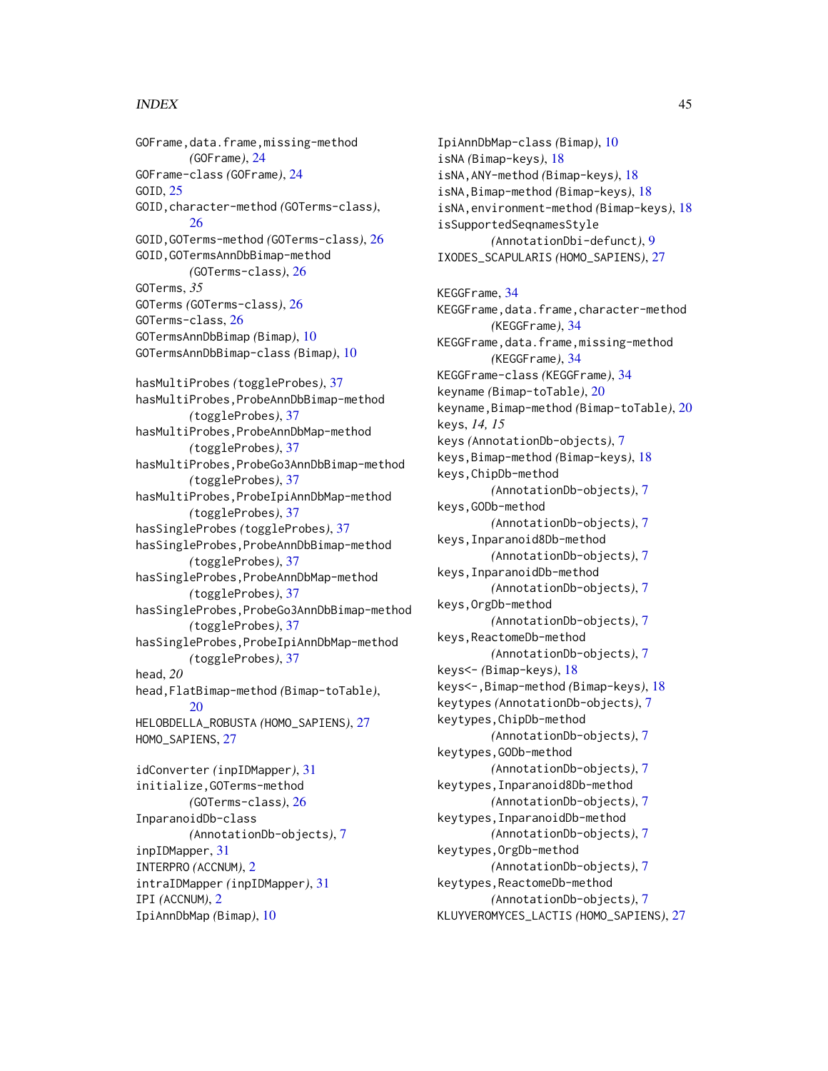GOFrame,data.frame,missing-method *(GOFrame)*, 24
GOFrame-class *(GOFrame)*, 24
GOID, 25
GOID,character-method *(GOTerms-class)*, 26
GOID,GOTerms-method *(GOTerms-class)*, 26
GOID,GOTermsAnnDbBimap-method *(GOTerms-class)*, 26
GOTerms, *35*
GOTerms *(GOTerms-class)*, 26
GOTerms-class, 26
GOTermsAnnDbBimap *(Bimap)*, 10
GOTermsAnnDbBimap-class *(Bimap)*, 10

hasMultiProbes *(toggleProbes)*, 37
hasMultiProbes,ProbeAnnDbBimap-method *(toggleProbes)*, 37
hasMultiProbes,ProbeAnnDbMap-method *(toggleProbes)*, 37
hasMultiProbes,ProbeGo3AnnDbBimap-method *(toggleProbes)*, 37
hasMultiProbes,ProbeIpiAnnDbMap-method *(toggleProbes)*, 37
hasSingleProbes *(toggleProbes)*, 37
hasSingleProbes,ProbeAnnDbBimap-method *(toggleProbes)*, 37
hasSingleProbes,ProbeAnnDbMap-method *(toggleProbes)*, 37
hasSingleProbes,ProbeGo3AnnDbBimap-method *(toggleProbes)*, 37
hasSingleProbes,ProbeIpiAnnDbMap-method *(toggleProbes)*, 37
head, *20*
head,FlatBimap-method *(Bimap-toTable)*, 20
HELOBDELLA_ROBUSTA *(HOMO_SAPIENS)*, 27
HOMO_SAPIENS, 27

idConverter *(inpIDMapper)*, 31
initialize,GOTerms-method *(GOTerms-class)*, 26
InparanoidDb-class *(AnnotationDb-objects)*, 7
inpIDMapper, 31
INTERPRO *(ACCNUM)*, 2
intraIDMapper *(inpIDMapper)*, 31
IPI *(ACCNUM)*, 2
IpiAnnDbMap *(Bimap)*, 10
IpiAnnDbMap-class *(Bimap)*, 10
isNA *(Bimap-keys)*, 18
isNA,ANY-method *(Bimap-keys)*, 18
isNA,Bimap-method *(Bimap-keys)*, 18
isNA,environment-method *(Bimap-keys)*, 18
isSupportedSeqnamesStyle *(AnnotationDbi-defunct)*, 9
IXODES_SCAPULARIS *(HOMO_SAPIENS)*, 27

KEGGFrame, 34
KEGGFrame,data.frame,character-method *(KEGGFrame)*, 34
KEGGFrame,data.frame,missing-method *(KEGGFrame)*, 34
KEGGFrame-class *(KEGGFrame)*, 34
keyname *(Bimap-toTable)*, 20
keyname,Bimap-method *(Bimap-toTable)*, 20
keys, *14, 15*
keys *(AnnotationDb-objects)*, 7
keys,Bimap-method *(Bimap-keys)*, 18
keys,ChipDb-method *(AnnotationDb-objects)*, 7
keys,GODb-method *(AnnotationDb-objects)*, 7
keys,Inparanoid8Db-method *(AnnotationDb-objects)*, 7
keys,InparanoidDb-method *(AnnotationDb-objects)*, 7
keys,OrgDb-method *(AnnotationDb-objects)*, 7
keys,ReactomeDb-method *(AnnotationDb-objects)*, 7
keys<- *(Bimap-keys)*, 18
keys<-,Bimap-method *(Bimap-keys)*, 18
keytypes *(AnnotationDb-objects)*, 7
keytypes,ChipDb-method *(AnnotationDb-objects)*, 7
keytypes,GODb-method *(AnnotationDb-objects)*, 7
keytypes,Inparanoid8Db-method *(AnnotationDb-objects)*, 7
keytypes,InparanoidDb-method *(AnnotationDb-objects)*, 7
keytypes,OrgDb-method *(AnnotationDb-objects)*, 7
keytypes,ReactomeDb-method *(AnnotationDb-objects)*, 7
KLUYVEROMYCES_LACTIS *(HOMO_SAPIENS)*, 27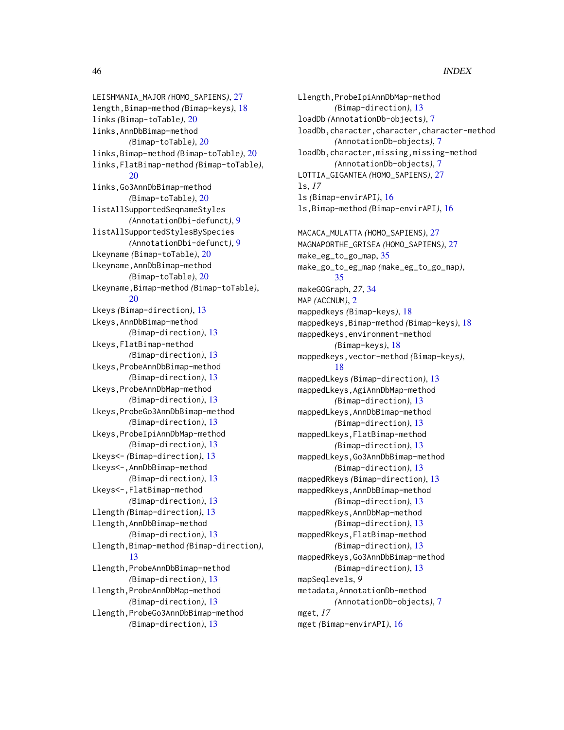LEISHMANIA_MAJOR *(*HOMO_SAPIENS*)*, 27
length,Bimap-method *(*Bimap-keys*)*, 18
links *(*Bimap-toTable*)*, 20
links,AnnDbBimap-method *(*Bimap-toTable*)*, 20
links,Bimap-method *(*Bimap-toTable*)*, 20
links,FlatBimap-method *(*Bimap-toTable*)*, 20
links,Go3AnnDbBimap-method *(*Bimap-toTable*)*, 20
listAllSupportedSeqnameStyles *(*AnnotationDbi-defunct*)*, 9
listAllSupportedStylesBySpecies *(*AnnotationDbi-defunct*)*, 9
Lkeyname *(*Bimap-toTable*)*, 20
Lkeyname,AnnDbBimap-method *(*Bimap-toTable*)*, 20
Lkeyname,Bimap-method *(*Bimap-toTable*)*, 20
Lkeys *(*Bimap-direction*)*, 13
Lkeys,AnnDbBimap-method *(*Bimap-direction*)*, 13
Lkeys,FlatBimap-method *(*Bimap-direction*)*, 13
Lkeys,ProbeAnnDbBimap-method *(*Bimap-direction*)*, 13
Lkeys,ProbeAnnDbMap-method *(*Bimap-direction*)*, 13
Lkeys,ProbeGo3AnnDbBimap-method *(*Bimap-direction*)*, 13
Lkeys,ProbeIpiAnnDbMap-method *(*Bimap-direction*)*, 13
Lkeys<- *(*Bimap-direction*)*, 13
Lkeys<-,AnnDbBimap-method *(*Bimap-direction*)*, 13
Lkeys<-,FlatBimap-method *(*Bimap-direction*)*, 13
Llength *(*Bimap-direction*)*, 13
Llength,AnnDbBimap-method *(*Bimap-direction*)*, 13
Llength,Bimap-method *(*Bimap-direction*)*, 13
Llength,ProbeAnnDbBimap-method *(*Bimap-direction*)*, 13
Llength,ProbeAnnDbMap-method *(*Bimap-direction*)*, 13
Llength,ProbeGo3AnnDbBimap-method *(*Bimap-direction*)*, 13
Llength,ProbeIpiAnnDbMap-method *(*Bimap-direction*)*, 13
loadDb *(*AnnotationDb-objects*)*, 7
loadDb,character,character,character-method *(*AnnotationDb-objects*)*, 7
loadDb,character,missing,missing-method *(*AnnotationDb-objects*)*, 7
LOTTIA_GIGANTEA *(*HOMO_SAPIENS*)*, 27
ls, *17*
ls *(*Bimap-envirAPI*)*, 16
ls,Bimap-method *(*Bimap-envirAPI*)*, 16

MACACA_MULATTA *(*HOMO_SAPIENS*)*, 27
MAGNAPORTHE_GRISEA *(*HOMO_SAPIENS*)*, 27
make_eg_to_go_map, 35
make_go_to_eg_map *(*make_eg_to_go_map*)*, 35
makeGOGraph, *27*, 34
MAP *(*ACCNUM*)*, 2
mappedkeys *(*Bimap-keys*)*, 18
mappedkeys,Bimap-method *(*Bimap-keys*)*, 18
mappedkeys,environment-method *(*Bimap-keys*)*, 18
mappedkeys,vector-method *(*Bimap-keys*)*, 18
mappedLkeys *(*Bimap-direction*)*, 13
mappedLkeys,AgiAnnDbMap-method *(*Bimap-direction*)*, 13
mappedLkeys,AnnDbBimap-method *(*Bimap-direction*)*, 13
mappedLkeys,FlatBimap-method *(*Bimap-direction*)*, 13
mappedLkeys,Go3AnnDbBimap-method *(*Bimap-direction*)*, 13
mappedRkeys *(*Bimap-direction*)*, 13
mappedRkeys,AnnDbBimap-method *(*Bimap-direction*)*, 13
mappedRkeys,AnnDbMap-method *(*Bimap-direction*)*, 13
mappedRkeys,FlatBimap-method *(*Bimap-direction*)*, 13
mappedRkeys,Go3AnnDbBimap-method *(*Bimap-direction*)*, 13
mapSeqlevels, *9*
metadata,AnnotationDb-method *(*AnnotationDb-objects*)*, 7
mget, *17*
mget *(*Bimap-envirAPI*)*, 16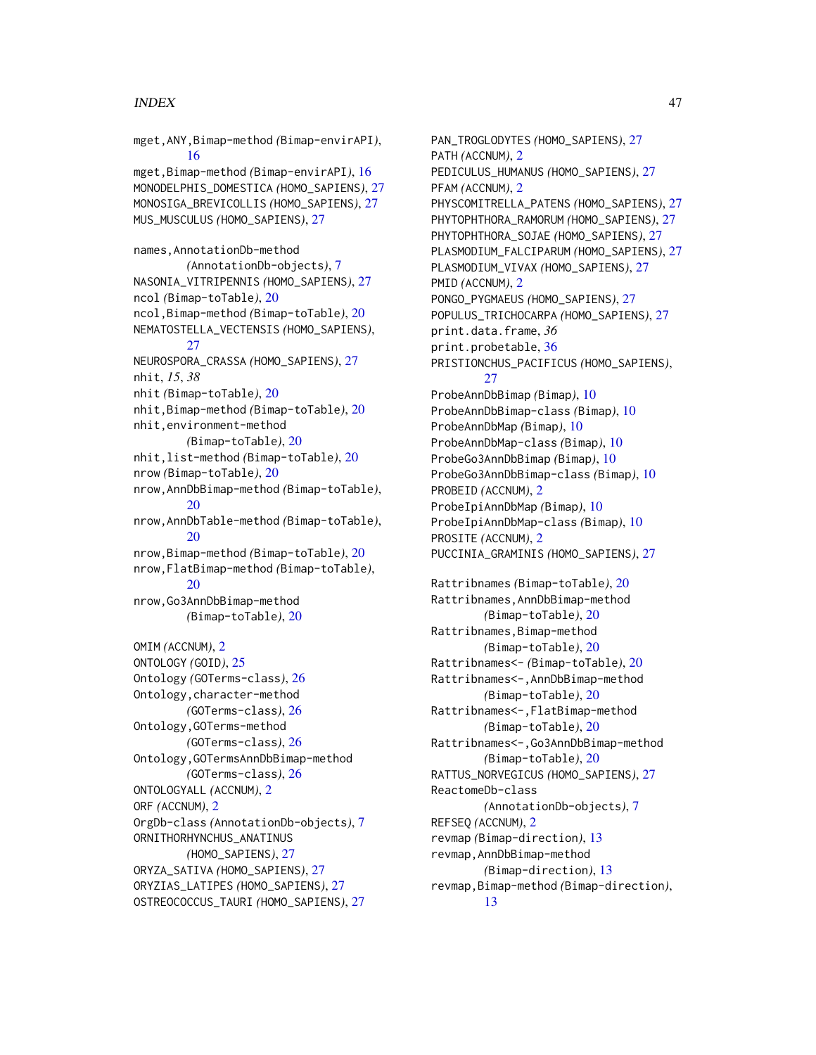mget,ANY,Bimap-method *(Bimap-envirAPI)*, 16
mget,Bimap-method *(Bimap-envirAPI)*, 16
MONODELPHIS_DOMESTICA *(HOMO_SAPIENS)*, 27
MONOSIGA_BREVICOLLIS *(HOMO_SAPIENS)*, 27
MUS_MUSCULUS *(HOMO_SAPIENS)*, 27

names,AnnotationDb-method *(AnnotationDb-objects)*, 7
NASONIA_VITRIPENNIS *(HOMO_SAPIENS)*, 27
ncol *(Bimap-toTable)*, 20
ncol,Bimap-method *(Bimap-toTable)*, 20
NEMATOSTELLA_VECTENSIS *(HOMO_SAPIENS)*, 27
NEUROSPORA_CRASSA *(HOMO_SAPIENS)*, 27
nhit, *15*, *38*
nhit *(Bimap-toTable)*, 20
nhit,Bimap-method *(Bimap-toTable)*, 20
nhit,environment-method *(Bimap-toTable)*, 20
nhit,list-method *(Bimap-toTable)*, 20
nrow *(Bimap-toTable)*, 20
nrow,AnnDbBimap-method *(Bimap-toTable)*, 20
nrow,AnnDbTable-method *(Bimap-toTable)*, 20
nrow,Bimap-method *(Bimap-toTable)*, 20
nrow,FlatBimap-method *(Bimap-toTable)*, 20
nrow,Go3AnnDbBimap-method *(Bimap-toTable)*, 20

OMIM *(ACCNUM)*, 2
ONTOLOGY *(GOID)*, 25
Ontology *(GOTerms-class)*, 26
Ontology,character-method *(GOTerms-class)*, 26
Ontology,GOTerms-method *(GOTerms-class)*, 26
Ontology,GOTermsAnnDbBimap-method *(GOTerms-class)*, 26
ONTOLOGYALL *(ACCNUM)*, 2
ORF *(ACCNUM)*, 2
OrgDb-class *(AnnotationDb-objects)*, 7
ORNITHORHYNCHUS_ANATINUS *(HOMO_SAPIENS)*, 27
ORYZA_SATIVA *(HOMO_SAPIENS)*, 27
ORYZIAS_LATIPES *(HOMO_SAPIENS)*, 27
OSTREOCOCCUS_TAURI *(HOMO_SAPIENS)*, 27

PAN_TROGLODYTES *(HOMO_SAPIENS)*, 27
PATH *(ACCNUM)*, 2
PEDICULUS_HUMANUS *(HOMO_SAPIENS)*, 27
PFAM *(ACCNUM)*, 2
PHYSCOMITRELLA_PATENS *(HOMO_SAPIENS)*, 27
PHYTOPHTHORA_RAMORUM *(HOMO_SAPIENS)*, 27
PHYTOPHTHORA_SOJAE *(HOMO_SAPIENS)*, 27
PLASMODIUM_FALCIPARUM *(HOMO_SAPIENS)*, 27
PLASMODIUM_VIVAX *(HOMO_SAPIENS)*, 27
PMID *(ACCNUM)*, 2
PONGO_PYGMAEUS *(HOMO_SAPIENS)*, 27
POPULUS_TRICHOCARPA *(HOMO_SAPIENS)*, 27
print.data.frame, *36*
print.probetable, 36
PRISTIONCHUS_PACIFICUS *(HOMO_SAPIENS)*, 27
ProbeAnnDbBimap *(Bimap)*, 10
ProbeAnnDbBimap-class *(Bimap)*, 10
ProbeAnnDbMap *(Bimap)*, 10
ProbeAnnDbMap-class *(Bimap)*, 10
ProbeGo3AnnDbBimap *(Bimap)*, 10
ProbeGo3AnnDbBimap-class *(Bimap)*, 10
PROBEID *(ACCNUM)*, 2
ProbeIpiAnnDbMap *(Bimap)*, 10
ProbeIpiAnnDbMap-class *(Bimap)*, 10
PROSITE *(ACCNUM)*, 2
PUCCINIA_GRAMINIS *(HOMO_SAPIENS)*, 27

Rattribnames *(Bimap-toTable)*, 20
Rattribnames,AnnDbBimap-method *(Bimap-toTable)*, 20
Rattribnames,Bimap-method *(Bimap-toTable)*, 20
Rattribnames<- *(Bimap-toTable)*, 20
Rattribnames<-,AnnDbBimap-method *(Bimap-toTable)*, 20
Rattribnames<-,FlatBimap-method *(Bimap-toTable)*, 20
Rattribnames<-,Go3AnnDbBimap-method *(Bimap-toTable)*, 20
RATTUS_NORVEGICUS *(HOMO_SAPIENS)*, 27
ReactomeDb-class *(AnnotationDb-objects)*, 7
REFSEQ *(ACCNUM)*, 2
revmap *(Bimap-direction)*, 13
revmap,AnnDbBimap-method *(Bimap-direction)*, 13
revmap,Bimap-method *(Bimap-direction)*, 13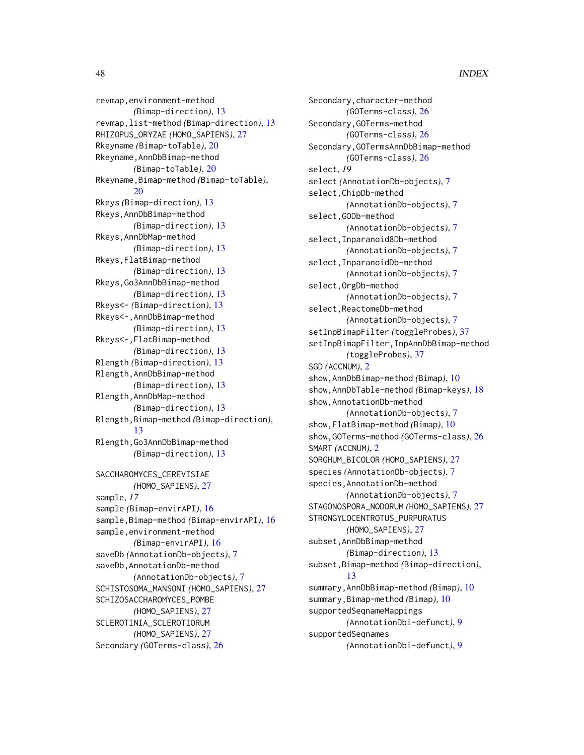revmap,environment-method (Bimap-direction), 13
revmap,list-method (Bimap-direction), 13
RHIZOPUS_ORYZAE (HOMO_SAPIENS), 27
Rkeyname (Bimap-toTable), 20
Rkeyname,AnnDbBimap-method (Bimap-toTable), 20
Rkeyname,Bimap-method (Bimap-toTable), 20
Rkeys (Bimap-direction), 13
Rkeys,AnnDbBimap-method (Bimap-direction), 13
Rkeys,AnnDbMap-method (Bimap-direction), 13
Rkeys,FlatBimap-method (Bimap-direction), 13
Rkeys,Go3AnnDbBimap-method (Bimap-direction), 13
Rkeys<- (Bimap-direction), 13
Rkeys<-,AnnDbBimap-method (Bimap-direction), 13
Rkeys<-,FlatBimap-method (Bimap-direction), 13
Rlength (Bimap-direction), 13
Rlength,AnnDbBimap-method (Bimap-direction), 13
Rlength,AnnDbMap-method (Bimap-direction), 13
Rlength,Bimap-method (Bimap-direction), 13
Rlength,Go3AnnDbBimap-method (Bimap-direction), 13

SACCHAROMYCES_CEREVISIAE (HOMO_SAPIENS), 27
sample, *17*
sample (Bimap-envirAPI), 16
sample,Bimap-method (Bimap-envirAPI), 16
sample,environment-method (Bimap-envirAPI), 16
saveDb (AnnotationDb-objects), 7
saveDb,AnnotationDb-method (AnnotationDb-objects), 7
SCHISTOSOMA_MANSONI (HOMO_SAPIENS), 27
SCHIZOSACCHAROMYCES_POMBE (HOMO_SAPIENS), 27
SCLEROTINIA_SCLEROTIORUM (HOMO_SAPIENS), 27
Secondary (GOTerms-class), 26
Secondary,character-method (GOTerms-class), 26
Secondary,GOTerms-method (GOTerms-class), 26
Secondary,GOTermsAnnDbBimap-method (GOTerms-class), 26
select, *19*
select (AnnotationDb-objects), 7
select,ChipDb-method (AnnotationDb-objects), 7
select,GODb-method (AnnotationDb-objects), 7
select,Inparanoid8Db-method (AnnotationDb-objects), 7
select,InparanoidDb-method (AnnotationDb-objects), 7
select,OrgDb-method (AnnotationDb-objects), 7
select,ReactomeDb-method (AnnotationDb-objects), 7
setInpBimapFilter (toggleProbes), 37
setInpBimapFilter,InpAnnDbBimap-method (toggleProbes), 37
SGD (ACCNUM), 2
show,AnnDbBimap-method (Bimap), 10
show,AnnDbTable-method (Bimap-keys), 18
show,AnnotationDb-method (AnnotationDb-objects), 7
show,FlatBimap-method (Bimap), 10
show,GOTerms-method (GOTerms-class), 26
SMART (ACCNUM), 2
SORGHUM_BICOLOR (HOMO_SAPIENS), 27
species (AnnotationDb-objects), 7
species,AnnotationDb-method (AnnotationDb-objects), 7
STAGONOSPORA_NODORUM (HOMO_SAPIENS), 27
STRONGYLOCENTROTUS_PURPURATUS (HOMO_SAPIENS), 27
subset,AnnDbBimap-method (Bimap-direction), 13
subset,Bimap-method (Bimap-direction), 13
summary,AnnDbBimap-method (Bimap), 10
summary,Bimap-method (Bimap), 10
supportedSeqnameMappings (AnnotationDbi-defunct), 9
supportedSeqnames (AnnotationDbi-defunct), 9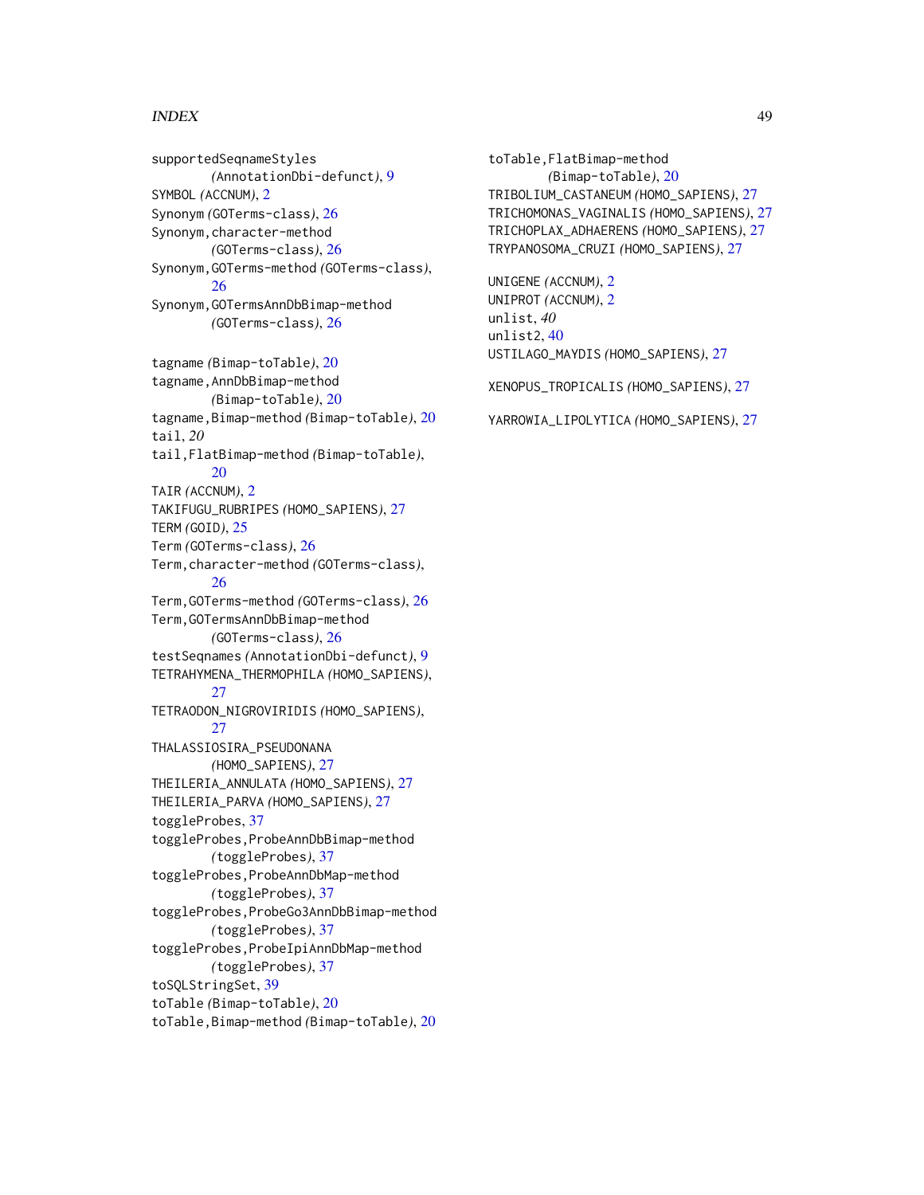supportedSeqnameStyles
  *(AnnotationDbi-defunct)*, 9
SYMBOL *(ACCNUM)*, 2
Synonym *(GOTerms-class)*, 26
Synonym,character-method
  *(GOTerms-class)*, 26
Synonym,GOTerms-method *(GOTerms-class)*, 26
Synonym,GOTermsAnnDbBimap-method
  *(GOTerms-class)*, 26

tagname *(Bimap-toTable)*, 20
tagname,AnnDbBimap-method
  *(Bimap-toTable)*, 20
tagname,Bimap-method *(Bimap-toTable)*, 20
tail, *20*
tail,FlatBimap-method *(Bimap-toTable)*, 20
TAIR *(ACCNUM)*, 2
TAKIFUGU_RUBRIPES *(HOMO_SAPIENS)*, 27
TERM *(GOID)*, 25
Term *(GOTerms-class)*, 26
Term,character-method *(GOTerms-class)*, 26
Term,GOTerms-method *(GOTerms-class)*, 26
Term,GOTermsAnnDbBimap-method
  *(GOTerms-class)*, 26
testSeqnames *(AnnotationDbi-defunct)*, 9
TETRAHYMENA_THERMOPHILA *(HOMO_SAPIENS)*, 27
TETRAODON_NIGROVIRIDIS *(HOMO_SAPIENS)*, 27
THALASSIOSIRA_PSEUDONANA
  *(HOMO_SAPIENS)*, 27
THEILERIA_ANNULATA *(HOMO_SAPIENS)*, 27
THEILERIA_PARVA *(HOMO_SAPIENS)*, 27
toggleProbes, 37
toggleProbes,ProbeAnnDbBimap-method
  *(toggleProbes)*, 37
toggleProbes,ProbeAnnDbMap-method
  *(toggleProbes)*, 37
toggleProbes,ProbeGo3AnnDbBimap-method
  *(toggleProbes)*, 37
toggleProbes,ProbeIpiAnnDbMap-method
  *(toggleProbes)*, 37
toSQLStringSet, 39
toTable *(Bimap-toTable)*, 20
toTable,Bimap-method *(Bimap-toTable)*, 20
toTable,FlatBimap-method
  *(Bimap-toTable)*, 20
TRIBOLIUM_CASTANEUM *(HOMO_SAPIENS)*, 27
TRICHOMONAS_VAGINALIS *(HOMO_SAPIENS)*, 27
TRICHOPLAX_ADHAERENS *(HOMO_SAPIENS)*, 27
TRYPANOSOMA_CRUZI *(HOMO_SAPIENS)*, 27

UNIGENE *(ACCNUM)*, 2
UNIPROT *(ACCNUM)*, 2
unlist, *40*
unlist2, 40
USTILAGO_MAYDIS *(HOMO_SAPIENS)*, 27

XENOPUS_TROPICALIS *(HOMO_SAPIENS)*, 27

YARROWIA_LIPOLYTICA *(HOMO_SAPIENS)*, 27